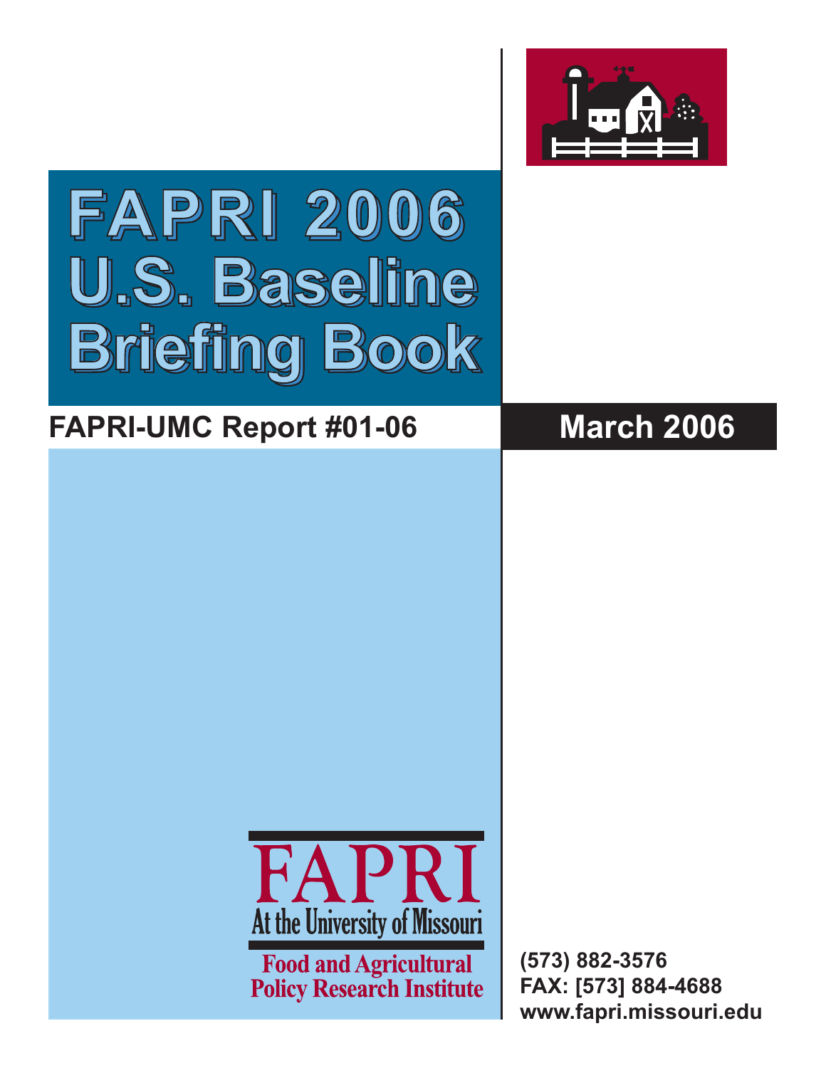# FAPRI 2006 U.S. Baseline Briefing Book

**FAPRI-UMC Report #01-06**

**March 2006**

FAPRI
At the University of Missouri

Food and Agricultural Policy Research Institute

(573) 882-3576
FAX: [573] 884-4688
www.fapri.missouri.edu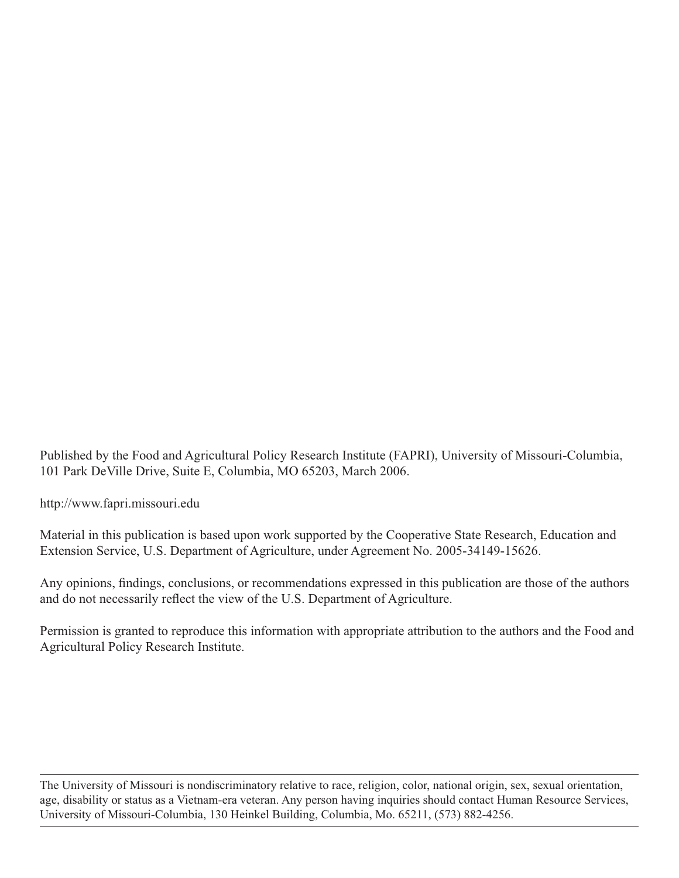Published by the Food and Agricultural Policy Research Institute (FAPRI), University of Missouri-Columbia, 101 Park DeVille Drive, Suite E, Columbia, MO 65203, March 2006.

http://www.fapri.missouri.edu

Material in this publication is based upon work supported by the Cooperative State Research, Education and Extension Service, U.S. Department of Agriculture, under Agreement No. 2005-34149-15626.

Any opinions, findings, conclusions, or recommendations expressed in this publication are those of the authors and do not necessarily reflect the view of the U.S. Department of Agriculture.

Permission is granted to reproduce this information with appropriate attribution to the authors and the Food and Agricultural Policy Research Institute.

---

The University of Missouri is nondiscriminatory relative to race, religion, color, national origin, sex, sexual orientation, age, disability or status as a Vietnam-era veteran. Any person having inquiries should contact Human Resource Services, University of Missouri-Columbia, 130 Heinkel Building, Columbia, Mo. 65211, (573) 882-4256.

---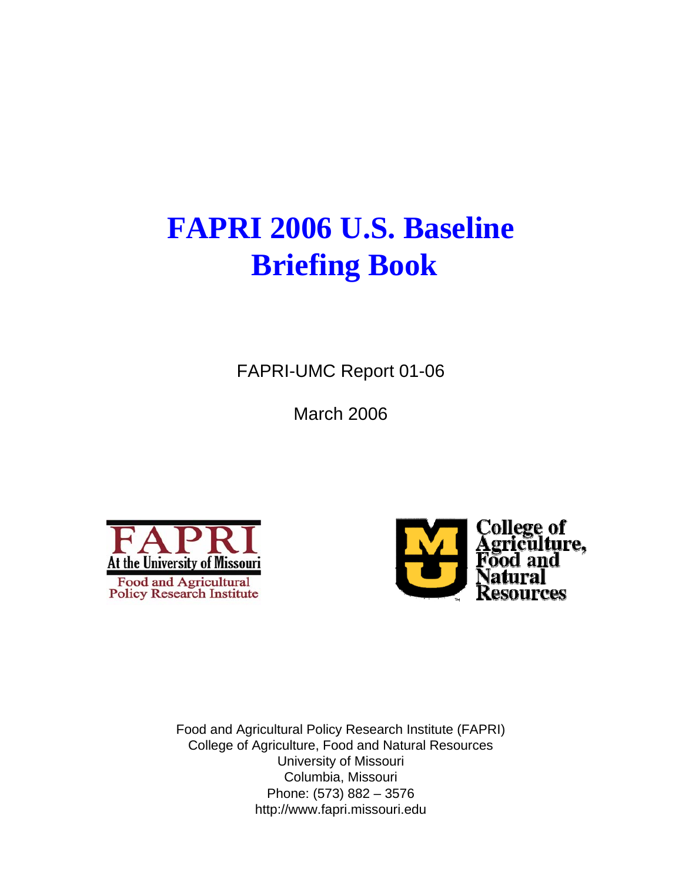# FAPRI 2006 U.S. Baseline Briefing Book

FAPRI-UMC Report 01-06

March 2006

FAPRI At the University of Missouri
Food and Agricultural Policy Research Institute

College of Agriculture, Food and Natural Resources

Food and Agricultural Policy Research Institute (FAPRI)
College of Agriculture, Food and Natural Resources
University of Missouri
Columbia, Missouri
Phone: (573) 882 – 3576
http://www.fapri.missouri.edu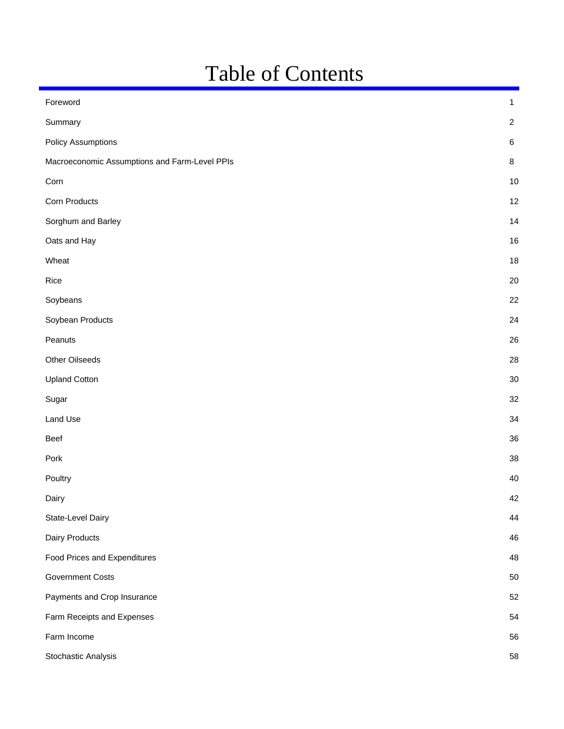# Table of Contents

| | |
|---|---|
| Foreword | 1 |
| Summary | 2 |
| Policy Assumptions | 6 |
| Macroeconomic Assumptions and Farm-Level PPIs | 8 |
| Corn | 10 |
| Corn Products | 12 |
| Sorghum and Barley | 14 |
| Oats and Hay | 16 |
| Wheat | 18 |
| Rice | 20 |
| Soybeans | 22 |
| Soybean Products | 24 |
| Peanuts | 26 |
| Other Oilseeds | 28 |
| Upland Cotton | 30 |
| Sugar | 32 |
| Land Use | 34 |
| Beef | 36 |
| Pork | 38 |
| Poultry | 40 |
| Dairy | 42 |
| State-Level Dairy | 44 |
| Dairy Products | 46 |
| Food Prices and Expenditures | 48 |
| Government Costs | 50 |
| Payments and Crop Insurance | 52 |
| Farm Receipts and Expenses | 54 |
| Farm Income | 56 |
| Stochastic Analysis | 58 |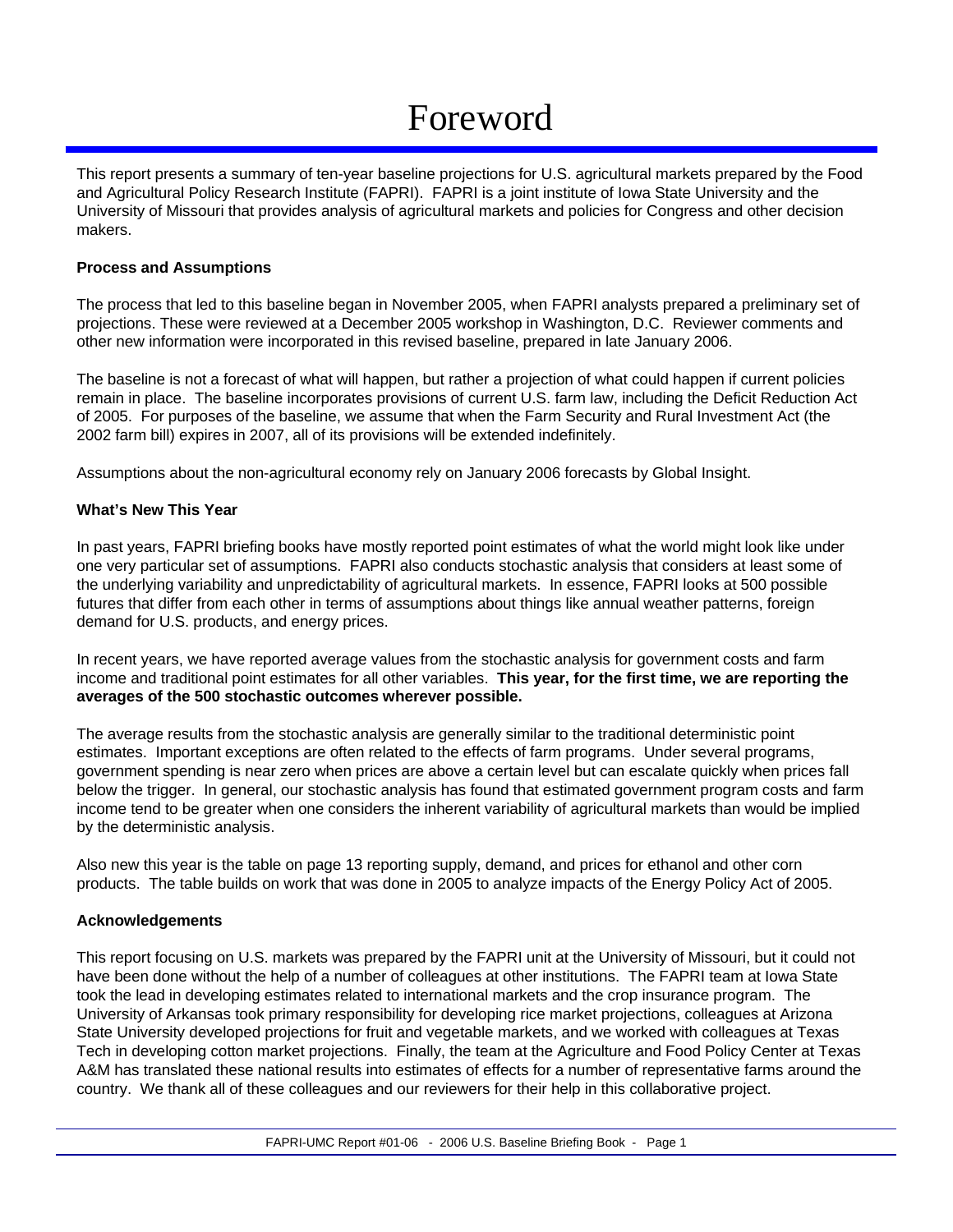# Foreword

This report presents a summary of ten-year baseline projections for U.S. agricultural markets prepared by the Food and Agricultural Policy Research Institute (FAPRI). FAPRI is a joint institute of Iowa State University and the University of Missouri that provides analysis of agricultural markets and policies for Congress and other decision makers.

**Process and Assumptions**

The process that led to this baseline began in November 2005, when FAPRI analysts prepared a preliminary set of projections. These were reviewed at a December 2005 workshop in Washington, D.C. Reviewer comments and other new information were incorporated in this revised baseline, prepared in late January 2006.

The baseline is not a forecast of what will happen, but rather a projection of what could happen if current policies remain in place. The baseline incorporates provisions of current U.S. farm law, including the Deficit Reduction Act of 2005. For purposes of the baseline, we assume that when the Farm Security and Rural Investment Act (the 2002 farm bill) expires in 2007, all of its provisions will be extended indefinitely.

Assumptions about the non-agricultural economy rely on January 2006 forecasts by Global Insight.

**What's New This Year**

In past years, FAPRI briefing books have mostly reported point estimates of what the world might look like under one very particular set of assumptions. FAPRI also conducts stochastic analysis that considers at least some of the underlying variability and unpredictability of agricultural markets. In essence, FAPRI looks at 500 possible futures that differ from each other in terms of assumptions about things like annual weather patterns, foreign demand for U.S. products, and energy prices.

In recent years, we have reported average values from the stochastic analysis for government costs and farm income and traditional point estimates for all other variables. **This year, for the first time, we are reporting the averages of the 500 stochastic outcomes wherever possible.**

The average results from the stochastic analysis are generally similar to the traditional deterministic point estimates. Important exceptions are often related to the effects of farm programs. Under several programs, government spending is near zero when prices are above a certain level but can escalate quickly when prices fall below the trigger. In general, our stochastic analysis has found that estimated government program costs and farm income tend to be greater when one considers the inherent variability of agricultural markets than would be implied by the deterministic analysis.

Also new this year is the table on page 13 reporting supply, demand, and prices for ethanol and other corn products. The table builds on work that was done in 2005 to analyze impacts of the Energy Policy Act of 2005.

**Acknowledgements**

This report focusing on U.S. markets was prepared by the FAPRI unit at the University of Missouri, but it could not have been done without the help of a number of colleagues at other institutions. The FAPRI team at Iowa State took the lead in developing estimates related to international markets and the crop insurance program. The University of Arkansas took primary responsibility for developing rice market projections, colleagues at Arizona State University developed projections for fruit and vegetable markets, and we worked with colleagues at Texas Tech in developing cotton market projections. Finally, the team at the Agriculture and Food Policy Center at Texas A&M has translated these national results into estimates of effects for a number of representative farms around the country. We thank all of these colleagues and our reviewers for their help in this collaborative project.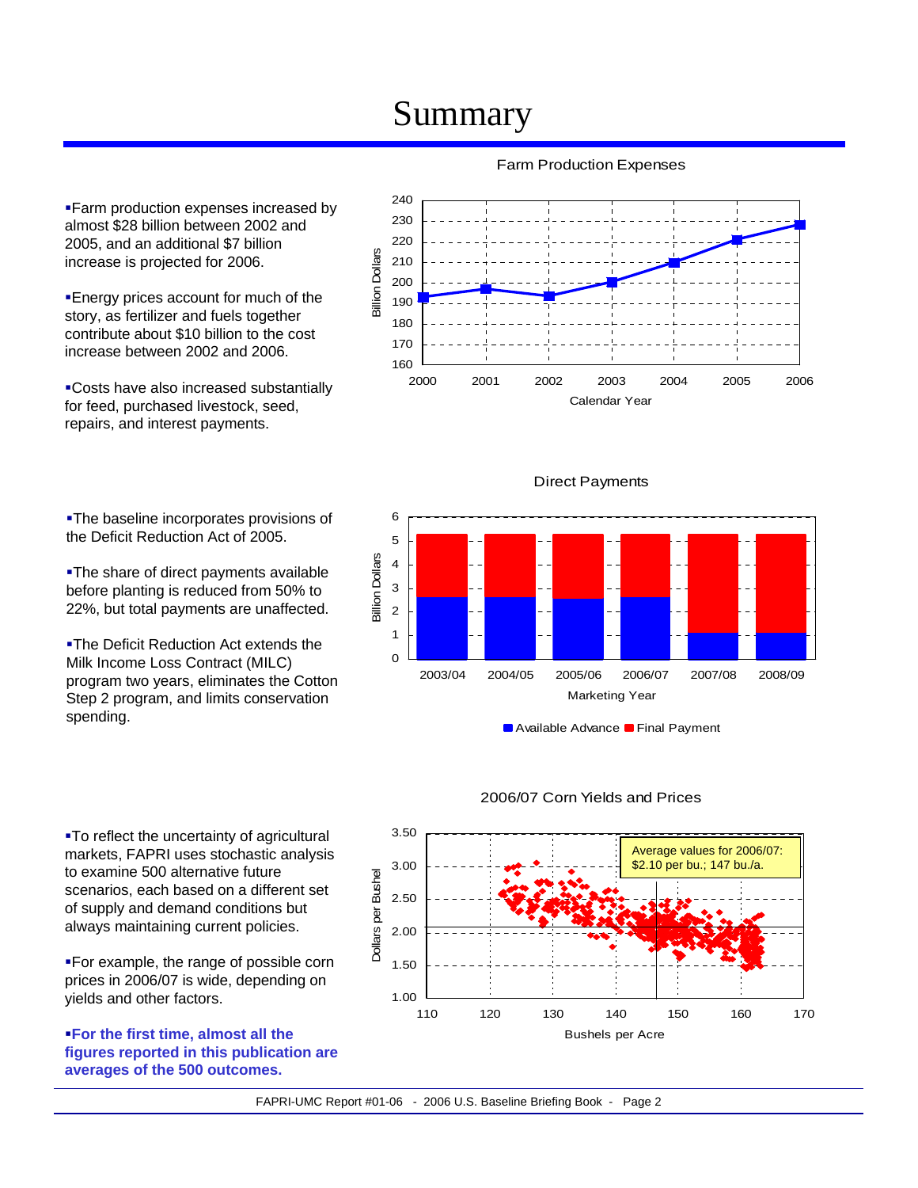# Summary

- Farm production expenses increased by almost $28 billion between 2002 and 2005, and an additional $7 billion increase is projected for 2006.
- Energy prices account for much of the story, as fertilizer and fuels together contribute about $10 billion to the cost increase between 2002 and 2006.
- Costs have also increased substantially for feed, purchased livestock, seed, repairs, and interest payments.

Farm Production Expenses

- The baseline incorporates provisions of the Deficit Reduction Act of 2005.
- The share of direct payments available before planting is reduced from 50% to 22%, but total payments are unaffected.
- The Deficit Reduction Act extends the Milk Income Loss Contract (MILC) program two years, eliminates the Cotton Step 2 program, and limits conservation spending.

Direct Payments

- To reflect the uncertainty of agricultural markets, FAPRI uses stochastic analysis to examine 500 alternative future scenarios, each based on a different set of supply and demand conditions but always maintaining current policies.
- For example, the range of possible corn prices in 2006/07 is wide, depending on yields and other factors.
- **For the first time, almost all the figures reported in this publication are averages of the 500 outcomes.**

2006/07 Corn Yields and Prices

Average values for 2006/07: $2.10 per bu.; 147 bu./a.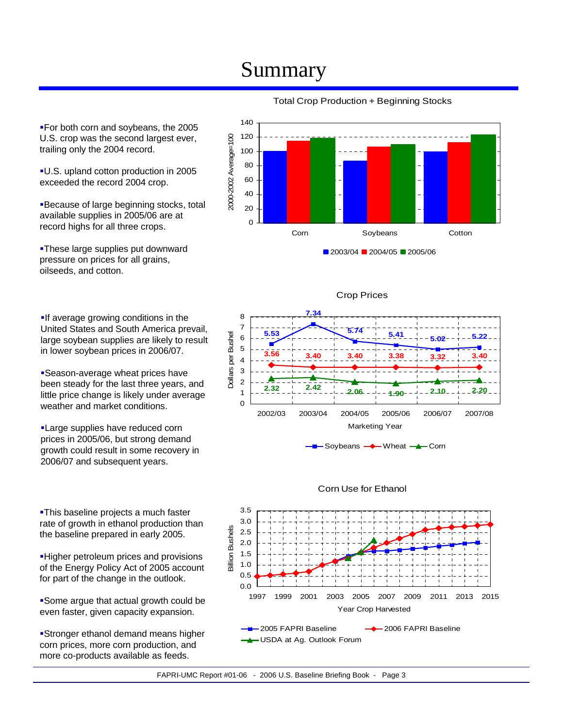# Summary

- For both corn and soybeans, the 2005 U.S. crop was the second largest ever, trailing only the 2004 record.
- U.S. upland cotton production in 2005 exceeded the record 2004 crop.
- Because of large beginning stocks, total available supplies in 2005/06 are at record highs for all three crops.
- These large supplies put downward pressure on prices for all grains, oilseeds, and cotton.

**Total Crop Production + Beginning Stocks**

- If average growing conditions in the United States and South America prevail, large soybean supplies are likely to result in lower soybean prices in 2006/07.
- Season-average wheat prices have been steady for the last three years, and little price change is likely under average weather and market conditions.
- Large supplies have reduced corn prices in 2005/06, but strong demand growth could result in some recovery in 2006/07 and subsequent years.

**Crop Prices**

| Marketing Year | Soybeans | Wheat | Corn |
|---|---|---|---|
| 2002/03 | 5.53 | 3.56 | 2.32 |
| 2003/04 | 7.34 | 3.40 | 2.42 |
| 2004/05 | 5.74 | 3.40 | 2.06 |
| 2005/06 | 5.41 | 3.38 | 1.90 |
| 2006/07 | 5.02 | 3.32 | 2.10 |
| 2007/08 | 5.22 | 3.40 | 2.20 |

- This baseline projects a much faster rate of growth in ethanol production than the baseline prepared in early 2005.
- Higher petroleum prices and provisions of the Energy Policy Act of 2005 account for part of the change in the outlook.
- Some argue that actual growth could be even faster, given capacity expansion.
- Stronger ethanol demand means higher corn prices, more corn production, and more co-products available as feeds.

**Corn Use for Ethanol**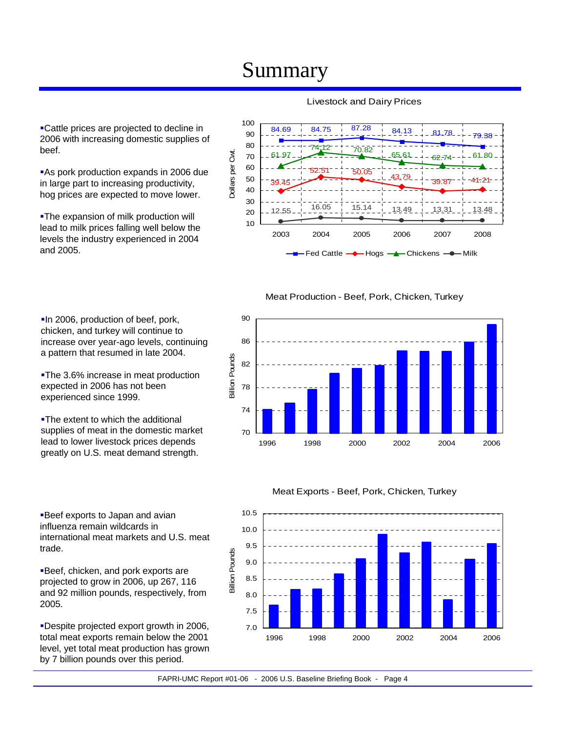# Summary

- Cattle prices are projected to decline in 2006 with increasing domestic supplies of beef.
- As pork production expands in 2006 due in large part to increasing productivity, hog prices are expected to move lower.
- The expansion of milk production will lead to milk prices falling well below the levels the industry experienced in 2004 and 2005.

Livestock and Dairy Prices

| | 2003 | 2004 | 2005 | 2006 | 2007 | 2008 |
|---|---|---|---|---|---|---|
| Fed Cattle | 84.69 | 84.75 | 87.28 | 84.13 | 81.78 | 79.38 |
| Hogs | 39.45 | 52.51 | 50.05 | 43.79 | 39.87 | 41.21 |
| Chickens | 61.97 | 74.12 | 70.82 | 65.61 | 62.74 | 61.80 |
| Milk | 12.55 | 16.05 | 15.14 | 13.49 | 13.31 | 13.48 |

Dollars per Cwt.

- In 2006, production of beef, pork, chicken, and turkey will continue to increase over year-ago levels, continuing a pattern that resumed in late 2004.
- The 3.6% increase in meat production expected in 2006 has not been experienced since 1999.
- The extent to which the additional supplies of meat in the domestic market lead to lower livestock prices depends greatly on U.S. meat demand strength.

Meat Production - Beef, Pork, Chicken, Turkey

- Beef exports to Japan and avian influenza remain wildcards in international meat markets and U.S. meat trade.
- Beef, chicken, and pork exports are projected to grow in 2006, up 267, 116 and 92 million pounds, respectively, from 2005.
- Despite projected export growth in 2006, total meat exports remain below the 2001 level, yet total meat production has grown by 7 billion pounds over this period.

Meat Exports - Beef, Pork, Chicken, Turkey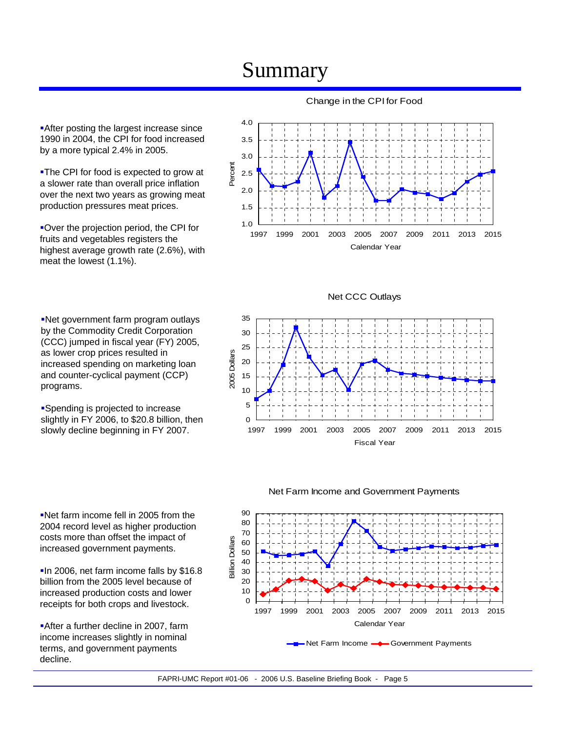# Summary

- After posting the largest increase since 1990 in 2004, the CPI for food increased by a more typical 2.4% in 2005.
- The CPI for food is expected to grow at a slower rate than overall price inflation over the next two years as growing meat production pressures meat prices.
- Over the projection period, the CPI for fruits and vegetables registers the highest average growth rate (2.6%), with meat the lowest (1.1%).

Change in the CPI for Food

- Net government farm program outlays by the Commodity Credit Corporation (CCC) jumped in fiscal year (FY) 2005, as lower crop prices resulted in increased spending on marketing loan and counter-cyclical payment (CCP) programs.
- Spending is projected to increase slightly in FY 2006, to $20.8 billion, then slowly decline beginning in FY 2007.

Net CCC Outlays

- Net farm income fell in 2005 from the 2004 record level as higher production costs more than offset the impact of increased government payments.
- In 2006, net farm income falls by $16.8 billion from the 2005 level because of increased production costs and lower receipts for both crops and livestock.
- After a further decline in 2007, farm income increases slightly in nominal terms, and government payments decline.

Net Farm Income and Government Payments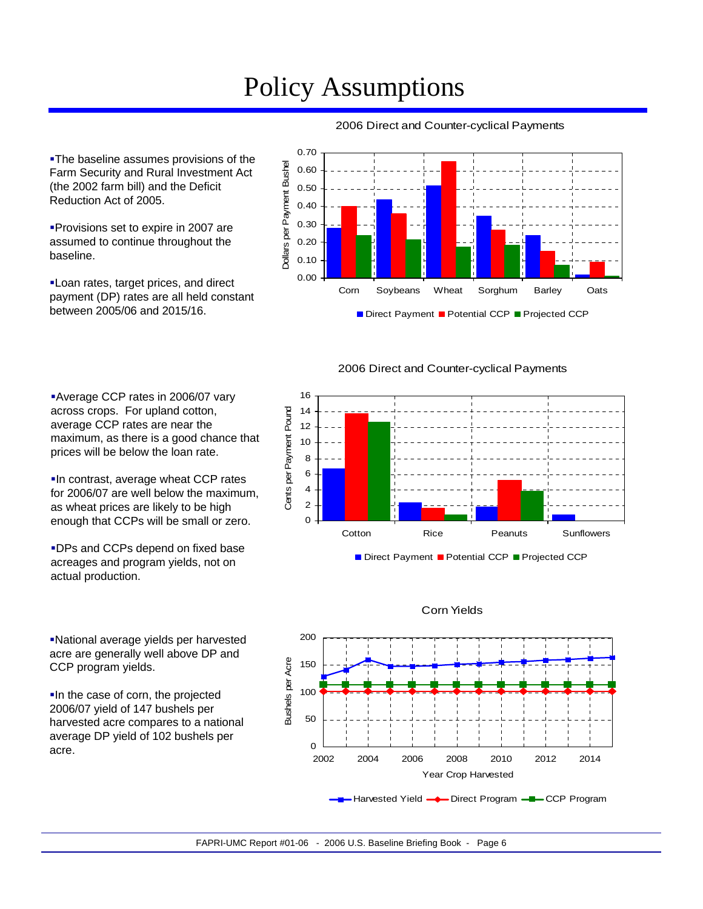# Policy Assumptions

- The baseline assumes provisions of the Farm Security and Rural Investment Act (the 2002 farm bill) and the Deficit Reduction Act of 2005.
- Provisions set to expire in 2007 are assumed to continue throughout the baseline.
- Loan rates, target prices, and direct payment (DP) rates are all held constant between 2005/06 and 2015/16.

2006 Direct and Counter-cyclical Payments

- Average CCP rates in 2006/07 vary across crops. For upland cotton, average CCP rates are near the maximum, as there is a good chance that prices will be below the loan rate.
- In contrast, average wheat CCP rates for 2006/07 are well below the maximum, as wheat prices are likely to be high enough that CCPs will be small or zero.
- DPs and CCPs depend on fixed base acreages and program yields, not on actual production.

2006 Direct and Counter-cyclical Payments

- National average yields per harvested acre are generally well above DP and CCP program yields.
- In the case of corn, the projected 2006/07 yield of 147 bushels per harvested acre compares to a national average DP yield of 102 bushels per acre.

Corn Yields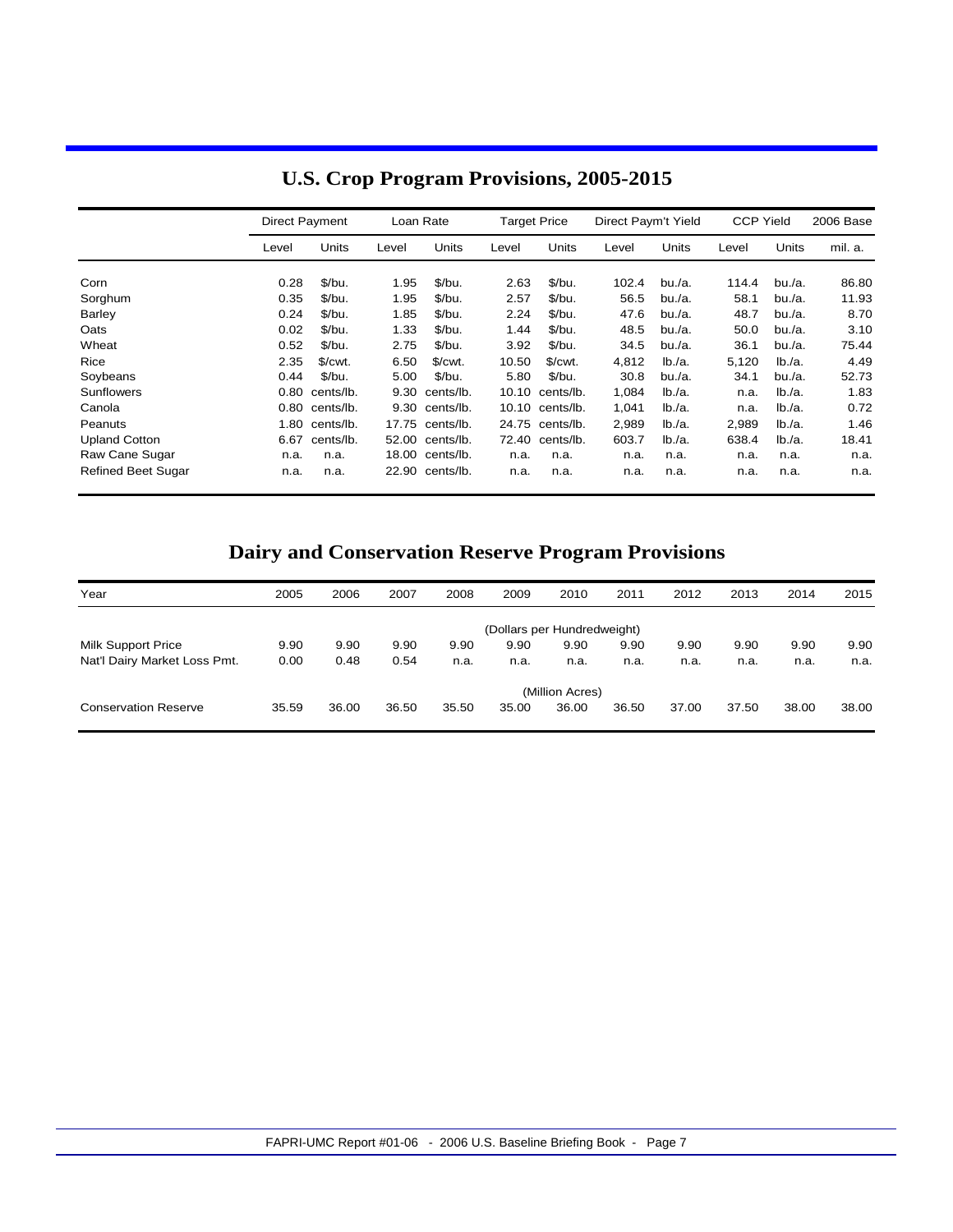# U.S. Crop Program Provisions, 2005-2015

| | Direct Payment | | Loan Rate | | Target Price | | Direct Paym't Yield | | CCP Yield | | 2006 Base |
|---|---|---|---|---|---|---|---|---|---|---|---|
| | Level | Units | Level | Units | Level | Units | Level | Units | Level | Units | mil. a. |
| Corn | 0.28 | $/bu. | 1.95 | $/bu. | 2.63 | $/bu. | 102.4 | bu./a. | 114.4 | bu./a. | 86.80 |
| Sorghum | 0.35 | $/bu. | 1.95 | $/bu. | 2.57 | $/bu. | 56.5 | bu./a. | 58.1 | bu./a. | 11.93 |
| Barley | 0.24 | $/bu. | 1.85 | $/bu. | 2.24 | $/bu. | 47.6 | bu./a. | 48.7 | bu./a. | 8.70 |
| Oats | 0.02 | $/bu. | 1.33 | $/bu. | 1.44 | $/bu. | 48.5 | bu./a. | 50.0 | bu./a. | 3.10 |
| Wheat | 0.52 | $/bu. | 2.75 | $/bu. | 3.92 | $/bu. | 34.5 | bu./a. | 36.1 | bu./a. | 75.44 |
| Rice | 2.35 | $/cwt. | 6.50 | $/cwt. | 10.50 | $/cwt. | 4,812 | lb./a. | 5,120 | lb./a. | 4.49 |
| Soybeans | 0.44 | $/bu. | 5.00 | $/bu. | 5.80 | $/bu. | 30.8 | bu./a. | 34.1 | bu./a. | 52.73 |
| Sunflowers | 0.80 | cents/lb. | 9.30 | cents/lb. | 10.10 | cents/lb. | 1,084 | lb./a. | n.a. | lb./a. | 1.83 |
| Canola | 0.80 | cents/lb. | 9.30 | cents/lb. | 10.10 | cents/lb. | 1,041 | lb./a. | n.a. | lb./a. | 0.72 |
| Peanuts | 1.80 | cents/lb. | 17.75 | cents/lb. | 24.75 | cents/lb. | 2,989 | lb./a. | 2,989 | lb./a. | 1.46 |
| Upland Cotton | 6.67 | cents/lb. | 52.00 | cents/lb. | 72.40 | cents/lb. | 603.7 | lb./a. | 638.4 | lb./a. | 18.41 |
| Raw Cane Sugar | n.a. | n.a. | 18.00 | cents/lb. | n.a. | n.a. | n.a. | n.a. | n.a. | n.a. | n.a. |
| Refined Beet Sugar | n.a. | n.a. | 22.90 | cents/lb. | n.a. | n.a. | n.a. | n.a. | n.a. | n.a. | n.a. |

# Dairy and Conservation Reserve Program Provisions

| Year | 2005 | 2006 | 2007 | 2008 | 2009 | 2010 | 2011 | 2012 | 2013 | 2014 | 2015 |
|---|---|---|---|---|---|---|---|---|---|---|---|
| | (Dollars per Hundredweight) | | | | | | | | | | |
| Milk Support Price | 9.90 | 9.90 | 9.90 | 9.90 | 9.90 | 9.90 | 9.90 | 9.90 | 9.90 | 9.90 | 9.90 |
| Nat'l Dairy Market Loss Pmt. | 0.00 | 0.48 | 0.54 | n.a. | n.a. | n.a. | n.a. | n.a. | n.a. | n.a. | n.a. |
| | (Million Acres) | | | | | | | | | | |
| Conservation Reserve | 35.59 | 36.00 | 36.50 | 35.50 | 35.00 | 36.00 | 36.50 | 37.00 | 37.50 | 38.00 | 38.00 |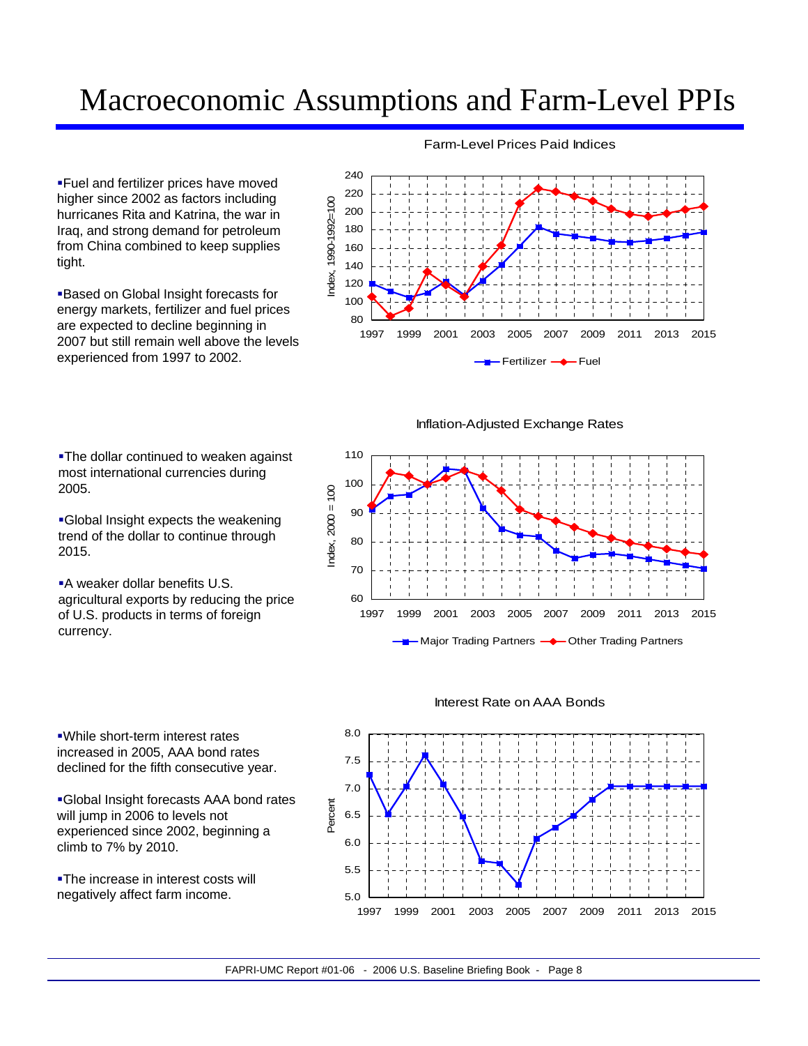# Macroeconomic Assumptions and Farm-Level PPIs

- Fuel and fertilizer prices have moved higher since 2002 as factors including hurricanes Rita and Katrina, the war in Iraq, and strong demand for petroleum from China combined to keep supplies tight.
- Based on Global Insight forecasts for energy markets, fertilizer and fuel prices are expected to decline beginning in 2007 but still remain well above the levels experienced from 1997 to 2002.

Farm-Level Prices Paid Indices

Index, 1990-1992=100

Fertilizer — Fuel

- The dollar continued to weaken against most international currencies during 2005.
- Global Insight expects the weakening trend of the dollar to continue through 2015.
- A weaker dollar benefits U.S. agricultural exports by reducing the price of U.S. products in terms of foreign currency.

Inflation-Adjusted Exchange Rates

Index, 2000 = 100

Major Trading Partners — Other Trading Partners

- While short-term interest rates increased in 2005, AAA bond rates declined for the fifth consecutive year.
- Global Insight forecasts AAA bond rates will jump in 2006 to levels not experienced since 2002, beginning a climb to 7% by 2010.
- The increase in interest costs will negatively affect farm income.

Interest Rate on AAA Bonds

Percent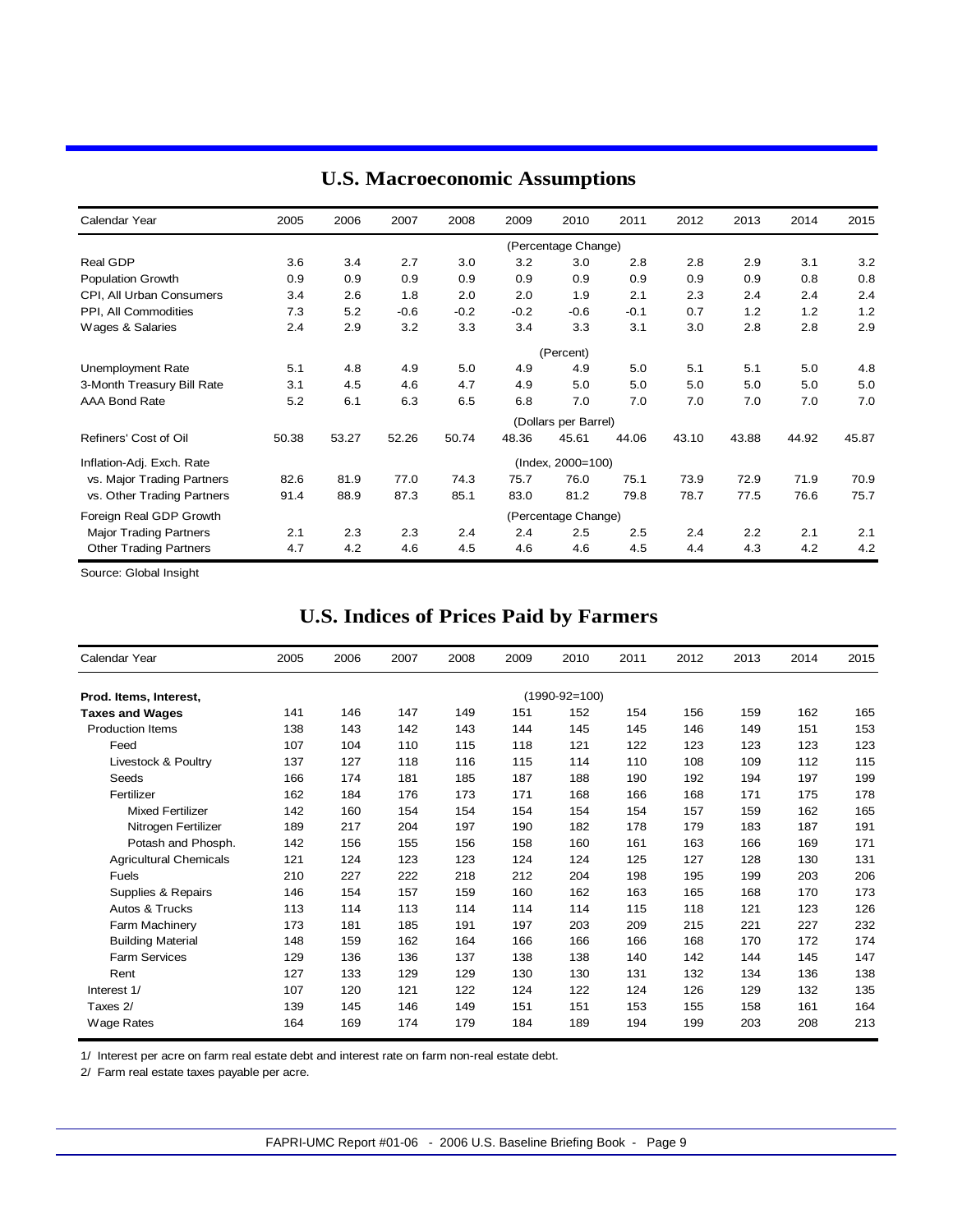## U.S. Macroeconomic Assumptions

| Calendar Year | 2005 | 2006 | 2007 | 2008 | 2009 | 2010 | 2011 | 2012 | 2013 | 2014 | 2015 |
|---|---|---|---|---|---|---|---|---|---|---|---|
| | | | | | | (Percentage Change) | | | | | |
| Real GDP | 3.6 | 3.4 | 2.7 | 3.0 | 3.2 | 3.0 | 2.8 | 2.8 | 2.9 | 3.1 | 3.2 |
| Population Growth | 0.9 | 0.9 | 0.9 | 0.9 | 0.9 | 0.9 | 0.9 | 0.9 | 0.9 | 0.8 | 0.8 |
| CPI, All Urban Consumers | 3.4 | 2.6 | 1.8 | 2.0 | 2.0 | 1.9 | 2.1 | 2.3 | 2.4 | 2.4 | 2.4 |
| PPI, All Commodities | 7.3 | 5.2 | -0.6 | -0.2 | -0.2 | -0.6 | -0.1 | 0.7 | 1.2 | 1.2 | 1.2 |
| Wages & Salaries | 2.4 | 2.9 | 3.2 | 3.3 | 3.4 | 3.3 | 3.1 | 3.0 | 2.8 | 2.8 | 2.9 |
| | | | | | | (Percent) | | | | | |
| Unemployment Rate | 5.1 | 4.8 | 4.9 | 5.0 | 4.9 | 4.9 | 5.0 | 5.1 | 5.1 | 5.0 | 4.8 |
| 3-Month Treasury Bill Rate | 3.1 | 4.5 | 4.6 | 4.7 | 4.9 | 5.0 | 5.0 | 5.0 | 5.0 | 5.0 | 5.0 |
| AAA Bond Rate | 5.2 | 6.1 | 6.3 | 6.5 | 6.8 | 7.0 | 7.0 | 7.0 | 7.0 | 7.0 | 7.0 |
| | | | | | | (Dollars per Barrel) | | | | | |
| Refiners' Cost of Oil | 50.38 | 53.27 | 52.26 | 50.74 | 48.36 | 45.61 | 44.06 | 43.10 | 43.88 | 44.92 | 45.87 |
| Inflation-Adj. Exch. Rate | | | | | | (Index, 2000=100) | | | | | |
| vs. Major Trading Partners | 82.6 | 81.9 | 77.0 | 74.3 | 75.7 | 76.0 | 75.1 | 73.9 | 72.9 | 71.9 | 70.9 |
| vs. Other Trading Partners | 91.4 | 88.9 | 87.3 | 85.1 | 83.0 | 81.2 | 79.8 | 78.7 | 77.5 | 76.6 | 75.7 |
| Foreign Real GDP Growth | | | | | | (Percentage Change) | | | | | |
| Major Trading Partners | 2.1 | 2.3 | 2.3 | 2.4 | 2.4 | 2.5 | 2.5 | 2.4 | 2.2 | 2.1 | 2.1 |
| Other Trading Partners | 4.7 | 4.2 | 4.6 | 4.5 | 4.6 | 4.6 | 4.5 | 4.4 | 4.3 | 4.2 | 4.2 |

Source: Global Insight

## U.S. Indices of Prices Paid by Farmers

| Calendar Year | 2005 | 2006 | 2007 | 2008 | 2009 | 2010 | 2011 | 2012 | 2013 | 2014 | 2015 |
|---|---|---|---|---|---|---|---|---|---|---|---|
| **Prod. Items, Interest,** | | | | | | (1990-92=100) | | | | | |
| **Taxes and Wages** | 141 | 146 | 147 | 149 | 151 | 152 | 154 | 156 | 159 | 162 | 165 |
| Production Items | 138 | 143 | 142 | 143 | 144 | 145 | 145 | 146 | 149 | 151 | 153 |
| Feed | 107 | 104 | 110 | 115 | 118 | 121 | 122 | 123 | 123 | 123 | 123 |
| Livestock & Poultry | 137 | 127 | 118 | 116 | 115 | 114 | 110 | 108 | 109 | 112 | 115 |
| Seeds | 166 | 174 | 181 | 185 | 187 | 188 | 190 | 192 | 194 | 197 | 199 |
| Fertilizer | 162 | 184 | 176 | 173 | 171 | 168 | 166 | 168 | 171 | 175 | 178 |
| Mixed Fertilizer | 142 | 160 | 154 | 154 | 154 | 154 | 154 | 157 | 159 | 162 | 165 |
| Nitrogen Fertilizer | 189 | 217 | 204 | 197 | 190 | 182 | 178 | 179 | 183 | 187 | 191 |
| Potash and Phosph. | 142 | 156 | 155 | 156 | 158 | 160 | 161 | 163 | 166 | 169 | 171 |
| Agricultural Chemicals | 121 | 124 | 123 | 123 | 124 | 124 | 125 | 127 | 128 | 130 | 131 |
| Fuels | 210 | 227 | 222 | 218 | 212 | 204 | 198 | 195 | 199 | 203 | 206 |
| Supplies & Repairs | 146 | 154 | 157 | 159 | 160 | 162 | 163 | 165 | 168 | 170 | 173 |
| Autos & Trucks | 113 | 114 | 113 | 114 | 114 | 114 | 115 | 118 | 121 | 123 | 126 |
| Farm Machinery | 173 | 181 | 185 | 191 | 197 | 203 | 209 | 215 | 221 | 227 | 232 |
| Building Material | 148 | 159 | 162 | 164 | 166 | 166 | 166 | 168 | 170 | 172 | 174 |
| Farm Services | 129 | 136 | 136 | 137 | 138 | 138 | 140 | 142 | 144 | 145 | 147 |
| Rent | 127 | 133 | 129 | 129 | 130 | 130 | 131 | 132 | 134 | 136 | 138 |
| Interest 1/ | 107 | 120 | 121 | 122 | 124 | 122 | 124 | 126 | 129 | 132 | 135 |
| Taxes 2/ | 139 | 145 | 146 | 149 | 151 | 151 | 153 | 155 | 158 | 161 | 164 |
| Wage Rates | 164 | 169 | 174 | 179 | 184 | 189 | 194 | 199 | 203 | 208 | 213 |

1/ Interest per acre on farm real estate debt and interest rate on farm non-real estate debt.

2/ Farm real estate taxes payable per acre.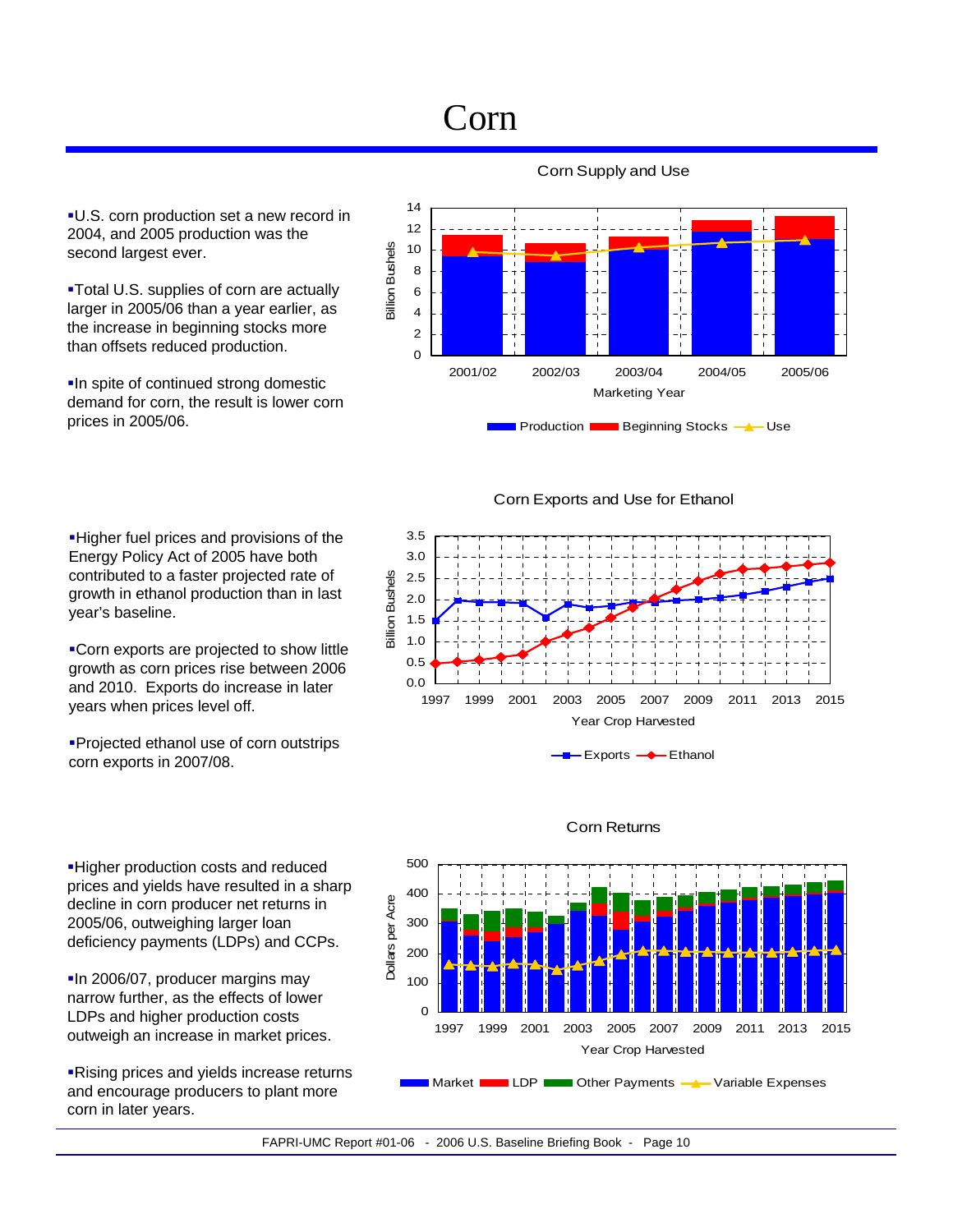# Corn

- U.S. corn production set a new record in 2004, and 2005 production was the second largest ever.
- Total U.S. supplies of corn are actually larger in 2005/06 than a year earlier, as the increase in beginning stocks more than offsets reduced production.
- In spite of continued strong domestic demand for corn, the result is lower corn prices in 2005/06.

Corn Supply and Use

- Higher fuel prices and provisions of the Energy Policy Act of 2005 have both contributed to a faster projected rate of growth in ethanol production than in last year's baseline.
- Corn exports are projected to show little growth as corn prices rise between 2006 and 2010. Exports do increase in later years when prices level off.
- Projected ethanol use of corn outstrips corn exports in 2007/08.

Corn Exports and Use for Ethanol

- Higher production costs and reduced prices and yields have resulted in a sharp decline in corn producer net returns in 2005/06, outweighing larger loan deficiency payments (LDPs) and CCPs.
- In 2006/07, producer margins may narrow further, as the effects of lower LDPs and higher production costs outweigh an increase in market prices.
- Rising prices and yields increase returns and encourage producers to plant more corn in later years.

Corn Returns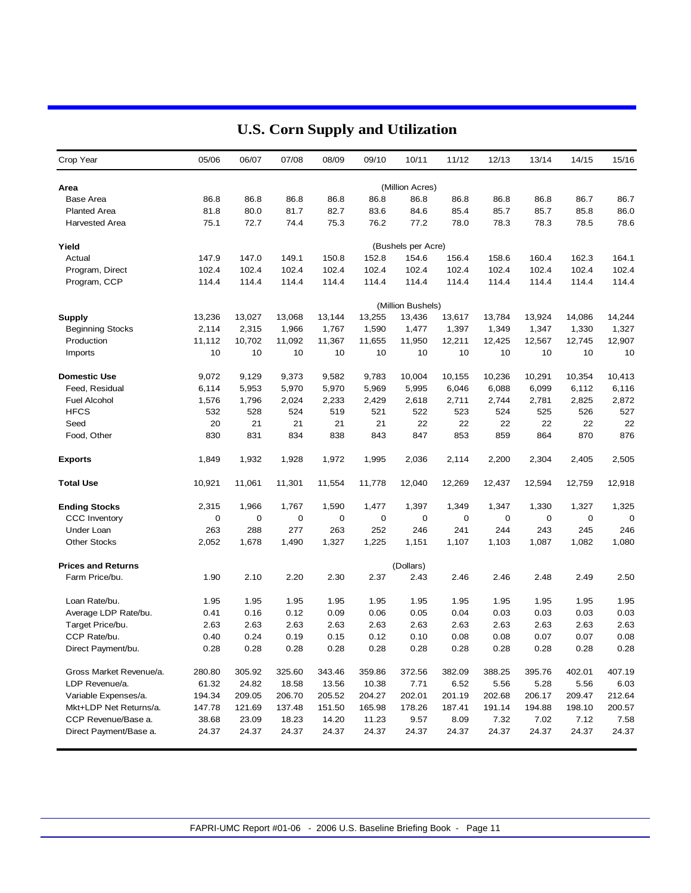# U.S. Corn Supply and Utilization

| Crop Year | 05/06 | 06/07 | 07/08 | 08/09 | 09/10 | 10/11 | 11/12 | 12/13 | 13/14 | 14/15 | 15/16 |
|---|---|---|---|---|---|---|---|---|---|---|---|
| **Area** | | | | | | (Million Acres) | | | | | |
| Base Area | 86.8 | 86.8 | 86.8 | 86.8 | 86.8 | 86.8 | 86.8 | 86.8 | 86.8 | 86.7 | 86.7 |
| Planted Area | 81.8 | 80.0 | 81.7 | 82.7 | 83.6 | 84.6 | 85.4 | 85.7 | 85.7 | 85.8 | 86.0 |
| Harvested Area | 75.1 | 72.7 | 74.4 | 75.3 | 76.2 | 77.2 | 78.0 | 78.3 | 78.3 | 78.5 | 78.6 |
| **Yield** | | | | | | (Bushels per Acre) | | | | | |
| Actual | 147.9 | 147.0 | 149.1 | 150.8 | 152.8 | 154.6 | 156.4 | 158.6 | 160.4 | 162.3 | 164.1 |
| Program, Direct | 102.4 | 102.4 | 102.4 | 102.4 | 102.4 | 102.4 | 102.4 | 102.4 | 102.4 | 102.4 | 102.4 |
| Program, CCP | 114.4 | 114.4 | 114.4 | 114.4 | 114.4 | 114.4 | 114.4 | 114.4 | 114.4 | 114.4 | 114.4 |
| | | | | | | (Million Bushels) | | | | | |
| **Supply** | 13,236 | 13,027 | 13,068 | 13,144 | 13,255 | 13,436 | 13,617 | 13,784 | 13,924 | 14,086 | 14,244 |
| Beginning Stocks | 2,114 | 2,315 | 1,966 | 1,767 | 1,590 | 1,477 | 1,397 | 1,349 | 1,347 | 1,330 | 1,327 |
| Production | 11,112 | 10,702 | 11,092 | 11,367 | 11,655 | 11,950 | 12,211 | 12,425 | 12,567 | 12,745 | 12,907 |
| Imports | 10 | 10 | 10 | 10 | 10 | 10 | 10 | 10 | 10 | 10 | 10 |
| **Domestic Use** | 9,072 | 9,129 | 9,373 | 9,582 | 9,783 | 10,004 | 10,155 | 10,236 | 10,291 | 10,354 | 10,413 |
| Feed, Residual | 6,114 | 5,953 | 5,970 | 5,970 | 5,969 | 5,995 | 6,046 | 6,088 | 6,099 | 6,112 | 6,116 |
| Fuel Alcohol | 1,576 | 1,796 | 2,024 | 2,233 | 2,429 | 2,618 | 2,711 | 2,744 | 2,781 | 2,825 | 2,872 |
| HFCS | 532 | 528 | 524 | 519 | 521 | 522 | 523 | 524 | 525 | 526 | 527 |
| Seed | 20 | 21 | 21 | 21 | 21 | 22 | 22 | 22 | 22 | 22 | 22 |
| Food, Other | 830 | 831 | 834 | 838 | 843 | 847 | 853 | 859 | 864 | 870 | 876 |
| **Exports** | 1,849 | 1,932 | 1,928 | 1,972 | 1,995 | 2,036 | 2,114 | 2,200 | 2,304 | 2,405 | 2,505 |
| **Total Use** | 10,921 | 11,061 | 11,301 | 11,554 | 11,778 | 12,040 | 12,269 | 12,437 | 12,594 | 12,759 | 12,918 |
| **Ending Stocks** | 2,315 | 1,966 | 1,767 | 1,590 | 1,477 | 1,397 | 1,349 | 1,347 | 1,330 | 1,327 | 1,325 |
| CCC Inventory | 0 | 0 | 0 | 0 | 0 | 0 | 0 | 0 | 0 | 0 | 0 |
| Under Loan | 263 | 288 | 277 | 263 | 252 | 246 | 241 | 244 | 243 | 245 | 246 |
| Other Stocks | 2,052 | 1,678 | 1,490 | 1,327 | 1,225 | 1,151 | 1,107 | 1,103 | 1,087 | 1,082 | 1,080 |
| **Prices and Returns** | | | | | | (Dollars) | | | | | |
| Farm Price/bu. | 1.90 | 2.10 | 2.20 | 2.30 | 2.37 | 2.43 | 2.46 | 2.46 | 2.48 | 2.49 | 2.50 |
| Loan Rate/bu. | 1.95 | 1.95 | 1.95 | 1.95 | 1.95 | 1.95 | 1.95 | 1.95 | 1.95 | 1.95 | 1.95 |
| Average LDP Rate/bu. | 0.41 | 0.16 | 0.12 | 0.09 | 0.06 | 0.05 | 0.04 | 0.03 | 0.03 | 0.03 | 0.03 |
| Target Price/bu. | 2.63 | 2.63 | 2.63 | 2.63 | 2.63 | 2.63 | 2.63 | 2.63 | 2.63 | 2.63 | 2.63 |
| CCP Rate/bu. | 0.40 | 0.24 | 0.19 | 0.15 | 0.12 | 0.10 | 0.08 | 0.08 | 0.07 | 0.07 | 0.08 |
| Direct Payment/bu. | 0.28 | 0.28 | 0.28 | 0.28 | 0.28 | 0.28 | 0.28 | 0.28 | 0.28 | 0.28 | 0.28 |
| Gross Market Revenue/a. | 280.80 | 305.92 | 325.60 | 343.46 | 359.86 | 372.56 | 382.09 | 388.25 | 395.76 | 402.01 | 407.19 |
| LDP Revenue/a. | 61.32 | 24.82 | 18.58 | 13.56 | 10.38 | 7.71 | 6.52 | 5.56 | 5.28 | 5.56 | 6.03 |
| Variable Expenses/a. | 194.34 | 209.05 | 206.70 | 205.52 | 204.27 | 202.01 | 201.19 | 202.68 | 206.17 | 209.47 | 212.64 |
| Mkt+LDP Net Returns/a. | 147.78 | 121.69 | 137.48 | 151.50 | 165.98 | 178.26 | 187.41 | 191.14 | 194.88 | 198.10 | 200.57 |
| CCP Revenue/Base a. | 38.68 | 23.09 | 18.23 | 14.20 | 11.23 | 9.57 | 8.09 | 7.32 | 7.02 | 7.12 | 7.58 |
| Direct Payment/Base a. | 24.37 | 24.37 | 24.37 | 24.37 | 24.37 | 24.37 | 24.37 | 24.37 | 24.37 | 24.37 | 24.37 |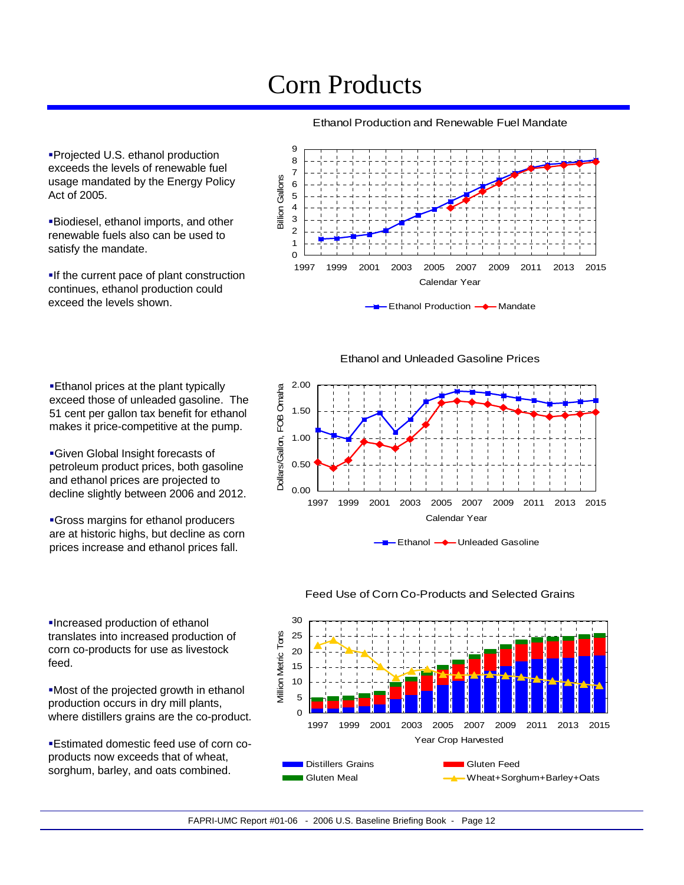# Corn Products

- Projected U.S. ethanol production exceeds the levels of renewable fuel usage mandated by the Energy Policy Act of 2005.
- Biodiesel, ethanol imports, and other renewable fuels also can be used to satisfy the mandate.
- If the current pace of plant construction continues, ethanol production could exceed the levels shown.

Ethanol Production and Renewable Fuel Mandate

- Ethanol prices at the plant typically exceed those of unleaded gasoline. The 51 cent per gallon tax benefit for ethanol makes it price-competitive at the pump.
- Given Global Insight forecasts of petroleum product prices, both gasoline and ethanol prices are projected to decline slightly between 2006 and 2012.
- Gross margins for ethanol producers are at historic highs, but decline as corn prices increase and ethanol prices fall.

Ethanol and Unleaded Gasoline Prices

- Increased production of ethanol translates into increased production of corn co-products for use as livestock feed.
- Most of the projected growth in ethanol production occurs in dry mill plants, where distillers grains are the co-product.
- Estimated domestic feed use of corn co-products now exceeds that of wheat, sorghum, barley, and oats combined.

Feed Use of Corn Co-Products and Selected Grains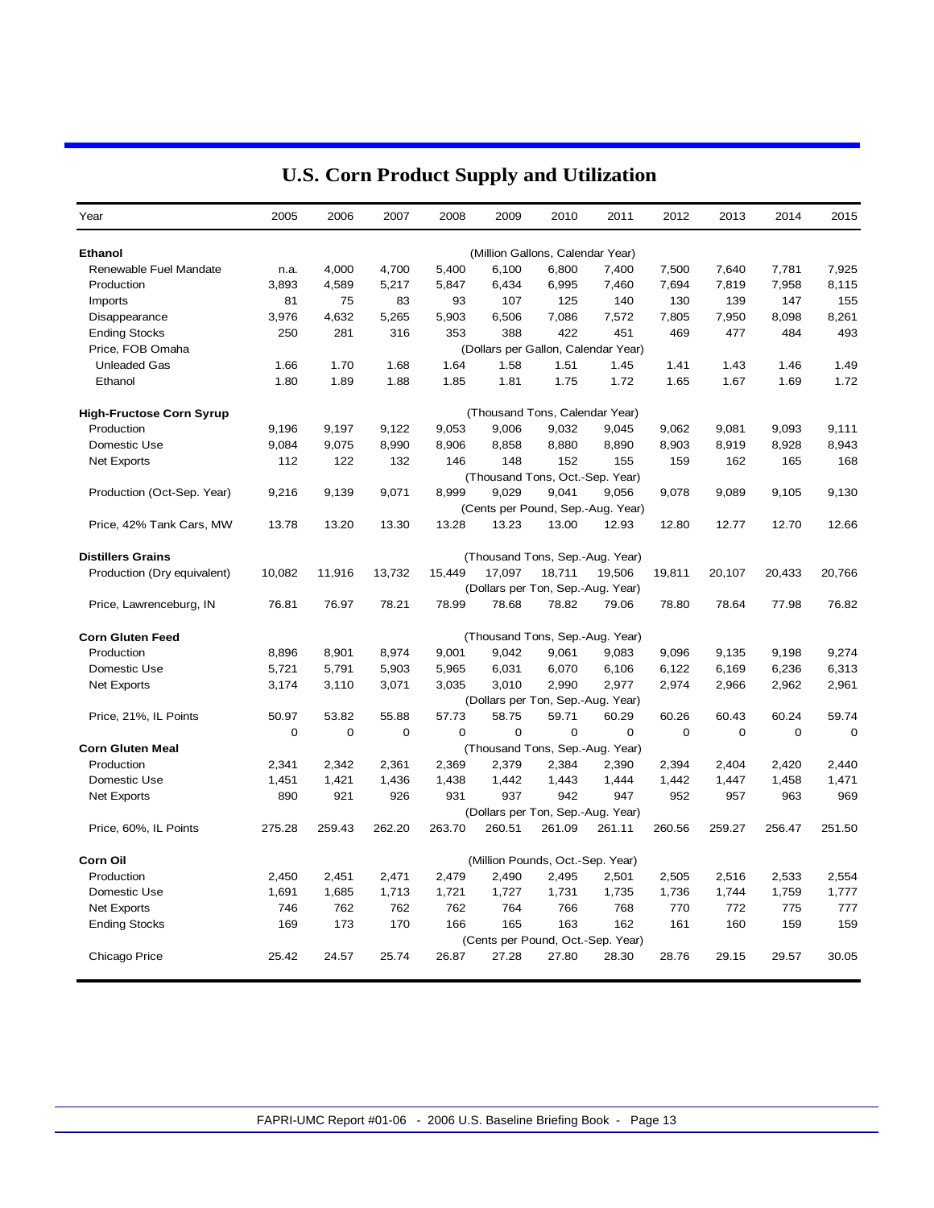# U.S. Corn Product Supply and Utilization

| Year | 2005 | 2006 | 2007 | 2008 | 2009 | 2010 | 2011 | 2012 | 2013 | 2014 | 2015 |
|---|---|---|---|---|---|---|---|---|---|---|---|
| **Ethanol** | | | | | | (Million Gallons, Calendar Year) | | | | | |
| Renewable Fuel Mandate | n.a. | 4,000 | 4,700 | 5,400 | 6,100 | 6,800 | 7,400 | 7,500 | 7,640 | 7,781 | 7,925 |
| Production | 3,893 | 4,589 | 5,217 | 5,847 | 6,434 | 6,995 | 7,460 | 7,694 | 7,819 | 7,958 | 8,115 |
| Imports | 81 | 75 | 83 | 93 | 107 | 125 | 140 | 130 | 139 | 147 | 155 |
| Disappearance | 3,976 | 4,632 | 5,265 | 5,903 | 6,506 | 7,086 | 7,572 | 7,805 | 7,950 | 8,098 | 8,261 |
| Ending Stocks | 250 | 281 | 316 | 353 | 388 | 422 | 451 | 469 | 477 | 484 | 493 |
| Price, FOB Omaha | | | | | | (Dollars per Gallon, Calendar Year) | | | | | |
| Unleaded Gas | 1.66 | 1.70 | 1.68 | 1.64 | 1.58 | 1.51 | 1.45 | 1.41 | 1.43 | 1.46 | 1.49 |
| Ethanol | 1.80 | 1.89 | 1.88 | 1.85 | 1.81 | 1.75 | 1.72 | 1.65 | 1.67 | 1.69 | 1.72 |
| **High-Fructose Corn Syrup** | | | | | | (Thousand Tons, Calendar Year) | | | | | |
| Production | 9,196 | 9,197 | 9,122 | 9,053 | 9,006 | 9,032 | 9,045 | 9,062 | 9,081 | 9,093 | 9,111 |
| Domestic Use | 9,084 | 9,075 | 8,990 | 8,906 | 8,858 | 8,880 | 8,890 | 8,903 | 8,919 | 8,928 | 8,943 |
| Net Exports | 112 | 122 | 132 | 146 | 148 | 152 | 155 | 159 | 162 | 165 | 168 |
| | | | | | | (Thousand Tons, Oct.-Sep. Year) | | | | | |
| Production (Oct-Sep. Year) | 9,216 | 9,139 | 9,071 | 8,999 | 9,029 | 9,041 | 9,056 | 9,078 | 9,089 | 9,105 | 9,130 |
| | | | | | | (Cents per Pound, Sep.-Aug. Year) | | | | | |
| Price, 42% Tank Cars, MW | 13.78 | 13.20 | 13.30 | 13.28 | 13.23 | 13.00 | 12.93 | 12.80 | 12.77 | 12.70 | 12.66 |
| **Distillers Grains** | | | | | | (Thousand Tons, Sep.-Aug. Year) | | | | | |
| Production (Dry equivalent) | 10,082 | 11,916 | 13,732 | 15,449 | 17,097 | 18,711 | 19,506 | 19,811 | 20,107 | 20,433 | 20,766 |
| | | | | | | (Dollars per Ton, Sep.-Aug. Year) | | | | | |
| Price, Lawrenceburg, IN | 76.81 | 76.97 | 78.21 | 78.99 | 78.68 | 78.82 | 79.06 | 78.80 | 78.64 | 77.98 | 76.82 |
| **Corn Gluten Feed** | | | | | | (Thousand Tons, Sep.-Aug. Year) | | | | | |
| Production | 8,896 | 8,901 | 8,974 | 9,001 | 9,042 | 9,061 | 9,083 | 9,096 | 9,135 | 9,198 | 9,274 |
| Domestic Use | 5,721 | 5,791 | 5,903 | 5,965 | 6,031 | 6,070 | 6,106 | 6,122 | 6,169 | 6,236 | 6,313 |
| Net Exports | 3,174 | 3,110 | 3,071 | 3,035 | 3,010 | 2,990 | 2,977 | 2,974 | 2,966 | 2,962 | 2,961 |
| | | | | | | (Dollars per Ton, Sep.-Aug. Year) | | | | | |
| Price, 21%, IL Points | 50.97 | 53.82 | 55.88 | 57.73 | 58.75 | 59.71 | 60.29 | 60.26 | 60.43 | 60.24 | 59.74 |
| | 0 | 0 | 0 | 0 | 0 | 0 | 0 | 0 | 0 | 0 | 0 |
| **Corn Gluten Meal** | | | | | | (Thousand Tons, Sep.-Aug. Year) | | | | | |
| Production | 2,341 | 2,342 | 2,361 | 2,369 | 2,379 | 2,384 | 2,390 | 2,394 | 2,404 | 2,420 | 2,440 |
| Domestic Use | 1,451 | 1,421 | 1,436 | 1,438 | 1,442 | 1,443 | 1,444 | 1,442 | 1,447 | 1,458 | 1,471 |
| Net Exports | 890 | 921 | 926 | 931 | 937 | 942 | 947 | 952 | 957 | 963 | 969 |
| | | | | | | (Dollars per Ton, Sep.-Aug. Year) | | | | | |
| Price, 60%, IL Points | 275.28 | 259.43 | 262.20 | 263.70 | 260.51 | 261.09 | 261.11 | 260.56 | 259.27 | 256.47 | 251.50 |
| **Corn Oil** | | | | | | (Million Pounds, Oct.-Sep. Year) | | | | | |
| Production | 2,450 | 2,451 | 2,471 | 2,479 | 2,490 | 2,495 | 2,501 | 2,505 | 2,516 | 2,533 | 2,554 |
| Domestic Use | 1,691 | 1,685 | 1,713 | 1,721 | 1,727 | 1,731 | 1,735 | 1,736 | 1,744 | 1,759 | 1,777 |
| Net Exports | 746 | 762 | 762 | 762 | 764 | 766 | 768 | 770 | 772 | 775 | 777 |
| Ending Stocks | 169 | 173 | 170 | 166 | 165 | 163 | 162 | 161 | 160 | 159 | 159 |
| | | | | | | (Cents per Pound, Oct.-Sep. Year) | | | | | |
| Chicago Price | 25.42 | 24.57 | 25.74 | 26.87 | 27.28 | 27.80 | 28.30 | 28.76 | 29.15 | 29.57 | 30.05 |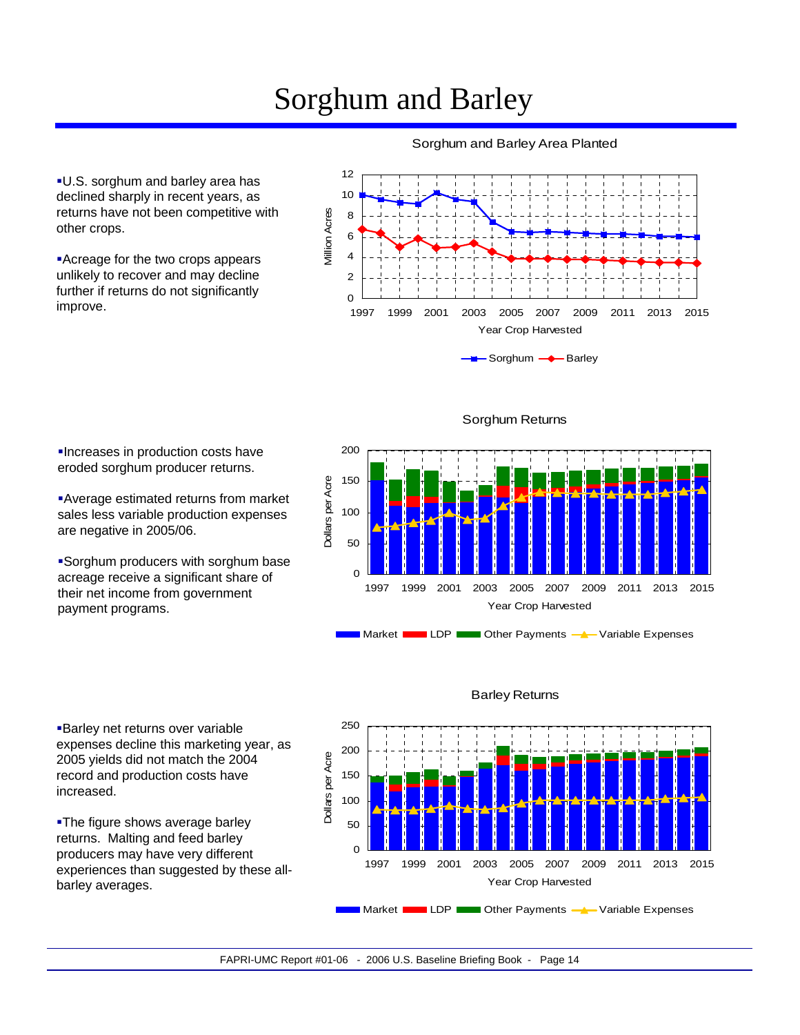# Sorghum and Barley

- U.S. sorghum and barley area has declined sharply in recent years, as returns have not been competitive with other crops.
- Acreage for the two crops appears unlikely to recover and may decline further if returns do not significantly improve.

Sorghum and Barley Area Planted

- Increases in production costs have eroded sorghum producer returns.
- Average estimated returns from market sales less variable production expenses are negative in 2005/06.
- Sorghum producers with sorghum base acreage receive a significant share of their net income from government payment programs.

Sorghum Returns

- Barley net returns over variable expenses decline this marketing year, as 2005 yields did not match the 2004 record and production costs have increased.
- The figure shows average barley returns. Malting and feed barley producers may have very different experiences than suggested by these all-barley averages.

Barley Returns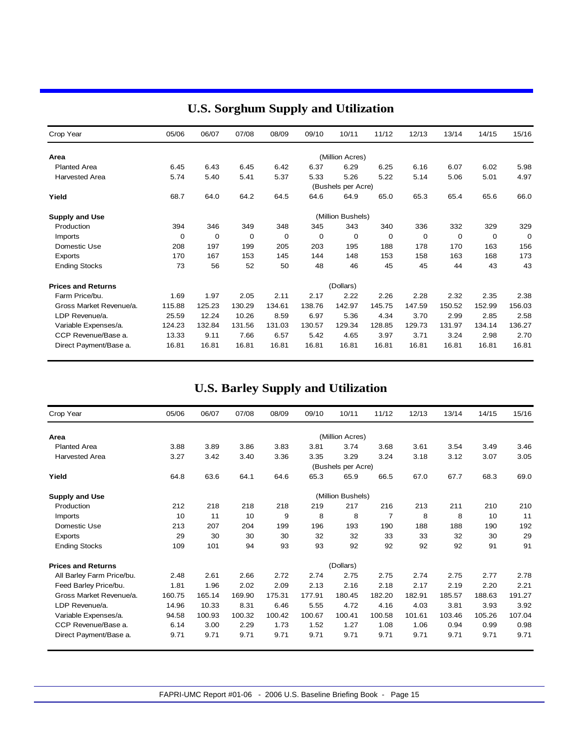## U.S. Sorghum Supply and Utilization

| Crop Year | 05/06 | 06/07 | 07/08 | 08/09 | 09/10 | 10/11 | 11/12 | 12/13 | 13/14 | 14/15 | 15/16 |
|---|---|---|---|---|---|---|---|---|---|---|---|
| **Area** | | | | | | (Million Acres) | | | | | |
| Planted Area | 6.45 | 6.43 | 6.45 | 6.42 | 6.37 | 6.29 | 6.25 | 6.16 | 6.07 | 6.02 | 5.98 |
| Harvested Area | 5.74 | 5.40 | 5.41 | 5.37 | 5.33 | 5.26 | 5.22 | 5.14 | 5.06 | 5.01 | 4.97 |
| | | | | | | (Bushels per Acre) | | | | | |
| **Yield** | 68.7 | 64.0 | 64.2 | 64.5 | 64.6 | 64.9 | 65.0 | 65.3 | 65.4 | 65.6 | 66.0 |
| **Supply and Use** | | | | | | (Million Bushels) | | | | | |
| Production | 394 | 346 | 349 | 348 | 345 | 343 | 340 | 336 | 332 | 329 | 329 |
| Imports | 0 | 0 | 0 | 0 | 0 | 0 | 0 | 0 | 0 | 0 | 0 |
| Domestic Use | 208 | 197 | 199 | 205 | 203 | 195 | 188 | 178 | 170 | 163 | 156 |
| Exports | 170 | 167 | 153 | 145 | 144 | 148 | 153 | 158 | 163 | 168 | 173 |
| Ending Stocks | 73 | 56 | 52 | 50 | 48 | 46 | 45 | 45 | 44 | 43 | 43 |
| **Prices and Returns** | | | | | | (Dollars) | | | | | |
| Farm Price/bu. | 1.69 | 1.97 | 2.05 | 2.11 | 2.17 | 2.22 | 2.26 | 2.28 | 2.32 | 2.35 | 2.38 |
| Gross Market Revenue/a. | 115.88 | 125.23 | 130.29 | 134.61 | 138.76 | 142.97 | 145.75 | 147.59 | 150.52 | 152.99 | 156.03 |
| LDP Revenue/a. | 25.59 | 12.24 | 10.26 | 8.59 | 6.97 | 5.36 | 4.34 | 3.70 | 2.99 | 2.85 | 2.58 |
| Variable Expenses/a. | 124.23 | 132.84 | 131.56 | 131.03 | 130.57 | 129.34 | 128.85 | 129.73 | 131.97 | 134.14 | 136.27 |
| CCP Revenue/Base a. | 13.33 | 9.11 | 7.66 | 6.57 | 5.42 | 4.65 | 3.97 | 3.71 | 3.24 | 2.98 | 2.70 |
| Direct Payment/Base a. | 16.81 | 16.81 | 16.81 | 16.81 | 16.81 | 16.81 | 16.81 | 16.81 | 16.81 | 16.81 | 16.81 |

## U.S. Barley Supply and Utilization

| Crop Year | 05/06 | 06/07 | 07/08 | 08/09 | 09/10 | 10/11 | 11/12 | 12/13 | 13/14 | 14/15 | 15/16 |
|---|---|---|---|---|---|---|---|---|---|---|---|
| **Area** | | | | | | (Million Acres) | | | | | |
| Planted Area | 3.88 | 3.89 | 3.86 | 3.83 | 3.81 | 3.74 | 3.68 | 3.61 | 3.54 | 3.49 | 3.46 |
| Harvested Area | 3.27 | 3.42 | 3.40 | 3.36 | 3.35 | 3.29 | 3.24 | 3.18 | 3.12 | 3.07 | 3.05 |
| | | | | | | (Bushels per Acre) | | | | | |
| **Yield** | 64.8 | 63.6 | 64.1 | 64.6 | 65.3 | 65.9 | 66.5 | 67.0 | 67.7 | 68.3 | 69.0 |
| **Supply and Use** | | | | | | (Million Bushels) | | | | | |
| Production | 212 | 218 | 218 | 218 | 219 | 217 | 216 | 213 | 211 | 210 | 210 |
| Imports | 10 | 11 | 10 | 9 | 8 | 8 | 7 | 8 | 8 | 10 | 11 |
| Domestic Use | 213 | 207 | 204 | 199 | 196 | 193 | 190 | 188 | 188 | 190 | 192 |
| Exports | 29 | 30 | 30 | 30 | 32 | 32 | 33 | 33 | 32 | 30 | 29 |
| Ending Stocks | 109 | 101 | 94 | 93 | 93 | 92 | 92 | 92 | 92 | 91 | 91 |
| **Prices and Returns** | | | | | | (Dollars) | | | | | |
| All Barley Farm Price/bu. | 2.48 | 2.61 | 2.66 | 2.72 | 2.74 | 2.75 | 2.75 | 2.74 | 2.75 | 2.77 | 2.78 |
| Feed Barley Price/bu. | 1.81 | 1.96 | 2.02 | 2.09 | 2.13 | 2.16 | 2.18 | 2.17 | 2.19 | 2.20 | 2.21 |
| Gross Market Revenue/a. | 160.75 | 165.14 | 169.90 | 175.31 | 177.91 | 180.45 | 182.20 | 182.91 | 185.57 | 188.63 | 191.27 |
| LDP Revenue/a. | 14.96 | 10.33 | 8.31 | 6.46 | 5.55 | 4.72 | 4.16 | 4.03 | 3.81 | 3.93 | 3.92 |
| Variable Expenses/a. | 94.58 | 100.93 | 100.32 | 100.42 | 100.67 | 100.41 | 100.58 | 101.61 | 103.46 | 105.26 | 107.04 |
| CCP Revenue/Base a. | 6.14 | 3.00 | 2.29 | 1.73 | 1.52 | 1.27 | 1.08 | 1.06 | 0.94 | 0.99 | 0.98 |
| Direct Payment/Base a. | 9.71 | 9.71 | 9.71 | 9.71 | 9.71 | 9.71 | 9.71 | 9.71 | 9.71 | 9.71 | 9.71 |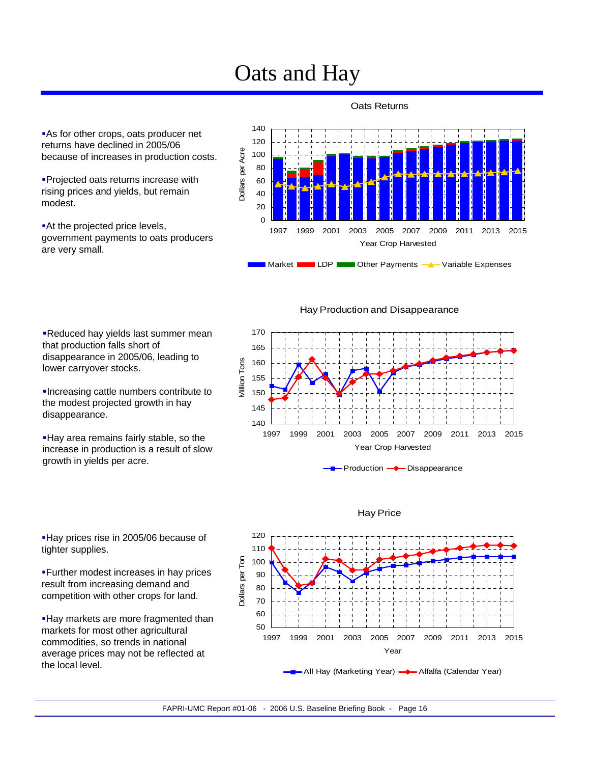# Oats and Hay

- As for other crops, oats producer net returns have declined in 2005/06 because of increases in production costs.
- Projected oats returns increase with rising prices and yields, but remain modest.
- At the projected price levels, government payments to oats producers are very small.

Oats Returns

- Reduced hay yields last summer mean that production falls short of disappearance in 2005/06, leading to lower carryover stocks.
- Increasing cattle numbers contribute to the modest projected growth in hay disappearance.
- Hay area remains fairly stable, so the increase in production is a result of slow growth in yields per acre.

Hay Production and Disappearance

- Hay prices rise in 2005/06 because of tighter supplies.
- Further modest increases in hay prices result from increasing demand and competition with other crops for land.
- Hay markets are more fragmented than markets for most other agricultural commodities, so trends in national average prices may not be reflected at the local level.

Hay Price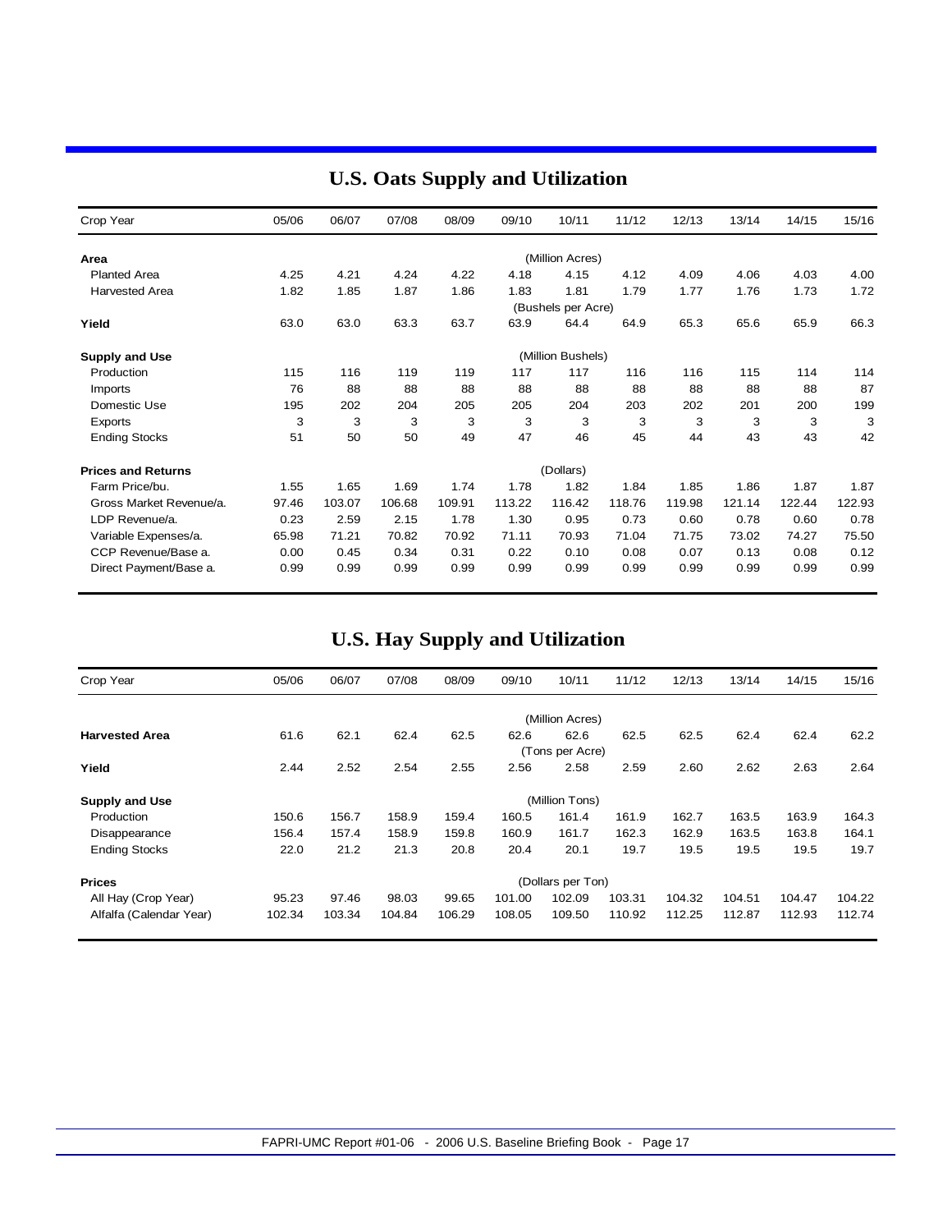# U.S. Oats Supply and Utilization

| Crop Year | 05/06 | 06/07 | 07/08 | 08/09 | 09/10 | 10/11 | 11/12 | 12/13 | 13/14 | 14/15 | 15/16 |
|---|---|---|---|---|---|---|---|---|---|---|---|
| **Area** | | | | | | (Million Acres) | | | | | |
| Planted Area | 4.25 | 4.21 | 4.24 | 4.22 | 4.18 | 4.15 | 4.12 | 4.09 | 4.06 | 4.03 | 4.00 |
| Harvested Area | 1.82 | 1.85 | 1.87 | 1.86 | 1.83 | 1.81 | 1.79 | 1.77 | 1.76 | 1.73 | 1.72 |
| | | | | | | (Bushels per Acre) | | | | | |
| **Yield** | 63.0 | 63.0 | 63.3 | 63.7 | 63.9 | 64.4 | 64.9 | 65.3 | 65.6 | 65.9 | 66.3 |
| **Supply and Use** | | | | | | (Million Bushels) | | | | | |
| Production | 115 | 116 | 119 | 119 | 117 | 117 | 116 | 116 | 115 | 114 | 114 |
| Imports | 76 | 88 | 88 | 88 | 88 | 88 | 88 | 88 | 88 | 88 | 87 |
| Domestic Use | 195 | 202 | 204 | 205 | 205 | 204 | 203 | 202 | 201 | 200 | 199 |
| Exports | 3 | 3 | 3 | 3 | 3 | 3 | 3 | 3 | 3 | 3 | 3 |
| Ending Stocks | 51 | 50 | 50 | 49 | 47 | 46 | 45 | 44 | 43 | 43 | 42 |
| **Prices and Returns** | | | | | | (Dollars) | | | | | |
| Farm Price/bu. | 1.55 | 1.65 | 1.69 | 1.74 | 1.78 | 1.82 | 1.84 | 1.85 | 1.86 | 1.87 | 1.87 |
| Gross Market Revenue/a. | 97.46 | 103.07 | 106.68 | 109.91 | 113.22 | 116.42 | 118.76 | 119.98 | 121.14 | 122.44 | 122.93 |
| LDP Revenue/a. | 0.23 | 2.59 | 2.15 | 1.78 | 1.30 | 0.95 | 0.73 | 0.60 | 0.78 | 0.60 | 0.78 |
| Variable Expenses/a. | 65.98 | 71.21 | 70.82 | 70.92 | 71.11 | 70.93 | 71.04 | 71.75 | 73.02 | 74.27 | 75.50 |
| CCP Revenue/Base a. | 0.00 | 0.45 | 0.34 | 0.31 | 0.22 | 0.10 | 0.08 | 0.07 | 0.13 | 0.08 | 0.12 |
| Direct Payment/Base a. | 0.99 | 0.99 | 0.99 | 0.99 | 0.99 | 0.99 | 0.99 | 0.99 | 0.99 | 0.99 | 0.99 |

# U.S. Hay Supply and Utilization

| Crop Year | 05/06 | 06/07 | 07/08 | 08/09 | 09/10 | 10/11 | 11/12 | 12/13 | 13/14 | 14/15 | 15/16 |
|---|---|---|---|---|---|---|---|---|---|---|---|
| | | | | | | (Million Acres) | | | | | |
| **Harvested Area** | 61.6 | 62.1 | 62.4 | 62.5 | 62.6 | 62.6 | 62.5 | 62.5 | 62.4 | 62.4 | 62.2 |
| | | | | | | (Tons per Acre) | | | | | |
| **Yield** | 2.44 | 2.52 | 2.54 | 2.55 | 2.56 | 2.58 | 2.59 | 2.60 | 2.62 | 2.63 | 2.64 |
| **Supply and Use** | | | | | | (Million Tons) | | | | | |
| Production | 150.6 | 156.7 | 158.9 | 159.4 | 160.5 | 161.4 | 161.9 | 162.7 | 163.5 | 163.9 | 164.3 |
| Disappearance | 156.4 | 157.4 | 158.9 | 159.8 | 160.9 | 161.7 | 162.3 | 162.9 | 163.5 | 163.8 | 164.1 |
| Ending Stocks | 22.0 | 21.2 | 21.3 | 20.8 | 20.4 | 20.1 | 19.7 | 19.5 | 19.5 | 19.5 | 19.7 |
| **Prices** | | | | | | (Dollars per Ton) | | | | | |
| All Hay (Crop Year) | 95.23 | 97.46 | 98.03 | 99.65 | 101.00 | 102.09 | 103.31 | 104.32 | 104.51 | 104.47 | 104.22 |
| Alfalfa (Calendar Year) | 102.34 | 103.34 | 104.84 | 106.29 | 108.05 | 109.50 | 110.92 | 112.25 | 112.87 | 112.93 | 112.74 |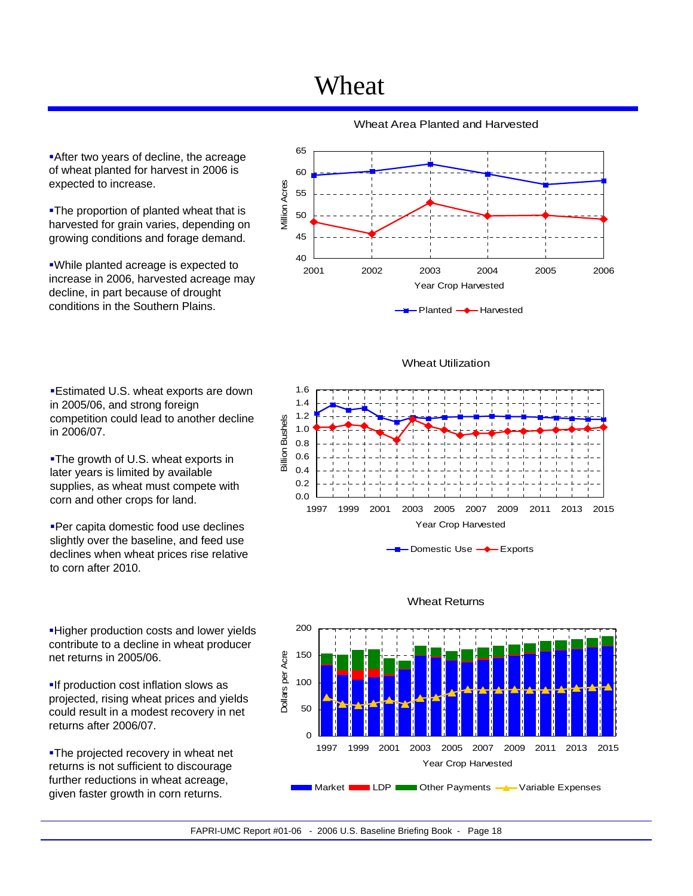# Wheat

- After two years of decline, the acreage of wheat planted for harvest in 2006 is expected to increase.

- The proportion of planted wheat that is harvested for grain varies, depending on growing conditions and forage demand.

- While planted acreage is expected to increase in 2006, harvested acreage may decline, in part because of drought conditions in the Southern Plains.

Wheat Area Planted and Harvested

- Estimated U.S. wheat exports are down in 2005/06, and strong foreign competition could lead to another decline in 2006/07.

- The growth of U.S. wheat exports in later years is limited by available supplies, as wheat must compete with corn and other crops for land.

- Per capita domestic food use declines slightly over the baseline, and feed use declines when wheat prices rise relative to corn after 2010.

Wheat Utilization

- Higher production costs and lower yields contribute to a decline in wheat producer net returns in 2005/06.

- If production cost inflation slows as projected, rising wheat prices and yields could result in a modest recovery in net returns after 2006/07.

- The projected recovery in wheat net returns is not sufficient to discourage further reductions in wheat acreage, given faster growth in corn returns.

Wheat Returns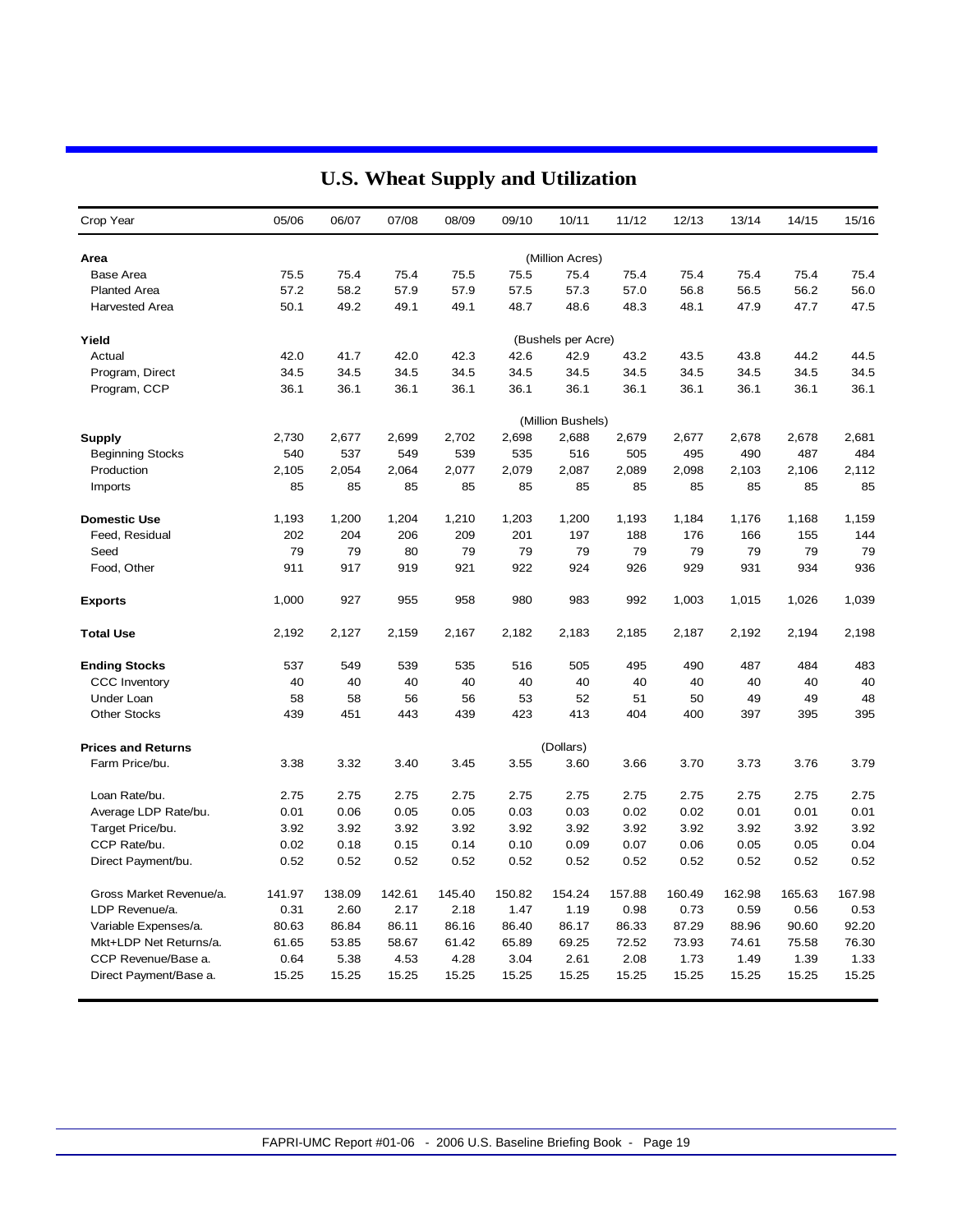# U.S. Wheat Supply and Utilization

| Crop Year | 05/06 | 06/07 | 07/08 | 08/09 | 09/10 | 10/11 | 11/12 | 12/13 | 13/14 | 14/15 | 15/16 |
|---|---|---|---|---|---|---|---|---|---|---|---|
| **Area** | | | | | | (Million Acres) | | | | | |
| Base Area | 75.5 | 75.4 | 75.4 | 75.5 | 75.5 | 75.4 | 75.4 | 75.4 | 75.4 | 75.4 | 75.4 |
| Planted Area | 57.2 | 58.2 | 57.9 | 57.9 | 57.5 | 57.3 | 57.0 | 56.8 | 56.5 | 56.2 | 56.0 |
| Harvested Area | 50.1 | 49.2 | 49.1 | 49.1 | 48.7 | 48.6 | 48.3 | 48.1 | 47.9 | 47.7 | 47.5 |
| **Yield** | | | | | | (Bushels per Acre) | | | | | |
| Actual | 42.0 | 41.7 | 42.0 | 42.3 | 42.6 | 42.9 | 43.2 | 43.5 | 43.8 | 44.2 | 44.5 |
| Program, Direct | 34.5 | 34.5 | 34.5 | 34.5 | 34.5 | 34.5 | 34.5 | 34.5 | 34.5 | 34.5 | 34.5 |
| Program, CCP | 36.1 | 36.1 | 36.1 | 36.1 | 36.1 | 36.1 | 36.1 | 36.1 | 36.1 | 36.1 | 36.1 |
| | | | | | | (Million Bushels) | | | | | |
| **Supply** | 2,730 | 2,677 | 2,699 | 2,702 | 2,698 | 2,688 | 2,679 | 2,677 | 2,678 | 2,678 | 2,681 |
| Beginning Stocks | 540 | 537 | 549 | 539 | 535 | 516 | 505 | 495 | 490 | 487 | 484 |
| Production | 2,105 | 2,054 | 2,064 | 2,077 | 2,079 | 2,087 | 2,089 | 2,098 | 2,103 | 2,106 | 2,112 |
| Imports | 85 | 85 | 85 | 85 | 85 | 85 | 85 | 85 | 85 | 85 | 85 |
| **Domestic Use** | 1,193 | 1,200 | 1,204 | 1,210 | 1,203 | 1,200 | 1,193 | 1,184 | 1,176 | 1,168 | 1,159 |
| Feed, Residual | 202 | 204 | 206 | 209 | 201 | 197 | 188 | 176 | 166 | 155 | 144 |
| Seed | 79 | 79 | 80 | 79 | 79 | 79 | 79 | 79 | 79 | 79 | 79 |
| Food, Other | 911 | 917 | 919 | 921 | 922 | 924 | 926 | 929 | 931 | 934 | 936 |
| **Exports** | 1,000 | 927 | 955 | 958 | 980 | 983 | 992 | 1,003 | 1,015 | 1,026 | 1,039 |
| **Total Use** | 2,192 | 2,127 | 2,159 | 2,167 | 2,182 | 2,183 | 2,185 | 2,187 | 2,192 | 2,194 | 2,198 |
| **Ending Stocks** | 537 | 549 | 539 | 535 | 516 | 505 | 495 | 490 | 487 | 484 | 483 |
| CCC Inventory | 40 | 40 | 40 | 40 | 40 | 40 | 40 | 40 | 40 | 40 | 40 |
| Under Loan | 58 | 58 | 56 | 56 | 53 | 52 | 51 | 50 | 49 | 49 | 48 |
| Other Stocks | 439 | 451 | 443 | 439 | 423 | 413 | 404 | 400 | 397 | 395 | 395 |
| **Prices and Returns** | | | | | | (Dollars) | | | | | |
| Farm Price/bu. | 3.38 | 3.32 | 3.40 | 3.45 | 3.55 | 3.60 | 3.66 | 3.70 | 3.73 | 3.76 | 3.79 |
| Loan Rate/bu. | 2.75 | 2.75 | 2.75 | 2.75 | 2.75 | 2.75 | 2.75 | 2.75 | 2.75 | 2.75 | 2.75 |
| Average LDP Rate/bu. | 0.01 | 0.06 | 0.05 | 0.05 | 0.03 | 0.03 | 0.02 | 0.02 | 0.01 | 0.01 | 0.01 |
| Target Price/bu. | 3.92 | 3.92 | 3.92 | 3.92 | 3.92 | 3.92 | 3.92 | 3.92 | 3.92 | 3.92 | 3.92 |
| CCP Rate/bu. | 0.02 | 0.18 | 0.15 | 0.14 | 0.10 | 0.09 | 0.07 | 0.06 | 0.05 | 0.05 | 0.04 |
| Direct Payment/bu. | 0.52 | 0.52 | 0.52 | 0.52 | 0.52 | 0.52 | 0.52 | 0.52 | 0.52 | 0.52 | 0.52 |
| Gross Market Revenue/a. | 141.97 | 138.09 | 142.61 | 145.40 | 150.82 | 154.24 | 157.88 | 160.49 | 162.98 | 165.63 | 167.98 |
| LDP Revenue/a. | 0.31 | 2.60 | 2.17 | 2.18 | 1.47 | 1.19 | 0.98 | 0.73 | 0.59 | 0.56 | 0.53 |
| Variable Expenses/a. | 80.63 | 86.84 | 86.11 | 86.16 | 86.40 | 86.17 | 86.33 | 87.29 | 88.96 | 90.60 | 92.20 |
| Mkt+LDP Net Returns/a. | 61.65 | 53.85 | 58.67 | 61.42 | 65.89 | 69.25 | 72.52 | 73.93 | 74.61 | 75.58 | 76.30 |
| CCP Revenue/Base a. | 0.64 | 5.38 | 4.53 | 4.28 | 3.04 | 2.61 | 2.08 | 1.73 | 1.49 | 1.39 | 1.33 |
| Direct Payment/Base a. | 15.25 | 15.25 | 15.25 | 15.25 | 15.25 | 15.25 | 15.25 | 15.25 | 15.25 | 15.25 | 15.25 |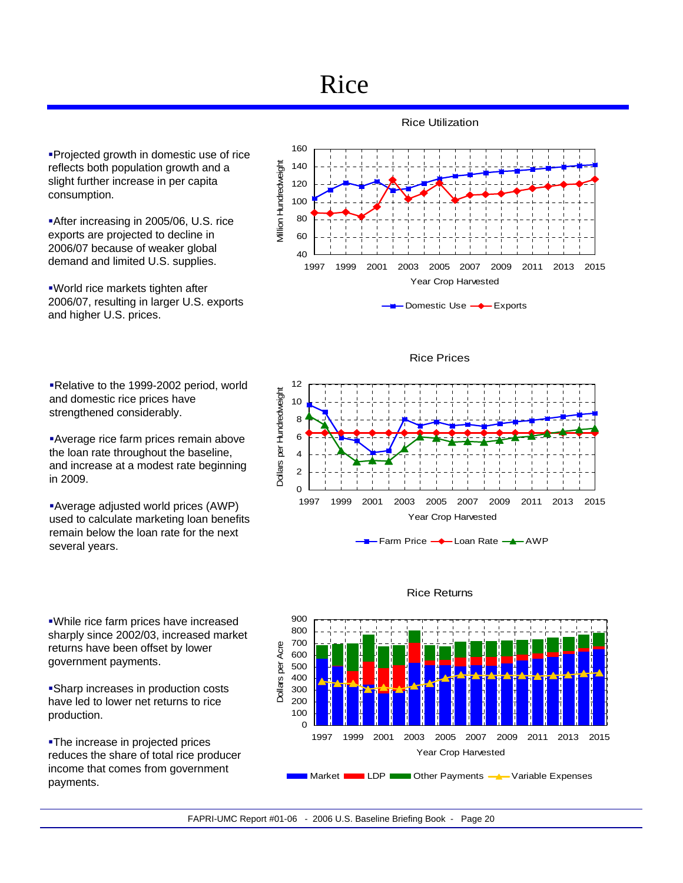# Rice

- Projected growth in domestic use of rice reflects both population growth and a slight further increase in per capita consumption.
- After increasing in 2005/06, U.S. rice exports are projected to decline in 2006/07 because of weaker global demand and limited U.S. supplies.
- World rice markets tighten after 2006/07, resulting in larger U.S. exports and higher U.S. prices.

Rice Utilization

- Relative to the 1999-2002 period, world and domestic rice prices have strengthened considerably.
- Average rice farm prices remain above the loan rate throughout the baseline, and increase at a modest rate beginning in 2009.
- Average adjusted world prices (AWP) used to calculate marketing loan benefits remain below the loan rate for the next several years.

Rice Prices

- While rice farm prices have increased sharply since 2002/03, increased market returns have been offset by lower government payments.
- Sharp increases in production costs have led to lower net returns to rice production.
- The increase in projected prices reduces the share of total rice producer income that comes from government payments.

Rice Returns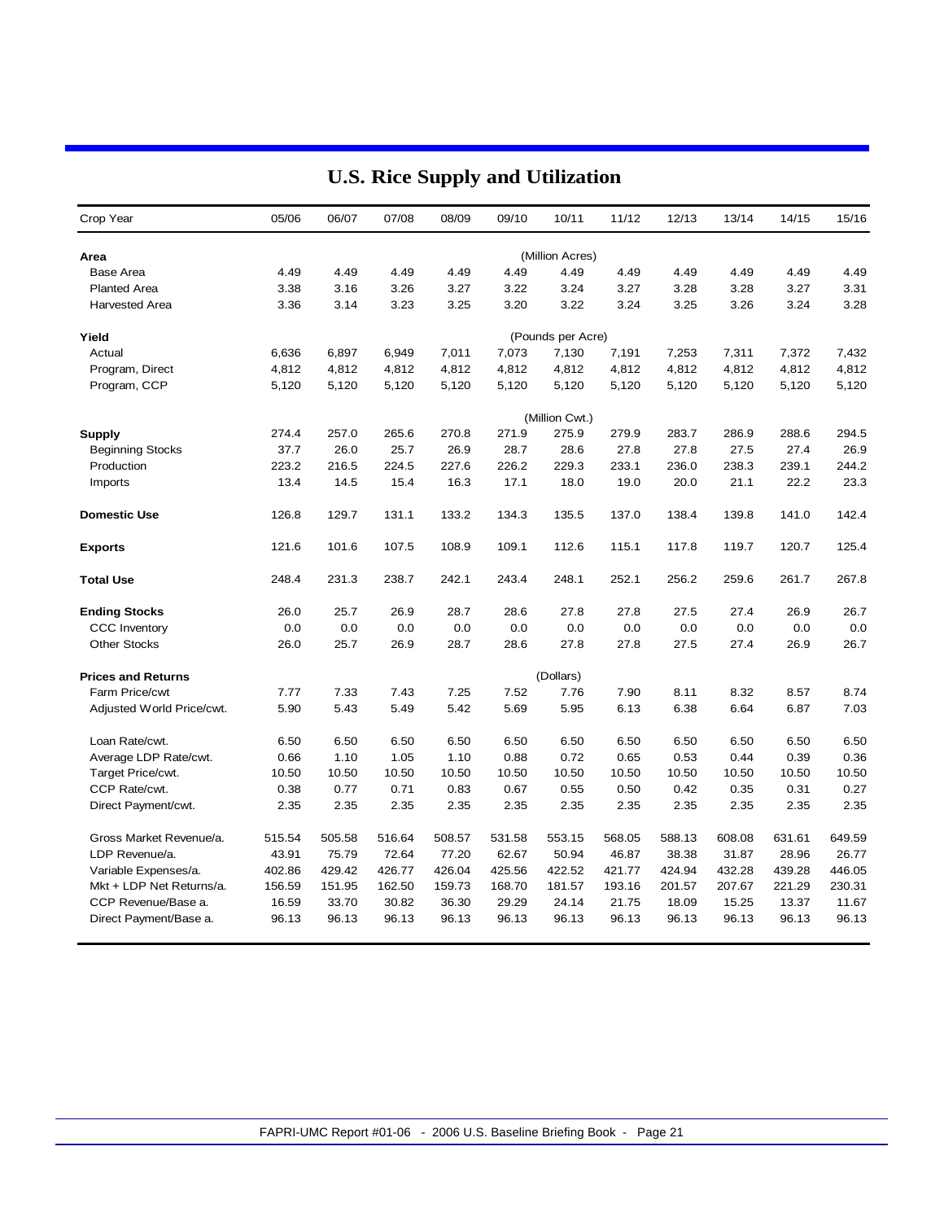# U.S. Rice Supply and Utilization

| Crop Year | 05/06 | 06/07 | 07/08 | 08/09 | 09/10 | 10/11 | 11/12 | 12/13 | 13/14 | 14/15 | 15/16 |
|---|---|---|---|---|---|---|---|---|---|---|---|
| **Area** | | | | | | (Million Acres) | | | | | |
| Base Area | 4.49 | 4.49 | 4.49 | 4.49 | 4.49 | 4.49 | 4.49 | 4.49 | 4.49 | 4.49 | 4.49 |
| Planted Area | 3.38 | 3.16 | 3.26 | 3.27 | 3.22 | 3.24 | 3.27 | 3.28 | 3.28 | 3.27 | 3.31 |
| Harvested Area | 3.36 | 3.14 | 3.23 | 3.25 | 3.20 | 3.22 | 3.24 | 3.25 | 3.26 | 3.24 | 3.28 |
| **Yield** | | | | | | (Pounds per Acre) | | | | | |
| Actual | 6,636 | 6,897 | 6,949 | 7,011 | 7,073 | 7,130 | 7,191 | 7,253 | 7,311 | 7,372 | 7,432 |
| Program, Direct | 4,812 | 4,812 | 4,812 | 4,812 | 4,812 | 4,812 | 4,812 | 4,812 | 4,812 | 4,812 | 4,812 |
| Program, CCP | 5,120 | 5,120 | 5,120 | 5,120 | 5,120 | 5,120 | 5,120 | 5,120 | 5,120 | 5,120 | 5,120 |
| | | | | | | (Million Cwt.) | | | | | |
| **Supply** | 274.4 | 257.0 | 265.6 | 270.8 | 271.9 | 275.9 | 279.9 | 283.7 | 286.9 | 288.6 | 294.5 |
| Beginning Stocks | 37.7 | 26.0 | 25.7 | 26.9 | 28.7 | 28.6 | 27.8 | 27.8 | 27.5 | 27.4 | 26.9 |
| Production | 223.2 | 216.5 | 224.5 | 227.6 | 226.2 | 229.3 | 233.1 | 236.0 | 238.3 | 239.1 | 244.2 |
| Imports | 13.4 | 14.5 | 15.4 | 16.3 | 17.1 | 18.0 | 19.0 | 20.0 | 21.1 | 22.2 | 23.3 |
| **Domestic Use** | 126.8 | 129.7 | 131.1 | 133.2 | 134.3 | 135.5 | 137.0 | 138.4 | 139.8 | 141.0 | 142.4 |
| **Exports** | 121.6 | 101.6 | 107.5 | 108.9 | 109.1 | 112.6 | 115.1 | 117.8 | 119.7 | 120.7 | 125.4 |
| **Total Use** | 248.4 | 231.3 | 238.7 | 242.1 | 243.4 | 248.1 | 252.1 | 256.2 | 259.6 | 261.7 | 267.8 |
| **Ending Stocks** | 26.0 | 25.7 | 26.9 | 28.7 | 28.6 | 27.8 | 27.8 | 27.5 | 27.4 | 26.9 | 26.7 |
| CCC Inventory | 0.0 | 0.0 | 0.0 | 0.0 | 0.0 | 0.0 | 0.0 | 0.0 | 0.0 | 0.0 | 0.0 |
| Other Stocks | 26.0 | 25.7 | 26.9 | 28.7 | 28.6 | 27.8 | 27.8 | 27.5 | 27.4 | 26.9 | 26.7 |
| **Prices and Returns** | | | | | | (Dollars) | | | | | |
| Farm Price/cwt | 7.77 | 7.33 | 7.43 | 7.25 | 7.52 | 7.76 | 7.90 | 8.11 | 8.32 | 8.57 | 8.74 |
| Adjusted World Price/cwt. | 5.90 | 5.43 | 5.49 | 5.42 | 5.69 | 5.95 | 6.13 | 6.38 | 6.64 | 6.87 | 7.03 |
| Loan Rate/cwt. | 6.50 | 6.50 | 6.50 | 6.50 | 6.50 | 6.50 | 6.50 | 6.50 | 6.50 | 6.50 | 6.50 |
| Average LDP Rate/cwt. | 0.66 | 1.10 | 1.05 | 1.10 | 0.88 | 0.72 | 0.65 | 0.53 | 0.44 | 0.39 | 0.36 |
| Target Price/cwt. | 10.50 | 10.50 | 10.50 | 10.50 | 10.50 | 10.50 | 10.50 | 10.50 | 10.50 | 10.50 | 10.50 |
| CCP Rate/cwt. | 0.38 | 0.77 | 0.71 | 0.83 | 0.67 | 0.55 | 0.50 | 0.42 | 0.35 | 0.31 | 0.27 |
| Direct Payment/cwt. | 2.35 | 2.35 | 2.35 | 2.35 | 2.35 | 2.35 | 2.35 | 2.35 | 2.35 | 2.35 | 2.35 |
| Gross Market Revenue/a. | 515.54 | 505.58 | 516.64 | 508.57 | 531.58 | 553.15 | 568.05 | 588.13 | 608.08 | 631.61 | 649.59 |
| LDP Revenue/a. | 43.91 | 75.79 | 72.64 | 77.20 | 62.67 | 50.94 | 46.87 | 38.38 | 31.87 | 28.96 | 26.77 |
| Variable Expenses/a. | 402.86 | 429.42 | 426.77 | 426.04 | 425.56 | 422.52 | 421.77 | 424.94 | 432.28 | 439.28 | 446.05 |
| Mkt + LDP Net Returns/a. | 156.59 | 151.95 | 162.50 | 159.73 | 168.70 | 181.57 | 193.16 | 201.57 | 207.67 | 221.29 | 230.31 |
| CCP Revenue/Base a. | 16.59 | 33.70 | 30.82 | 36.30 | 29.29 | 24.14 | 21.75 | 18.09 | 15.25 | 13.37 | 11.67 |
| Direct Payment/Base a. | 96.13 | 96.13 | 96.13 | 96.13 | 96.13 | 96.13 | 96.13 | 96.13 | 96.13 | 96.13 | 96.13 |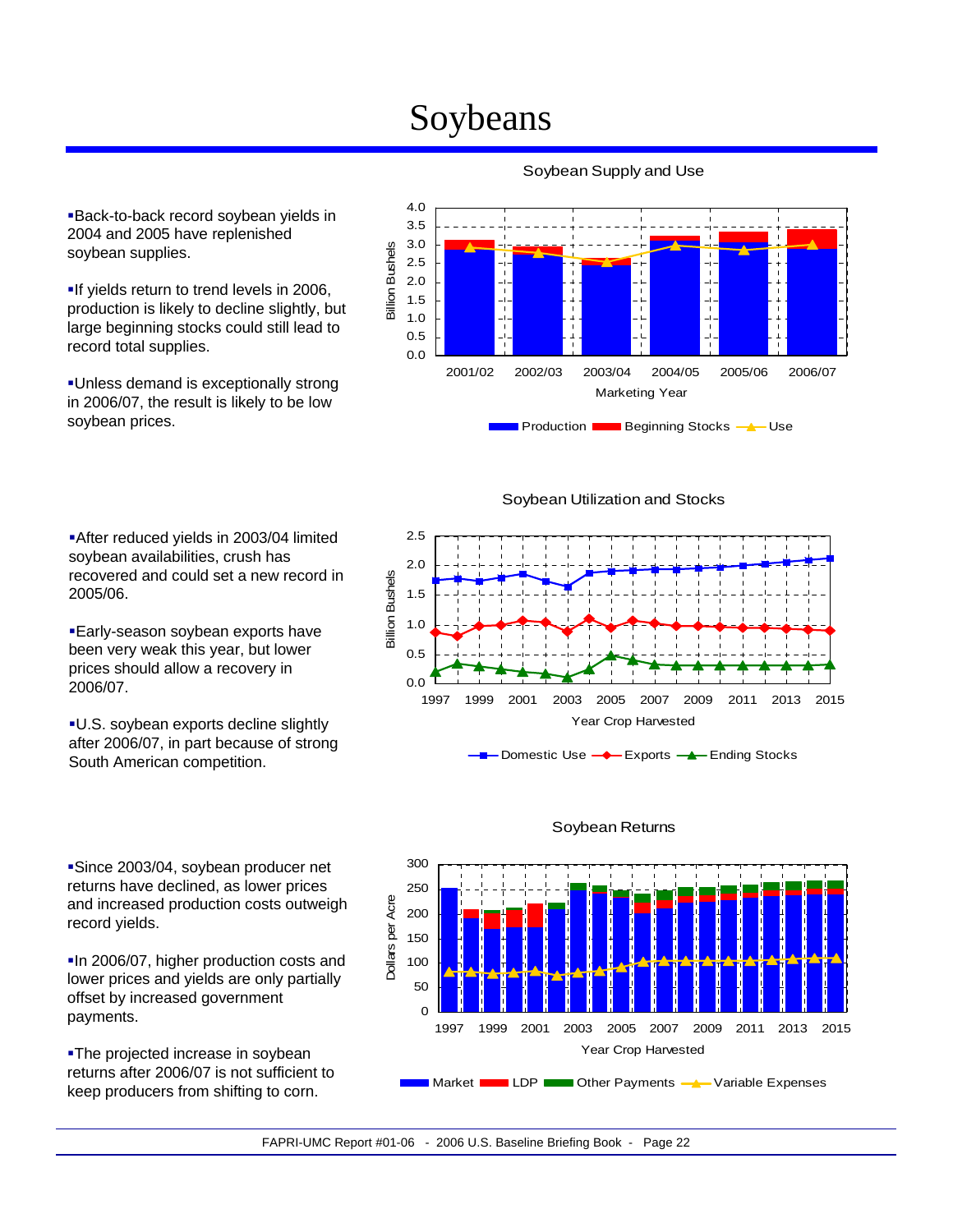# Soybeans

- Back-to-back record soybean yields in 2004 and 2005 have replenished soybean supplies.
- If yields return to trend levels in 2006, production is likely to decline slightly, but large beginning stocks could still lead to record total supplies.
- Unless demand is exceptionally strong in 2006/07, the result is likely to be low soybean prices.

Soybean Supply and Use

- After reduced yields in 2003/04 limited soybean availabilities, crush has recovered and could set a new record in 2005/06.
- Early-season soybean exports have been very weak this year, but lower prices should allow a recovery in 2006/07.
- U.S. soybean exports decline slightly after 2006/07, in part because of strong South American competition.

Soybean Utilization and Stocks

- Since 2003/04, soybean producer net returns have declined, as lower prices and increased production costs outweigh record yields.
- In 2006/07, higher production costs and lower prices and yields are only partially offset by increased government payments.
- The projected increase in soybean returns after 2006/07 is not sufficient to keep producers from shifting to corn.

Soybean Returns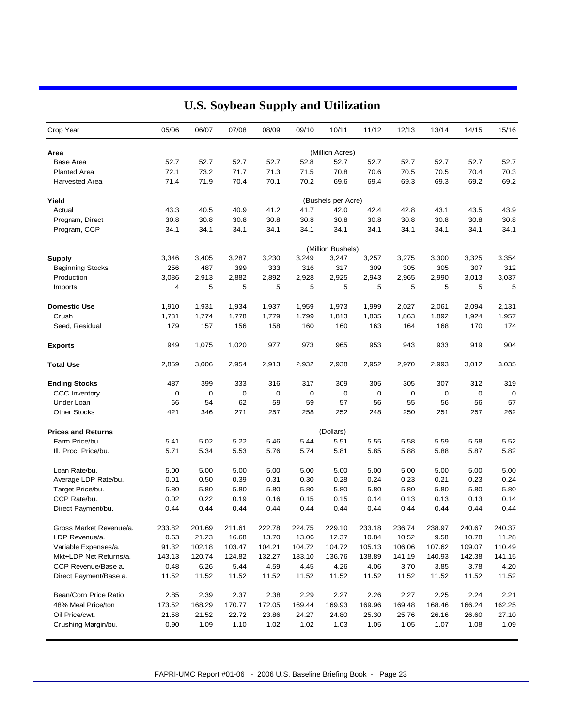# U.S. Soybean Supply and Utilization

| Crop Year | 05/06 | 06/07 | 07/08 | 08/09 | 09/10 | 10/11 | 11/12 | 12/13 | 13/14 | 14/15 | 15/16 |
|---|---|---|---|---|---|---|---|---|---|---|---|
| **Area** | | | | | | (Million Acres) | | | | | |
| Base Area | 52.7 | 52.7 | 52.7 | 52.7 | 52.8 | 52.7 | 52.7 | 52.7 | 52.7 | 52.7 | 52.7 |
| Planted Area | 72.1 | 73.2 | 71.7 | 71.3 | 71.5 | 70.8 | 70.6 | 70.5 | 70.5 | 70.4 | 70.3 |
| Harvested Area | 71.4 | 71.9 | 70.4 | 70.1 | 70.2 | 69.6 | 69.4 | 69.3 | 69.3 | 69.2 | 69.2 |
| **Yield** | | | | | | (Bushels per Acre) | | | | | |
| Actual | 43.3 | 40.5 | 40.9 | 41.2 | 41.7 | 42.0 | 42.4 | 42.8 | 43.1 | 43.5 | 43.9 |
| Program, Direct | 30.8 | 30.8 | 30.8 | 30.8 | 30.8 | 30.8 | 30.8 | 30.8 | 30.8 | 30.8 | 30.8 |
| Program, CCP | 34.1 | 34.1 | 34.1 | 34.1 | 34.1 | 34.1 | 34.1 | 34.1 | 34.1 | 34.1 | 34.1 |
| | | | | | | (Million Bushels) | | | | | |
| **Supply** | 3,346 | 3,405 | 3,287 | 3,230 | 3,249 | 3,247 | 3,257 | 3,275 | 3,300 | 3,325 | 3,354 |
| Beginning Stocks | 256 | 487 | 399 | 333 | 316 | 317 | 309 | 305 | 305 | 307 | 312 |
| Production | 3,086 | 2,913 | 2,882 | 2,892 | 2,928 | 2,925 | 2,943 | 2,965 | 2,990 | 3,013 | 3,037 |
| Imports | 4 | 5 | 5 | 5 | 5 | 5 | 5 | 5 | 5 | 5 | 5 |
| **Domestic Use** | 1,910 | 1,931 | 1,934 | 1,937 | 1,959 | 1,973 | 1,999 | 2,027 | 2,061 | 2,094 | 2,131 |
| Crush | 1,731 | 1,774 | 1,778 | 1,779 | 1,799 | 1,813 | 1,835 | 1,863 | 1,892 | 1,924 | 1,957 |
| Seed, Residual | 179 | 157 | 156 | 158 | 160 | 160 | 163 | 164 | 168 | 170 | 174 |
| **Exports** | 949 | 1,075 | 1,020 | 977 | 973 | 965 | 953 | 943 | 933 | 919 | 904 |
| **Total Use** | 2,859 | 3,006 | 2,954 | 2,913 | 2,932 | 2,938 | 2,952 | 2,970 | 2,993 | 3,012 | 3,035 |
| **Ending Stocks** | 487 | 399 | 333 | 316 | 317 | 309 | 305 | 305 | 307 | 312 | 319 |
| CCC Inventory | 0 | 0 | 0 | 0 | 0 | 0 | 0 | 0 | 0 | 0 | 0 |
| Under Loan | 66 | 54 | 62 | 59 | 59 | 57 | 56 | 55 | 56 | 56 | 57 |
| Other Stocks | 421 | 346 | 271 | 257 | 258 | 252 | 248 | 250 | 251 | 257 | 262 |
| **Prices and Returns** | | | | | | (Dollars) | | | | | |
| Farm Price/bu. | 5.41 | 5.02 | 5.22 | 5.46 | 5.44 | 5.51 | 5.55 | 5.58 | 5.59 | 5.58 | 5.52 |
| Ill. Proc. Price/bu. | 5.71 | 5.34 | 5.53 | 5.76 | 5.74 | 5.81 | 5.85 | 5.88 | 5.88 | 5.87 | 5.82 |
| Loan Rate/bu. | 5.00 | 5.00 | 5.00 | 5.00 | 5.00 | 5.00 | 5.00 | 5.00 | 5.00 | 5.00 | 5.00 |
| Average LDP Rate/bu. | 0.01 | 0.50 | 0.39 | 0.31 | 0.30 | 0.28 | 0.24 | 0.23 | 0.21 | 0.23 | 0.24 |
| Target Price/bu. | 5.80 | 5.80 | 5.80 | 5.80 | 5.80 | 5.80 | 5.80 | 5.80 | 5.80 | 5.80 | 5.80 |
| CCP Rate/bu. | 0.02 | 0.22 | 0.19 | 0.16 | 0.15 | 0.15 | 0.14 | 0.13 | 0.13 | 0.13 | 0.14 |
| Direct Payment/bu. | 0.44 | 0.44 | 0.44 | 0.44 | 0.44 | 0.44 | 0.44 | 0.44 | 0.44 | 0.44 | 0.44 |
| Gross Market Revenue/a. | 233.82 | 201.69 | 211.61 | 222.78 | 224.75 | 229.10 | 233.18 | 236.74 | 238.97 | 240.67 | 240.37 |
| LDP Revenue/a. | 0.63 | 21.23 | 16.68 | 13.70 | 13.06 | 12.37 | 10.84 | 10.52 | 9.58 | 10.78 | 11.28 |
| Variable Expenses/a. | 91.32 | 102.18 | 103.47 | 104.21 | 104.72 | 104.72 | 105.13 | 106.06 | 107.62 | 109.07 | 110.49 |
| Mkt+LDP Net Returns/a. | 143.13 | 120.74 | 124.82 | 132.27 | 133.10 | 136.76 | 138.89 | 141.19 | 140.93 | 142.38 | 141.15 |
| CCP Revenue/Base a. | 0.48 | 6.26 | 5.44 | 4.59 | 4.45 | 4.26 | 4.06 | 3.70 | 3.85 | 3.78 | 4.20 |
| Direct Payment/Base a. | 11.52 | 11.52 | 11.52 | 11.52 | 11.52 | 11.52 | 11.52 | 11.52 | 11.52 | 11.52 | 11.52 |
| Bean/Corn Price Ratio | 2.85 | 2.39 | 2.37 | 2.38 | 2.29 | 2.27 | 2.26 | 2.27 | 2.25 | 2.24 | 2.21 |
| 48% Meal Price/ton | 173.52 | 168.29 | 170.77 | 172.05 | 169.44 | 169.93 | 169.96 | 169.48 | 168.46 | 166.24 | 162.25 |
| Oil Price/cwt. | 21.58 | 21.52 | 22.72 | 23.86 | 24.27 | 24.80 | 25.30 | 25.76 | 26.16 | 26.60 | 27.10 |
| Crushing Margin/bu. | 0.90 | 1.09 | 1.10 | 1.02 | 1.02 | 1.03 | 1.05 | 1.05 | 1.07 | 1.08 | 1.09 |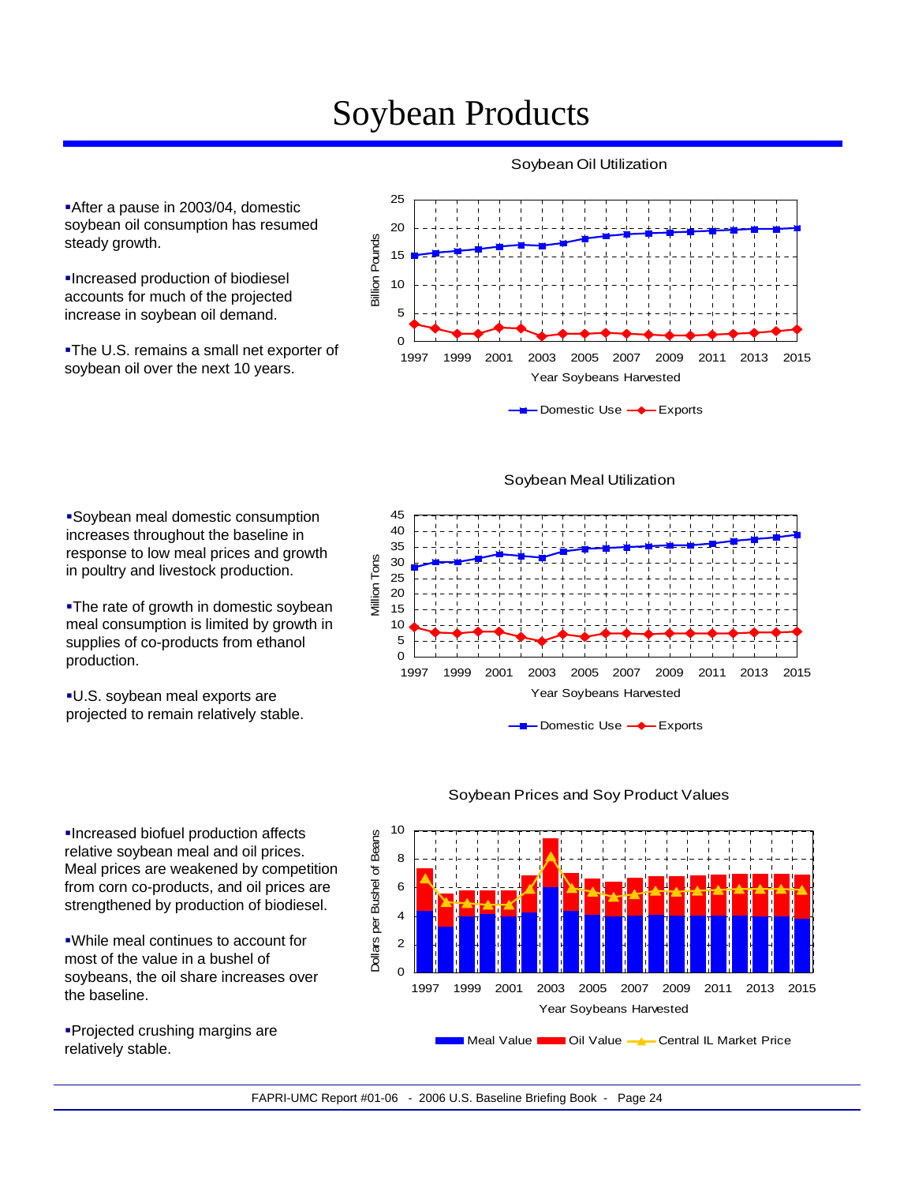# Soybean Products

- After a pause in 2003/04, domestic soybean oil consumption has resumed steady growth.
- Increased production of biodiesel accounts for much of the projected increase in soybean oil demand.
- The U.S. remains a small net exporter of soybean oil over the next 10 years.

Soybean Oil Utilization

- Soybean meal domestic consumption increases throughout the baseline in response to low meal prices and growth in poultry and livestock production.
- The rate of growth in domestic soybean meal consumption is limited by growth in supplies of co-products from ethanol production.
- U.S. soybean meal exports are projected to remain relatively stable.

Soybean Meal Utilization

- Increased biofuel production affects relative soybean meal and oil prices. Meal prices are weakened by competition from corn co-products, and oil prices are strengthened by production of biodiesel.
- While meal continues to account for most of the value in a bushel of soybeans, the oil share increases over the baseline.
- Projected crushing margins are relatively stable.

Soybean Prices and Soy Product Values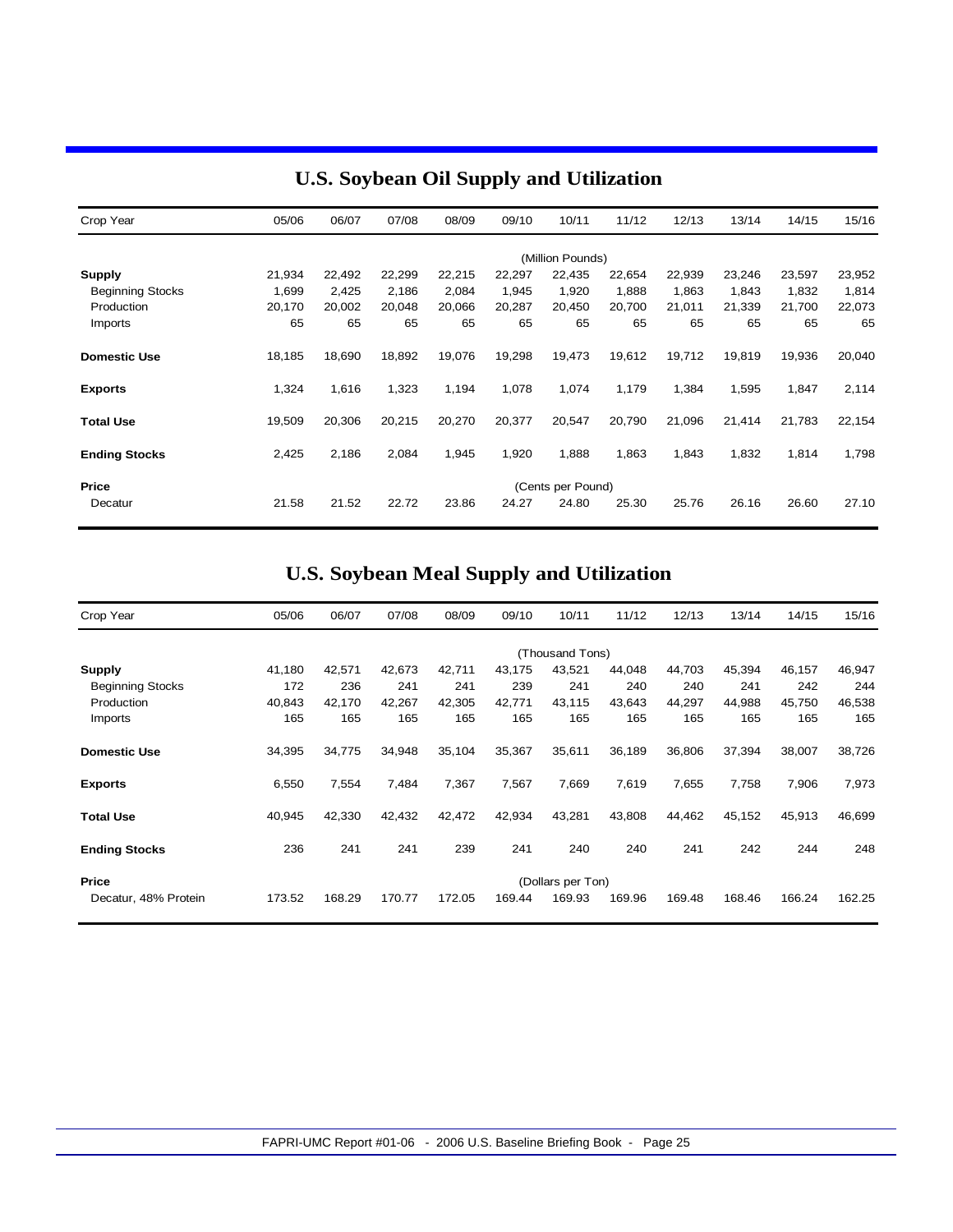## U.S. Soybean Oil Supply and Utilization

| Crop Year | 05/06 | 06/07 | 07/08 | 08/09 | 09/10 | 10/11 | 11/12 | 12/13 | 13/14 | 14/15 | 15/16 |
|---|---|---|---|---|---|---|---|---|---|---|---|
| | | | | | | (Million Pounds) | | | | | |
| **Supply** | 21,934 | 22,492 | 22,299 | 22,215 | 22,297 | 22,435 | 22,654 | 22,939 | 23,246 | 23,597 | 23,952 |
| Beginning Stocks | 1,699 | 2,425 | 2,186 | 2,084 | 1,945 | 1,920 | 1,888 | 1,863 | 1,843 | 1,832 | 1,814 |
| Production | 20,170 | 20,002 | 20,048 | 20,066 | 20,287 | 20,450 | 20,700 | 21,011 | 21,339 | 21,700 | 22,073 |
| Imports | 65 | 65 | 65 | 65 | 65 | 65 | 65 | 65 | 65 | 65 | 65 |
| **Domestic Use** | 18,185 | 18,690 | 18,892 | 19,076 | 19,298 | 19,473 | 19,612 | 19,712 | 19,819 | 19,936 | 20,040 |
| **Exports** | 1,324 | 1,616 | 1,323 | 1,194 | 1,078 | 1,074 | 1,179 | 1,384 | 1,595 | 1,847 | 2,114 |
| **Total Use** | 19,509 | 20,306 | 20,215 | 20,270 | 20,377 | 20,547 | 20,790 | 21,096 | 21,414 | 21,783 | 22,154 |
| **Ending Stocks** | 2,425 | 2,186 | 2,084 | 1,945 | 1,920 | 1,888 | 1,863 | 1,843 | 1,832 | 1,814 | 1,798 |
| **Price** | | | | | | (Cents per Pound) | | | | | |
| Decatur | 21.58 | 21.52 | 22.72 | 23.86 | 24.27 | 24.80 | 25.30 | 25.76 | 26.16 | 26.60 | 27.10 |

## U.S. Soybean Meal Supply and Utilization

| Crop Year | 05/06 | 06/07 | 07/08 | 08/09 | 09/10 | 10/11 | 11/12 | 12/13 | 13/14 | 14/15 | 15/16 |
|---|---|---|---|---|---|---|---|---|---|---|---|
| | | | | | | (Thousand Tons) | | | | | |
| **Supply** | 41,180 | 42,571 | 42,673 | 42,711 | 43,175 | 43,521 | 44,048 | 44,703 | 45,394 | 46,157 | 46,947 |
| Beginning Stocks | 172 | 236 | 241 | 241 | 239 | 241 | 240 | 240 | 241 | 242 | 244 |
| Production | 40,843 | 42,170 | 42,267 | 42,305 | 42,771 | 43,115 | 43,643 | 44,297 | 44,988 | 45,750 | 46,538 |
| Imports | 165 | 165 | 165 | 165 | 165 | 165 | 165 | 165 | 165 | 165 | 165 |
| **Domestic Use** | 34,395 | 34,775 | 34,948 | 35,104 | 35,367 | 35,611 | 36,189 | 36,806 | 37,394 | 38,007 | 38,726 |
| **Exports** | 6,550 | 7,554 | 7,484 | 7,367 | 7,567 | 7,669 | 7,619 | 7,655 | 7,758 | 7,906 | 7,973 |
| **Total Use** | 40,945 | 42,330 | 42,432 | 42,472 | 42,934 | 43,281 | 43,808 | 44,462 | 45,152 | 45,913 | 46,699 |
| **Ending Stocks** | 236 | 241 | 241 | 239 | 241 | 240 | 240 | 241 | 242 | 244 | 248 |
| **Price** | | | | | | (Dollars per Ton) | | | | | |
| Decatur, 48% Protein | 173.52 | 168.29 | 170.77 | 172.05 | 169.44 | 169.93 | 169.96 | 169.48 | 168.46 | 166.24 | 162.25 |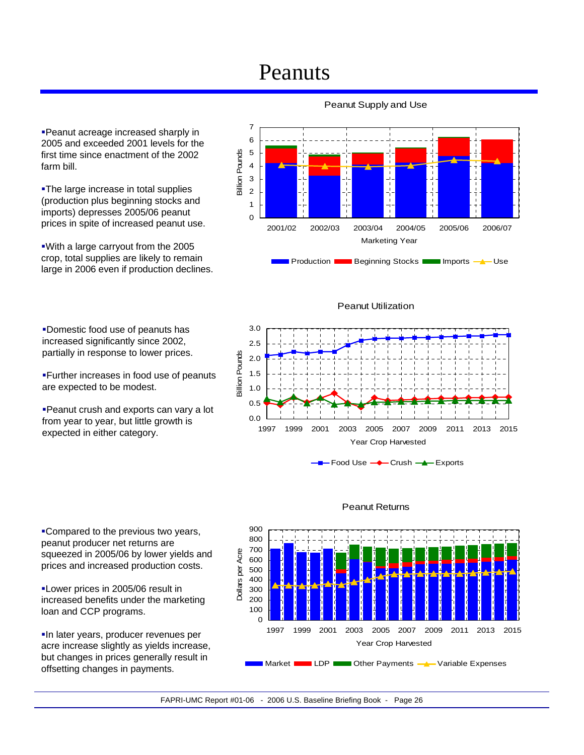# Peanuts

- Peanut acreage increased sharply in 2005 and exceeded 2001 levels for the first time since enactment of the 2002 farm bill.
- The large increase in total supplies (production plus beginning stocks and imports) depresses 2005/06 peanut prices in spite of increased peanut use.
- With a large carryout from the 2005 crop, total supplies are likely to remain large in 2006 even if production declines.

Peanut Supply and Use

- Domestic food use of peanuts has increased significantly since 2002, partially in response to lower prices.
- Further increases in food use of peanuts are expected to be modest.
- Peanut crush and exports can vary a lot from year to year, but little growth is expected in either category.

Peanut Utilization

- Compared to the previous two years, peanut producer net returns are squeezed in 2005/06 by lower yields and prices and increased production costs.
- Lower prices in 2005/06 result in increased benefits under the marketing loan and CCP programs.
- In later years, producer revenues per acre increase slightly as yields increase, but changes in prices generally result in offsetting changes in payments.

Peanut Returns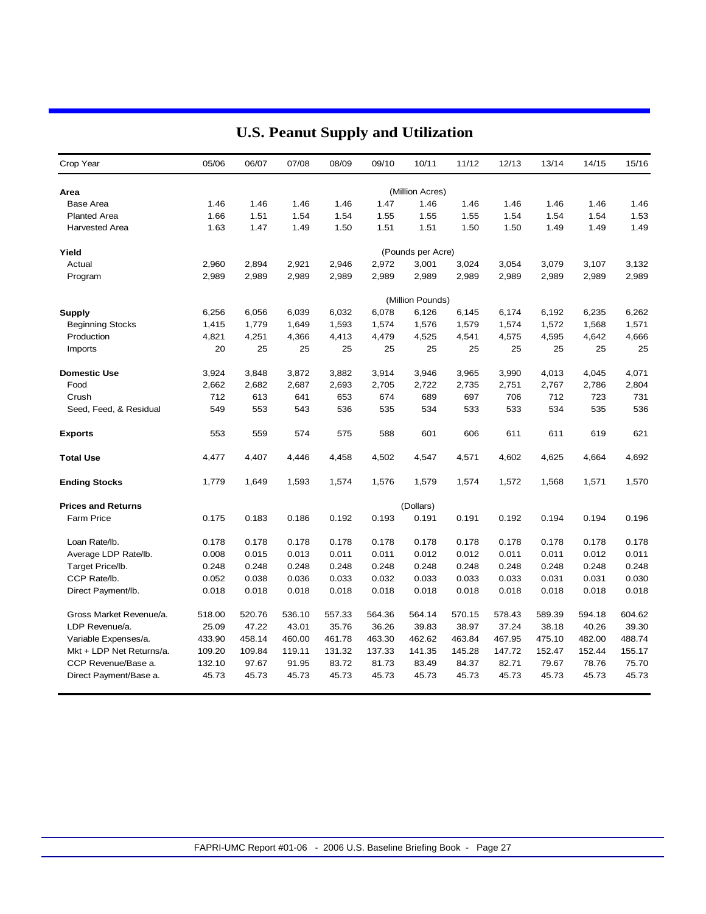# U.S. Peanut Supply and Utilization

| Crop Year | 05/06 | 06/07 | 07/08 | 08/09 | 09/10 | 10/11 | 11/12 | 12/13 | 13/14 | 14/15 | 15/16 |
|---|---|---|---|---|---|---|---|---|---|---|---|
| **Area** | | | | | | (Million Acres) | | | | | |
| Base Area | 1.46 | 1.46 | 1.46 | 1.46 | 1.47 | 1.46 | 1.46 | 1.46 | 1.46 | 1.46 | 1.46 |
| Planted Area | 1.66 | 1.51 | 1.54 | 1.54 | 1.55 | 1.55 | 1.55 | 1.54 | 1.54 | 1.54 | 1.53 |
| Harvested Area | 1.63 | 1.47 | 1.49 | 1.50 | 1.51 | 1.51 | 1.50 | 1.50 | 1.49 | 1.49 | 1.49 |
| **Yield** | | | | | | (Pounds per Acre) | | | | | |
| Actual | 2,960 | 2,894 | 2,921 | 2,946 | 2,972 | 3,001 | 3,024 | 3,054 | 3,079 | 3,107 | 3,132 |
| Program | 2,989 | 2,989 | 2,989 | 2,989 | 2,989 | 2,989 | 2,989 | 2,989 | 2,989 | 2,989 | 2,989 |
| | | | | | | (Million Pounds) | | | | | |
| **Supply** | 6,256 | 6,056 | 6,039 | 6,032 | 6,078 | 6,126 | 6,145 | 6,174 | 6,192 | 6,235 | 6,262 |
| Beginning Stocks | 1,415 | 1,779 | 1,649 | 1,593 | 1,574 | 1,576 | 1,579 | 1,574 | 1,572 | 1,568 | 1,571 |
| Production | 4,821 | 4,251 | 4,366 | 4,413 | 4,479 | 4,525 | 4,541 | 4,575 | 4,595 | 4,642 | 4,666 |
| Imports | 20 | 25 | 25 | 25 | 25 | 25 | 25 | 25 | 25 | 25 | 25 |
| **Domestic Use** | 3,924 | 3,848 | 3,872 | 3,882 | 3,914 | 3,946 | 3,965 | 3,990 | 4,013 | 4,045 | 4,071 |
| Food | 2,662 | 2,682 | 2,687 | 2,693 | 2,705 | 2,722 | 2,735 | 2,751 | 2,767 | 2,786 | 2,804 |
| Crush | 712 | 613 | 641 | 653 | 674 | 689 | 697 | 706 | 712 | 723 | 731 |
| Seed, Feed, & Residual | 549 | 553 | 543 | 536 | 535 | 534 | 533 | 533 | 534 | 535 | 536 |
| **Exports** | 553 | 559 | 574 | 575 | 588 | 601 | 606 | 611 | 611 | 619 | 621 |
| **Total Use** | 4,477 | 4,407 | 4,446 | 4,458 | 4,502 | 4,547 | 4,571 | 4,602 | 4,625 | 4,664 | 4,692 |
| **Ending Stocks** | 1,779 | 1,649 | 1,593 | 1,574 | 1,576 | 1,579 | 1,574 | 1,572 | 1,568 | 1,571 | 1,570 |
| **Prices and Returns** | | | | | | (Dollars) | | | | | |
| Farm Price | 0.175 | 0.183 | 0.186 | 0.192 | 0.193 | 0.191 | 0.191 | 0.192 | 0.194 | 0.194 | 0.196 |
| Loan Rate/lb. | 0.178 | 0.178 | 0.178 | 0.178 | 0.178 | 0.178 | 0.178 | 0.178 | 0.178 | 0.178 | 0.178 |
| Average LDP Rate/lb. | 0.008 | 0.015 | 0.013 | 0.011 | 0.011 | 0.012 | 0.012 | 0.011 | 0.011 | 0.012 | 0.011 |
| Target Price/lb. | 0.248 | 0.248 | 0.248 | 0.248 | 0.248 | 0.248 | 0.248 | 0.248 | 0.248 | 0.248 | 0.248 |
| CCP Rate/lb. | 0.052 | 0.038 | 0.036 | 0.033 | 0.032 | 0.033 | 0.033 | 0.033 | 0.031 | 0.031 | 0.030 |
| Direct Payment/lb. | 0.018 | 0.018 | 0.018 | 0.018 | 0.018 | 0.018 | 0.018 | 0.018 | 0.018 | 0.018 | 0.018 |
| Gross Market Revenue/a. | 518.00 | 520.76 | 536.10 | 557.33 | 564.36 | 564.14 | 570.15 | 578.43 | 589.39 | 594.18 | 604.62 |
| LDP Revenue/a. | 25.09 | 47.22 | 43.01 | 35.76 | 36.26 | 39.83 | 38.97 | 37.24 | 38.18 | 40.26 | 39.30 |
| Variable Expenses/a. | 433.90 | 458.14 | 460.00 | 461.78 | 463.30 | 462.62 | 463.84 | 467.95 | 475.10 | 482.00 | 488.74 |
| Mkt + LDP Net Returns/a. | 109.20 | 109.84 | 119.11 | 131.32 | 137.33 | 141.35 | 145.28 | 147.72 | 152.47 | 152.44 | 155.17 |
| CCP Revenue/Base a. | 132.10 | 97.67 | 91.95 | 83.72 | 81.73 | 83.49 | 84.37 | 82.71 | 79.67 | 78.76 | 75.70 |
| Direct Payment/Base a. | 45.73 | 45.73 | 45.73 | 45.73 | 45.73 | 45.73 | 45.73 | 45.73 | 45.73 | 45.73 | 45.73 |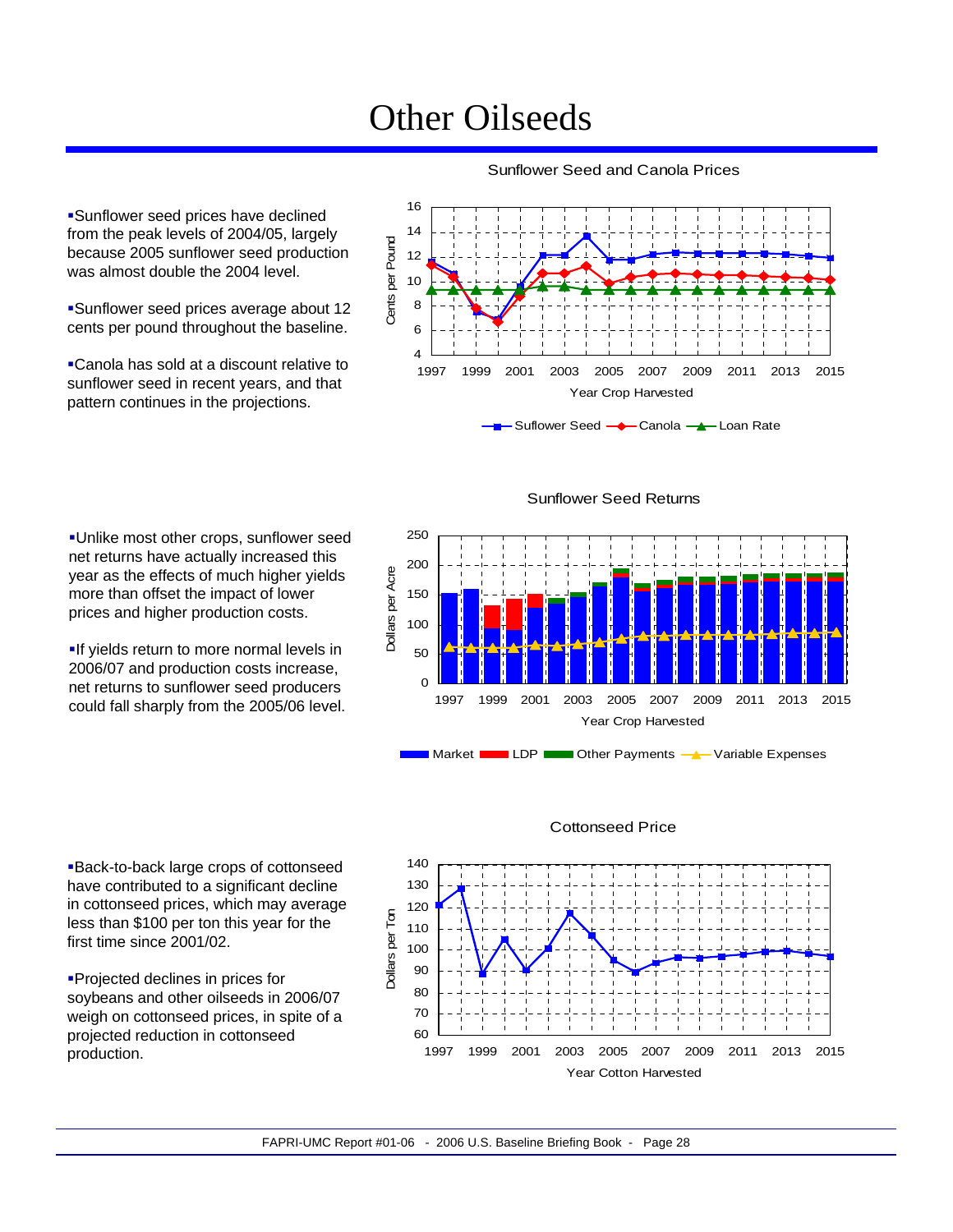# Other Oilseeds

- Sunflower seed prices have declined from the peak levels of 2004/05, largely because 2005 sunflower seed production was almost double the 2004 level.

- Sunflower seed prices average about 12 cents per pound throughout the baseline.

- Canola has sold at a discount relative to sunflower seed in recent years, and that pattern continues in the projections.

**Sunflower Seed and Canola Prices**

- Unlike most other crops, sunflower seed net returns have actually increased this year as the effects of much higher yields more than offset the impact of lower prices and higher production costs.

- If yields return to more normal levels in 2006/07 and production costs increase, net returns to sunflower seed producers could fall sharply from the 2005/06 level.

**Sunflower Seed Returns**

- Back-to-back large crops of cottonseed have contributed to a significant decline in cottonseed prices, which may average less than $100 per ton this year for the first time since 2001/02.

- Projected declines in prices for soybeans and other oilseeds in 2006/07 weigh on cottonseed prices, in spite of a projected reduction in cottonseed production.

**Cottonseed Price**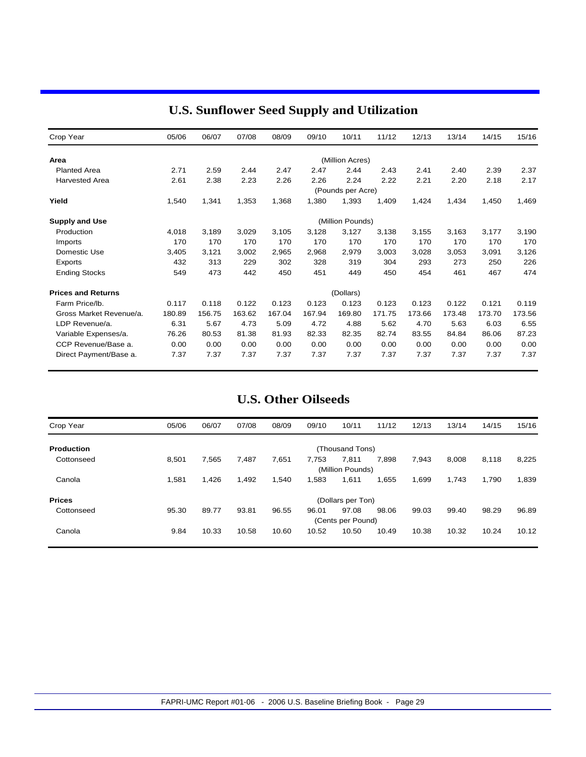## U.S. Sunflower Seed Supply and Utilization

| Crop Year | 05/06 | 06/07 | 07/08 | 08/09 | 09/10 | 10/11 | 11/12 | 12/13 | 13/14 | 14/15 | 15/16 |
|---|---|---|---|---|---|---|---|---|---|---|---|
| **Area** | | | | | | (Million Acres) | | | | | |
| Planted Area | 2.71 | 2.59 | 2.44 | 2.47 | 2.47 | 2.44 | 2.43 | 2.41 | 2.40 | 2.39 | 2.37 |
| Harvested Area | 2.61 | 2.38 | 2.23 | 2.26 | 2.26 | 2.24 | 2.22 | 2.21 | 2.20 | 2.18 | 2.17 |
| | | | | | | (Pounds per Acre) | | | | | |
| **Yield** | 1,540 | 1,341 | 1,353 | 1,368 | 1,380 | 1,393 | 1,409 | 1,424 | 1,434 | 1,450 | 1,469 |
| **Supply and Use** | | | | | | (Million Pounds) | | | | | |
| Production | 4,018 | 3,189 | 3,029 | 3,105 | 3,128 | 3,127 | 3,138 | 3,155 | 3,163 | 3,177 | 3,190 |
| Imports | 170 | 170 | 170 | 170 | 170 | 170 | 170 | 170 | 170 | 170 | 170 |
| Domestic Use | 3,405 | 3,121 | 3,002 | 2,965 | 2,968 | 2,979 | 3,003 | 3,028 | 3,053 | 3,091 | 3,126 |
| Exports | 432 | 313 | 229 | 302 | 328 | 319 | 304 | 293 | 273 | 250 | 226 |
| Ending Stocks | 549 | 473 | 442 | 450 | 451 | 449 | 450 | 454 | 461 | 467 | 474 |
| **Prices and Returns** | | | | | | (Dollars) | | | | | |
| Farm Price/lb. | 0.117 | 0.118 | 0.122 | 0.123 | 0.123 | 0.123 | 0.123 | 0.123 | 0.122 | 0.121 | 0.119 |
| Gross Market Revenue/a. | 180.89 | 156.75 | 163.62 | 167.04 | 167.94 | 169.80 | 171.75 | 173.66 | 173.48 | 173.70 | 173.56 |
| LDP Revenue/a. | 6.31 | 5.67 | 4.73 | 5.09 | 4.72 | 4.88 | 5.62 | 4.70 | 5.63 | 6.03 | 6.55 |
| Variable Expenses/a. | 76.26 | 80.53 | 81.38 | 81.93 | 82.33 | 82.35 | 82.74 | 83.55 | 84.84 | 86.06 | 87.23 |
| CCP Revenue/Base a. | 0.00 | 0.00 | 0.00 | 0.00 | 0.00 | 0.00 | 0.00 | 0.00 | 0.00 | 0.00 | 0.00 |
| Direct Payment/Base a. | 7.37 | 7.37 | 7.37 | 7.37 | 7.37 | 7.37 | 7.37 | 7.37 | 7.37 | 7.37 | 7.37 |

## U.S. Other Oilseeds

| Crop Year | 05/06 | 06/07 | 07/08 | 08/09 | 09/10 | 10/11 | 11/12 | 12/13 | 13/14 | 14/15 | 15/16 |
|---|---|---|---|---|---|---|---|---|---|---|---|
| **Production** | | | | | | (Thousand Tons) | | | | | |
| Cottonseed | 8,501 | 7,565 | 7,487 | 7,651 | 7,753 | 7,811 | 7,898 | 7,943 | 8,008 | 8,118 | 8,225 |
| | | | | | | (Million Pounds) | | | | | |
| Canola | 1,581 | 1,426 | 1,492 | 1,540 | 1,583 | 1,611 | 1,655 | 1,699 | 1,743 | 1,790 | 1,839 |
| **Prices** | | | | | | (Dollars per Ton) | | | | | |
| Cottonseed | 95.30 | 89.77 | 93.81 | 96.55 | 96.01 | 97.08 | 98.06 | 99.03 | 99.40 | 98.29 | 96.89 |
| | | | | | | (Cents per Pound) | | | | | |
| Canola | 9.84 | 10.33 | 10.58 | 10.60 | 10.52 | 10.50 | 10.49 | 10.38 | 10.32 | 10.24 | 10.12 |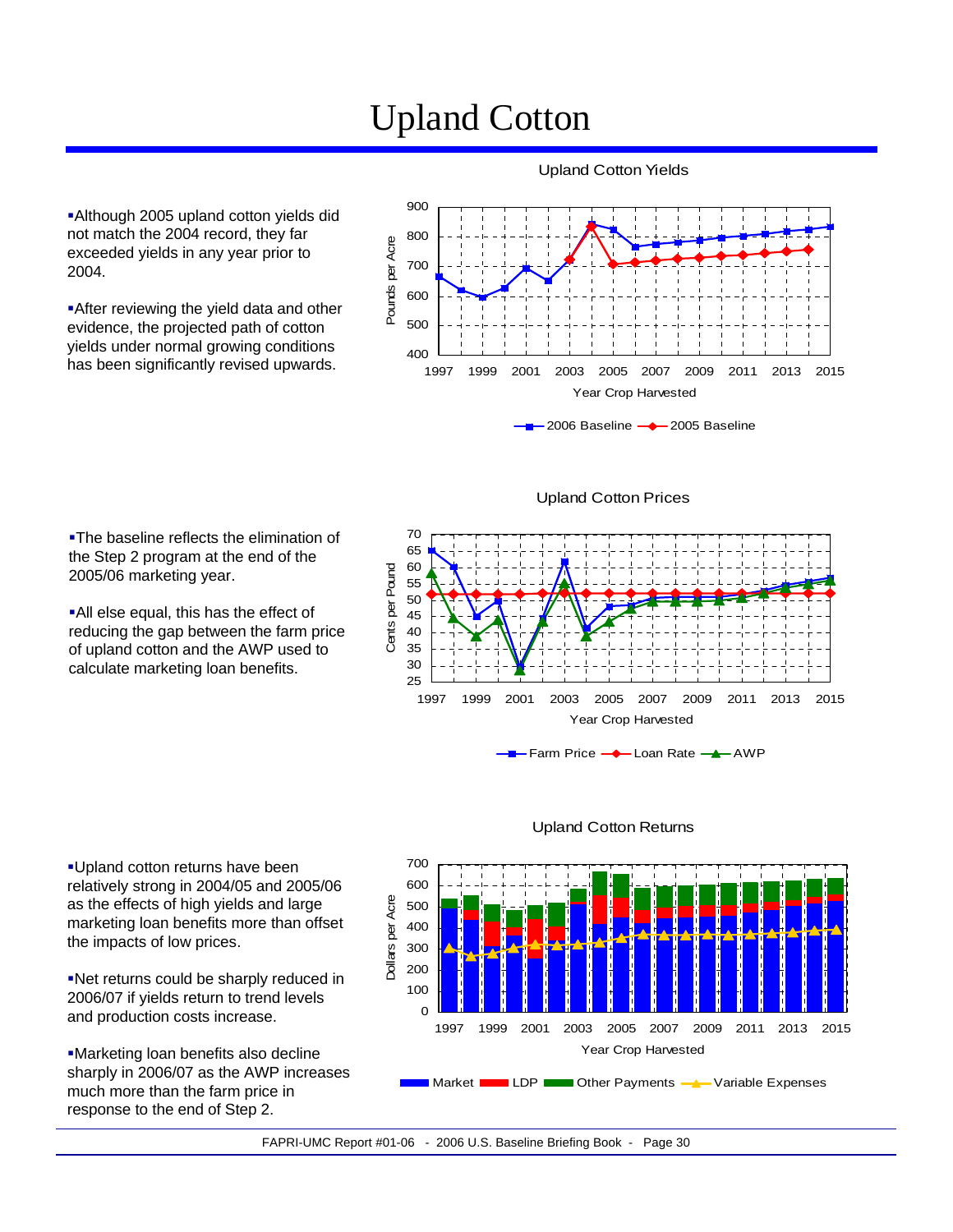# Upland Cotton

- Although 2005 upland cotton yields did not match the 2004 record, they far exceeded yields in any year prior to 2004.

- After reviewing the yield data and other evidence, the projected path of cotton yields under normal growing conditions has been significantly revised upwards.

Upland Cotton Yields

- The baseline reflects the elimination of the Step 2 program at the end of the 2005/06 marketing year.

- All else equal, this has the effect of reducing the gap between the farm price of upland cotton and the AWP used to calculate marketing loan benefits.

Upland Cotton Prices

- Upland cotton returns have been relatively strong in 2004/05 and 2005/06 as the effects of high yields and large marketing loan benefits more than offset the impacts of low prices.

- Net returns could be sharply reduced in 2006/07 if yields return to trend levels and production costs increase.

- Marketing loan benefits also decline sharply in 2006/07 as the AWP increases much more than the farm price in response to the end of Step 2.

Upland Cotton Returns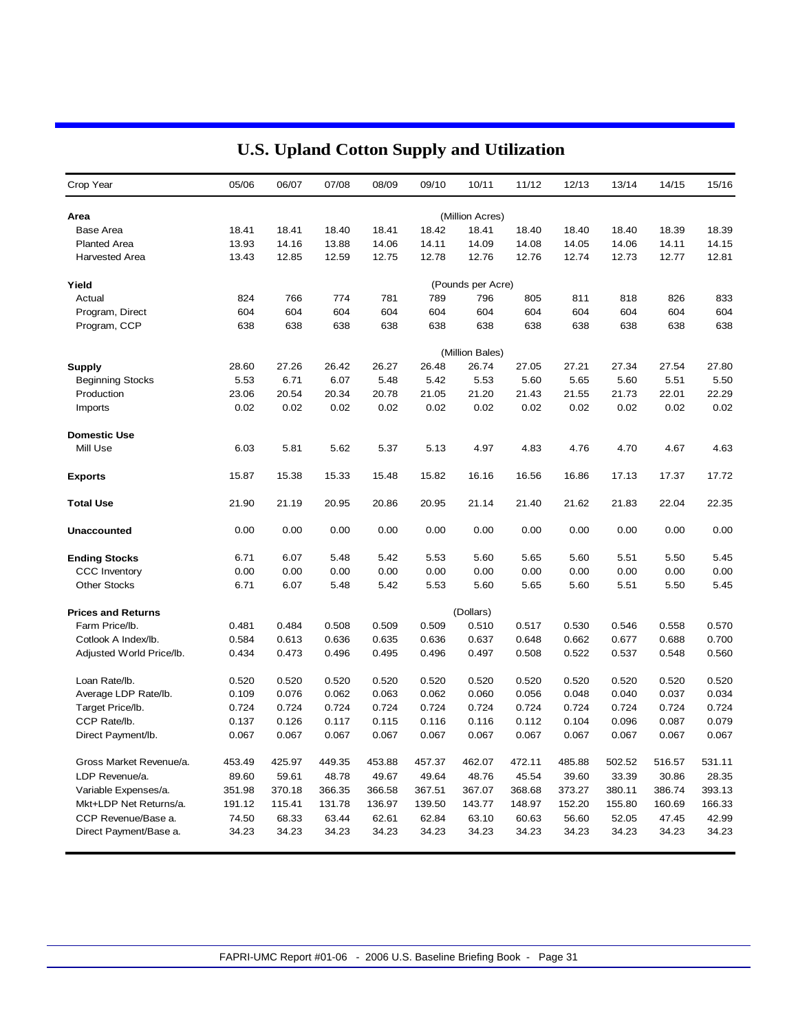# U.S. Upland Cotton Supply and Utilization

| Crop Year | 05/06 | 06/07 | 07/08 | 08/09 | 09/10 | 10/11 | 11/12 | 12/13 | 13/14 | 14/15 | 15/16 |
|---|---|---|---|---|---|---|---|---|---|---|---|
| **Area** | | | | | | (Million Acres) | | | | | |
| Base Area | 18.41 | 18.41 | 18.40 | 18.41 | 18.42 | 18.41 | 18.40 | 18.40 | 18.40 | 18.39 | 18.39 |
| Planted Area | 13.93 | 14.16 | 13.88 | 14.06 | 14.11 | 14.09 | 14.08 | 14.05 | 14.06 | 14.11 | 14.15 |
| Harvested Area | 13.43 | 12.85 | 12.59 | 12.75 | 12.78 | 12.76 | 12.76 | 12.74 | 12.73 | 12.77 | 12.81 |
| **Yield** | | | | | | (Pounds per Acre) | | | | | |
| Actual | 824 | 766 | 774 | 781 | 789 | 796 | 805 | 811 | 818 | 826 | 833 |
| Program, Direct | 604 | 604 | 604 | 604 | 604 | 604 | 604 | 604 | 604 | 604 | 604 |
| Program, CCP | 638 | 638 | 638 | 638 | 638 | 638 | 638 | 638 | 638 | 638 | 638 |
| | | | | | | (Million Bales) | | | | | |
| **Supply** | 28.60 | 27.26 | 26.42 | 26.27 | 26.48 | 26.74 | 27.05 | 27.21 | 27.34 | 27.54 | 27.80 |
| Beginning Stocks | 5.53 | 6.71 | 6.07 | 5.48 | 5.42 | 5.53 | 5.60 | 5.65 | 5.60 | 5.51 | 5.50 |
| Production | 23.06 | 20.54 | 20.34 | 20.78 | 21.05 | 21.20 | 21.43 | 21.55 | 21.73 | 22.01 | 22.29 |
| Imports | 0.02 | 0.02 | 0.02 | 0.02 | 0.02 | 0.02 | 0.02 | 0.02 | 0.02 | 0.02 | 0.02 |
| **Domestic Use** | | | | | | | | | | | |
| Mill Use | 6.03 | 5.81 | 5.62 | 5.37 | 5.13 | 4.97 | 4.83 | 4.76 | 4.70 | 4.67 | 4.63 |
| **Exports** | 15.87 | 15.38 | 15.33 | 15.48 | 15.82 | 16.16 | 16.56 | 16.86 | 17.13 | 17.37 | 17.72 |
| **Total Use** | 21.90 | 21.19 | 20.95 | 20.86 | 20.95 | 21.14 | 21.40 | 21.62 | 21.83 | 22.04 | 22.35 |
| **Unaccounted** | 0.00 | 0.00 | 0.00 | 0.00 | 0.00 | 0.00 | 0.00 | 0.00 | 0.00 | 0.00 | 0.00 |
| **Ending Stocks** | 6.71 | 6.07 | 5.48 | 5.42 | 5.53 | 5.60 | 5.65 | 5.60 | 5.51 | 5.50 | 5.45 |
| CCC Inventory | 0.00 | 0.00 | 0.00 | 0.00 | 0.00 | 0.00 | 0.00 | 0.00 | 0.00 | 0.00 | 0.00 |
| Other Stocks | 6.71 | 6.07 | 5.48 | 5.42 | 5.53 | 5.60 | 5.65 | 5.60 | 5.51 | 5.50 | 5.45 |
| **Prices and Returns** | | | | | | (Dollars) | | | | | |
| Farm Price/lb. | 0.481 | 0.484 | 0.508 | 0.509 | 0.509 | 0.510 | 0.517 | 0.530 | 0.546 | 0.558 | 0.570 |
| Cotlook A Index/lb. | 0.584 | 0.613 | 0.636 | 0.635 | 0.636 | 0.637 | 0.648 | 0.662 | 0.677 | 0.688 | 0.700 |
| Adjusted World Price/lb. | 0.434 | 0.473 | 0.496 | 0.495 | 0.496 | 0.497 | 0.508 | 0.522 | 0.537 | 0.548 | 0.560 |
| Loan Rate/lb. | 0.520 | 0.520 | 0.520 | 0.520 | 0.520 | 0.520 | 0.520 | 0.520 | 0.520 | 0.520 | 0.520 |
| Average LDP Rate/lb. | 0.109 | 0.076 | 0.062 | 0.063 | 0.062 | 0.060 | 0.056 | 0.048 | 0.040 | 0.037 | 0.034 |
| Target Price/lb. | 0.724 | 0.724 | 0.724 | 0.724 | 0.724 | 0.724 | 0.724 | 0.724 | 0.724 | 0.724 | 0.724 |
| CCP Rate/lb. | 0.137 | 0.126 | 0.117 | 0.115 | 0.116 | 0.116 | 0.112 | 0.104 | 0.096 | 0.087 | 0.079 |
| Direct Payment/lb. | 0.067 | 0.067 | 0.067 | 0.067 | 0.067 | 0.067 | 0.067 | 0.067 | 0.067 | 0.067 | 0.067 |
| Gross Market Revenue/a. | 453.49 | 425.97 | 449.35 | 453.88 | 457.37 | 462.07 | 472.11 | 485.88 | 502.52 | 516.57 | 531.11 |
| LDP Revenue/a. | 89.60 | 59.61 | 48.78 | 49.67 | 49.64 | 48.76 | 45.54 | 39.60 | 33.39 | 30.86 | 28.35 |
| Variable Expenses/a. | 351.98 | 370.18 | 366.35 | 366.58 | 367.51 | 367.07 | 368.68 | 373.27 | 380.11 | 386.74 | 393.13 |
| Mkt+LDP Net Returns/a. | 191.12 | 115.41 | 131.78 | 136.97 | 139.50 | 143.77 | 148.97 | 152.20 | 155.80 | 160.69 | 166.33 |
| CCP Revenue/Base a. | 74.50 | 68.33 | 63.44 | 62.61 | 62.84 | 63.10 | 60.63 | 56.60 | 52.05 | 47.45 | 42.99 |
| Direct Payment/Base a. | 34.23 | 34.23 | 34.23 | 34.23 | 34.23 | 34.23 | 34.23 | 34.23 | 34.23 | 34.23 | 34.23 |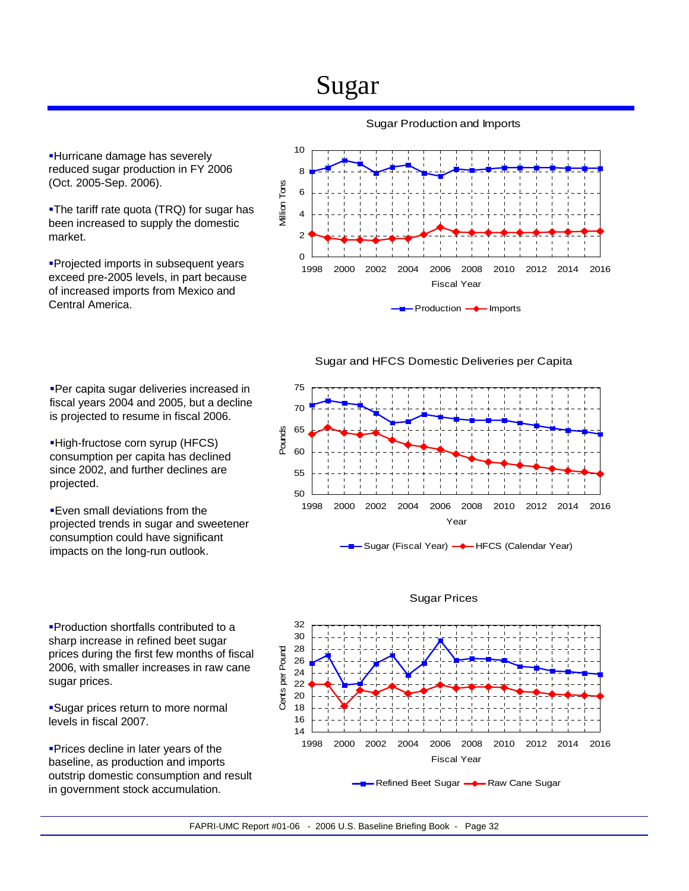# Sugar

- Hurricane damage has severely reduced sugar production in FY 2006 (Oct. 2005-Sep. 2006).
- The tariff rate quota (TRQ) for sugar has been increased to supply the domestic market.
- Projected imports in subsequent years exceed pre-2005 levels, in part because of increased imports from Mexico and Central America.

- Per capita sugar deliveries increased in fiscal years 2004 and 2005, but a decline is projected to resume in fiscal 2006.
- High-fructose corn syrup (HFCS) consumption per capita has declined since 2002, and further declines are projected.
- Even small deviations from the projected trends in sugar and sweetener consumption could have significant impacts on the long-run outlook.

- Production shortfalls contributed to a sharp increase in refined beet sugar prices during the first few months of fiscal 2006, with smaller increases in raw cane sugar prices.
- Sugar prices return to more normal levels in fiscal 2007.
- Prices decline in later years of the baseline, as production and imports outstrip domestic consumption and result in government stock accumulation.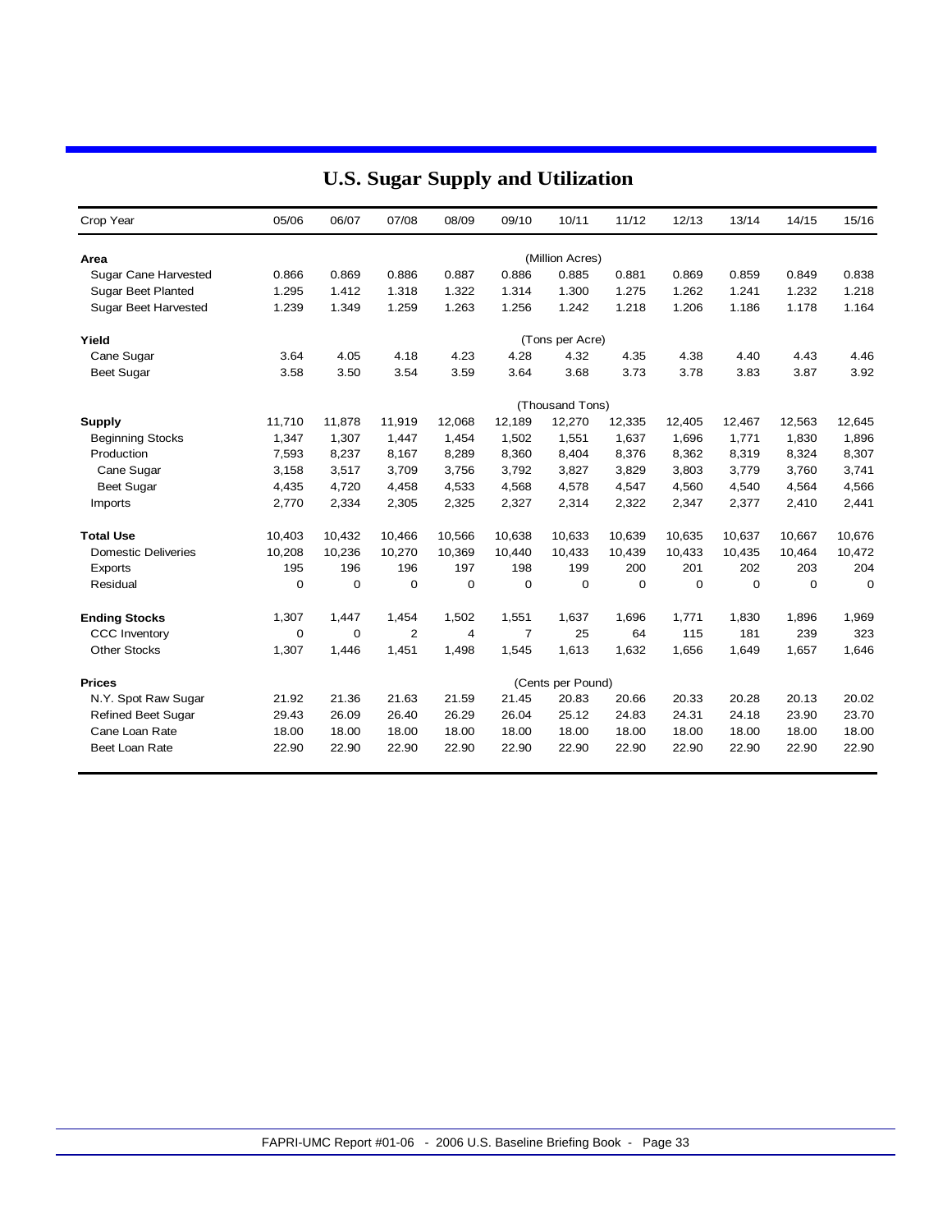# U.S. Sugar Supply and Utilization

| Crop Year | 05/06 | 06/07 | 07/08 | 08/09 | 09/10 | 10/11 | 11/12 | 12/13 | 13/14 | 14/15 | 15/16 |
|---|---|---|---|---|---|---|---|---|---|---|---|
| **Area** | | | | | | (Million Acres) | | | | | |
| Sugar Cane Harvested | 0.866 | 0.869 | 0.886 | 0.887 | 0.886 | 0.885 | 0.881 | 0.869 | 0.859 | 0.849 | 0.838 |
| Sugar Beet Planted | 1.295 | 1.412 | 1.318 | 1.322 | 1.314 | 1.300 | 1.275 | 1.262 | 1.241 | 1.232 | 1.218 |
| Sugar Beet Harvested | 1.239 | 1.349 | 1.259 | 1.263 | 1.256 | 1.242 | 1.218 | 1.206 | 1.186 | 1.178 | 1.164 |
| **Yield** | | | | | | (Tons per Acre) | | | | | |
| Cane Sugar | 3.64 | 4.05 | 4.18 | 4.23 | 4.28 | 4.32 | 4.35 | 4.38 | 4.40 | 4.43 | 4.46 |
| Beet Sugar | 3.58 | 3.50 | 3.54 | 3.59 | 3.64 | 3.68 | 3.73 | 3.78 | 3.83 | 3.87 | 3.92 |
| | | | | | | (Thousand Tons) | | | | | |
| **Supply** | 11,710 | 11,878 | 11,919 | 12,068 | 12,189 | 12,270 | 12,335 | 12,405 | 12,467 | 12,563 | 12,645 |
| Beginning Stocks | 1,347 | 1,307 | 1,447 | 1,454 | 1,502 | 1,551 | 1,637 | 1,696 | 1,771 | 1,830 | 1,896 |
| Production | 7,593 | 8,237 | 8,167 | 8,289 | 8,360 | 8,404 | 8,376 | 8,362 | 8,319 | 8,324 | 8,307 |
| Cane Sugar | 3,158 | 3,517 | 3,709 | 3,756 | 3,792 | 3,827 | 3,829 | 3,803 | 3,779 | 3,760 | 3,741 |
| Beet Sugar | 4,435 | 4,720 | 4,458 | 4,533 | 4,568 | 4,578 | 4,547 | 4,560 | 4,540 | 4,564 | 4,566 |
| Imports | 2,770 | 2,334 | 2,305 | 2,325 | 2,327 | 2,314 | 2,322 | 2,347 | 2,377 | 2,410 | 2,441 |
| **Total Use** | 10,403 | 10,432 | 10,466 | 10,566 | 10,638 | 10,633 | 10,639 | 10,635 | 10,637 | 10,667 | 10,676 |
| Domestic Deliveries | 10,208 | 10,236 | 10,270 | 10,369 | 10,440 | 10,433 | 10,439 | 10,433 | 10,435 | 10,464 | 10,472 |
| Exports | 195 | 196 | 196 | 197 | 198 | 199 | 200 | 201 | 202 | 203 | 204 |
| Residual | 0 | 0 | 0 | 0 | 0 | 0 | 0 | 0 | 0 | 0 | 0 |
| **Ending Stocks** | 1,307 | 1,447 | 1,454 | 1,502 | 1,551 | 1,637 | 1,696 | 1,771 | 1,830 | 1,896 | 1,969 |
| CCC Inventory | 0 | 0 | 2 | 4 | 7 | 25 | 64 | 115 | 181 | 239 | 323 |
| Other Stocks | 1,307 | 1,446 | 1,451 | 1,498 | 1,545 | 1,613 | 1,632 | 1,656 | 1,649 | 1,657 | 1,646 |
| **Prices** | | | | | | (Cents per Pound) | | | | | |
| N.Y. Spot Raw Sugar | 21.92 | 21.36 | 21.63 | 21.59 | 21.45 | 20.83 | 20.66 | 20.33 | 20.28 | 20.13 | 20.02 |
| Refined Beet Sugar | 29.43 | 26.09 | 26.40 | 26.29 | 26.04 | 25.12 | 24.83 | 24.31 | 24.18 | 23.90 | 23.70 |
| Cane Loan Rate | 18.00 | 18.00 | 18.00 | 18.00 | 18.00 | 18.00 | 18.00 | 18.00 | 18.00 | 18.00 | 18.00 |
| Beet Loan Rate | 22.90 | 22.90 | 22.90 | 22.90 | 22.90 | 22.90 | 22.90 | 22.90 | 22.90 | 22.90 | 22.90 |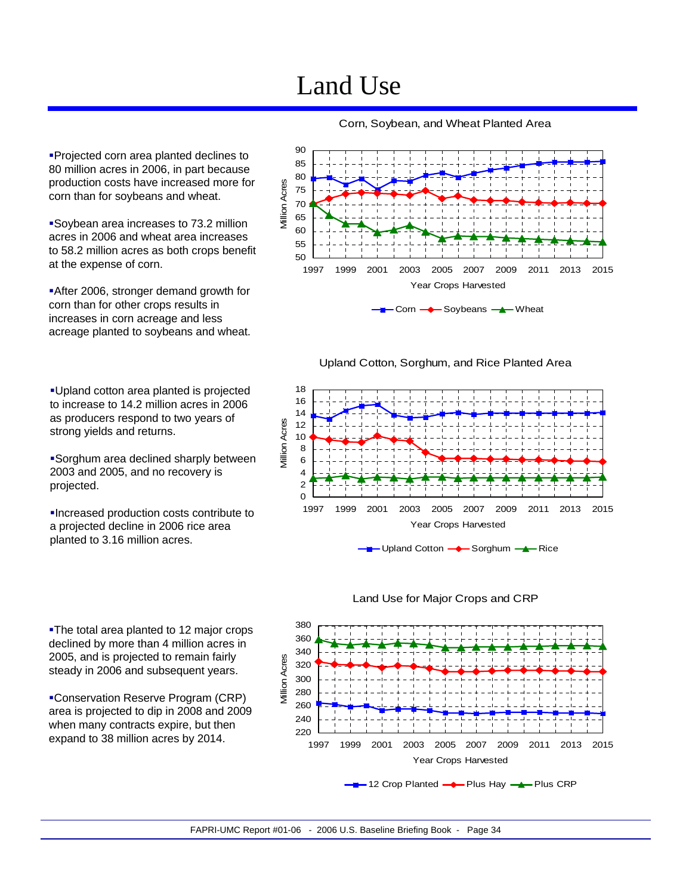# Land Use

- Projected corn area planted declines to 80 million acres in 2006, in part because production costs have increased more for corn than for soybeans and wheat.

- Soybean area increases to 73.2 million acres in 2006 and wheat area increases to 58.2 million acres as both crops benefit at the expense of corn.

- After 2006, stronger demand growth for corn than for other crops results in increases in corn acreage and less acreage planted to soybeans and wheat.

Corn, Soybean, and Wheat Planted Area

- Upland cotton area planted is projected to increase to 14.2 million acres in 2006 as producers respond to two years of strong yields and returns.

- Sorghum area declined sharply between 2003 and 2005, and no recovery is projected.

- Increased production costs contribute to a projected decline in 2006 rice area planted to 3.16 million acres.

Upland Cotton, Sorghum, and Rice Planted Area

- The total area planted to 12 major crops declined by more than 4 million acres in 2005, and is projected to remain fairly steady in 2006 and subsequent years.

- Conservation Reserve Program (CRP) area is projected to dip in 2008 and 2009 when many contracts expire, but then expand to 38 million acres by 2014.

Land Use for Major Crops and CRP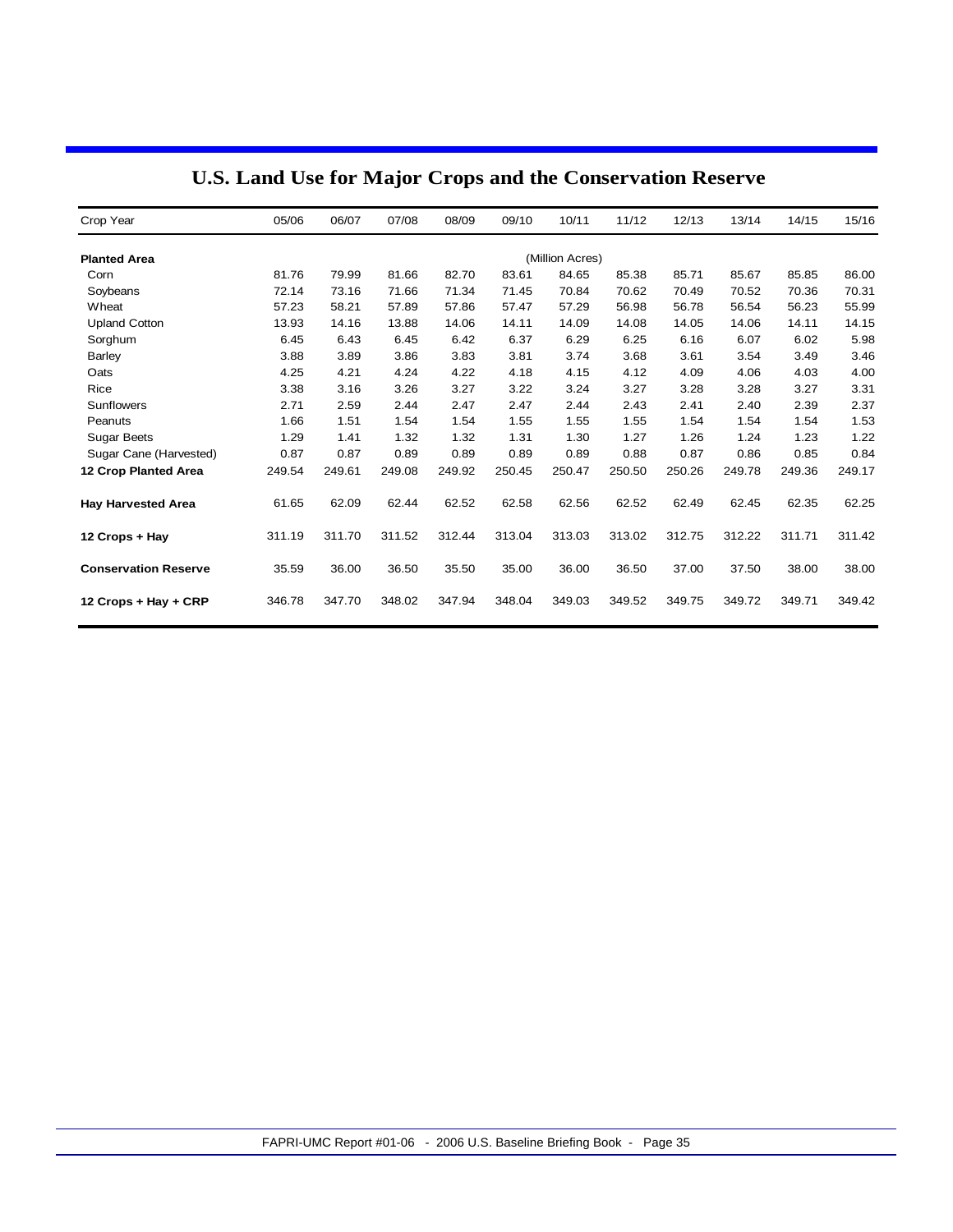# U.S. Land Use for Major Crops and the Conservation Reserve

| Crop Year | 05/06 | 06/07 | 07/08 | 08/09 | 09/10 | 10/11 | 11/12 | 12/13 | 13/14 | 14/15 | 15/16 |
|---|---|---|---|---|---|---|---|---|---|---|---|
| **Planted Area** | | | | | | (Million Acres) | | | | | |
| Corn | 81.76 | 79.99 | 81.66 | 82.70 | 83.61 | 84.65 | 85.38 | 85.71 | 85.67 | 85.85 | 86.00 |
| Soybeans | 72.14 | 73.16 | 71.66 | 71.34 | 71.45 | 70.84 | 70.62 | 70.49 | 70.52 | 70.36 | 70.31 |
| Wheat | 57.23 | 58.21 | 57.89 | 57.86 | 57.47 | 57.29 | 56.98 | 56.78 | 56.54 | 56.23 | 55.99 |
| Upland Cotton | 13.93 | 14.16 | 13.88 | 14.06 | 14.11 | 14.09 | 14.08 | 14.05 | 14.06 | 14.11 | 14.15 |
| Sorghum | 6.45 | 6.43 | 6.45 | 6.42 | 6.37 | 6.29 | 6.25 | 6.16 | 6.07 | 6.02 | 5.98 |
| Barley | 3.88 | 3.89 | 3.86 | 3.83 | 3.81 | 3.74 | 3.68 | 3.61 | 3.54 | 3.49 | 3.46 |
| Oats | 4.25 | 4.21 | 4.24 | 4.22 | 4.18 | 4.15 | 4.12 | 4.09 | 4.06 | 4.03 | 4.00 |
| Rice | 3.38 | 3.16 | 3.26 | 3.27 | 3.22 | 3.24 | 3.27 | 3.28 | 3.28 | 3.27 | 3.31 |
| Sunflowers | 2.71 | 2.59 | 2.44 | 2.47 | 2.47 | 2.44 | 2.43 | 2.41 | 2.40 | 2.39 | 2.37 |
| Peanuts | 1.66 | 1.51 | 1.54 | 1.54 | 1.55 | 1.55 | 1.55 | 1.54 | 1.54 | 1.54 | 1.53 |
| Sugar Beets | 1.29 | 1.41 | 1.32 | 1.32 | 1.31 | 1.30 | 1.27 | 1.26 | 1.24 | 1.23 | 1.22 |
| Sugar Cane (Harvested) | 0.87 | 0.87 | 0.89 | 0.89 | 0.89 | 0.89 | 0.88 | 0.87 | 0.86 | 0.85 | 0.84 |
| **12 Crop Planted Area** | 249.54 | 249.61 | 249.08 | 249.92 | 250.45 | 250.47 | 250.50 | 250.26 | 249.78 | 249.36 | 249.17 |
| **Hay Harvested Area** | 61.65 | 62.09 | 62.44 | 62.52 | 62.58 | 62.56 | 62.52 | 62.49 | 62.45 | 62.35 | 62.25 |
| **12 Crops + Hay** | 311.19 | 311.70 | 311.52 | 312.44 | 313.04 | 313.03 | 313.02 | 312.75 | 312.22 | 311.71 | 311.42 |
| **Conservation Reserve** | 35.59 | 36.00 | 36.50 | 35.50 | 35.00 | 36.00 | 36.50 | 37.00 | 37.50 | 38.00 | 38.00 |
| **12 Crops + Hay + CRP** | 346.78 | 347.70 | 348.02 | 347.94 | 348.04 | 349.03 | 349.52 | 349.75 | 349.72 | 349.71 | 349.42 |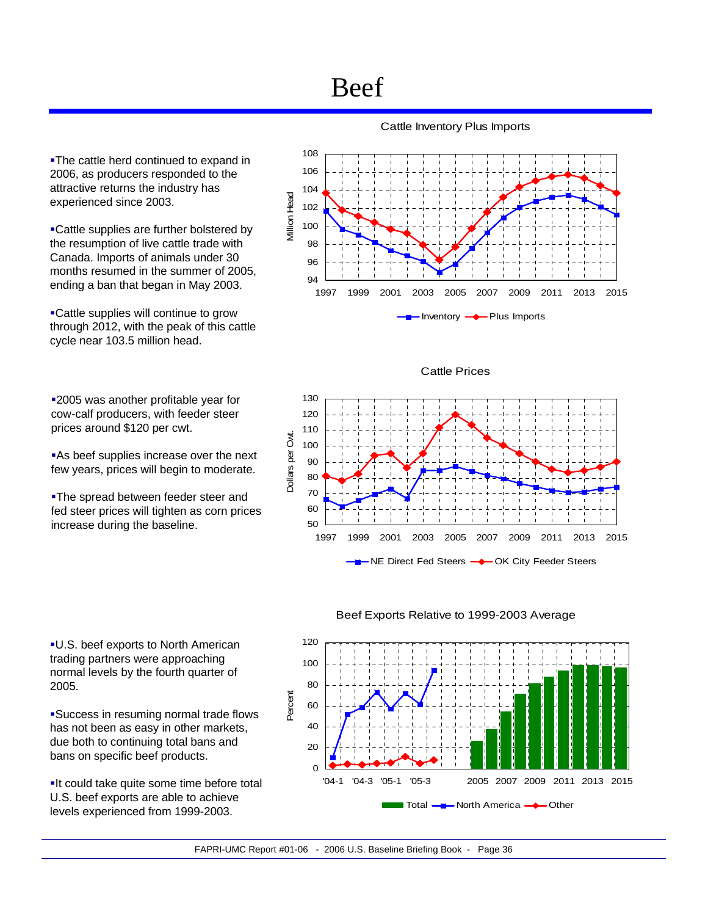# Beef

- The cattle herd continued to expand in 2006, as producers responded to the attractive returns the industry has experienced since 2003.
- Cattle supplies are further bolstered by the resumption of live cattle trade with Canada. Imports of animals under 30 months resumed in the summer of 2005, ending a ban that began in May 2003.
- Cattle supplies will continue to grow through 2012, with the peak of this cattle cycle near 103.5 million head.

Cattle Inventory Plus Imports

- 2005 was another profitable year for cow-calf producers, with feeder steer prices around $120 per cwt.
- As beef supplies increase over the next few years, prices will begin to moderate.
- The spread between feeder steer and fed steer prices will tighten as corn prices increase during the baseline.

Cattle Prices

- U.S. beef exports to North American trading partners were approaching normal levels by the fourth quarter of 2005.
- Success in resuming normal trade flows has not been as easy in other markets, due both to continuing total bans and bans on specific beef products.
- It could take quite some time before total U.S. beef exports are able to achieve levels experienced from 1999-2003.

Beef Exports Relative to 1999-2003 Average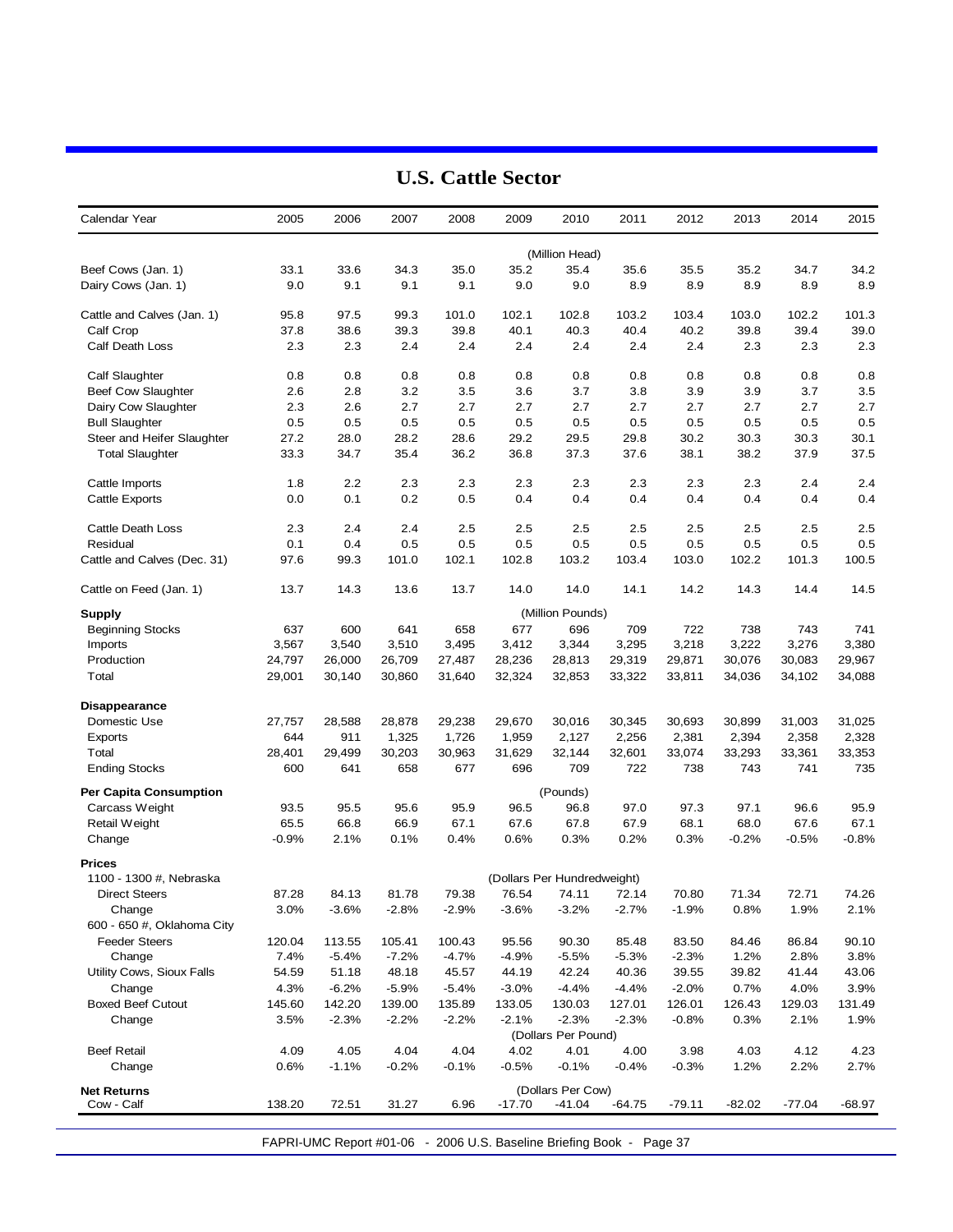# U.S. Cattle Sector

| Calendar Year | 2005 | 2006 | 2007 | 2008 | 2009 | 2010 | 2011 | 2012 | 2013 | 2014 | 2015 |
|---|---|---|---|---|---|---|---|---|---|---|---|
| | | | | | | (Million Head) | | | | | |
| Beef Cows (Jan. 1) | 33.1 | 33.6 | 34.3 | 35.0 | 35.2 | 35.4 | 35.6 | 35.5 | 35.2 | 34.7 | 34.2 |
| Dairy Cows (Jan. 1) | 9.0 | 9.1 | 9.1 | 9.1 | 9.0 | 9.0 | 8.9 | 8.9 | 8.9 | 8.9 | 8.9 |
| Cattle and Calves (Jan. 1) | 95.8 | 97.5 | 99.3 | 101.0 | 102.1 | 102.8 | 103.2 | 103.4 | 103.0 | 102.2 | 101.3 |
| Calf Crop | 37.8 | 38.6 | 39.3 | 39.8 | 40.1 | 40.3 | 40.4 | 40.2 | 39.8 | 39.4 | 39.0 |
| Calf Death Loss | 2.3 | 2.3 | 2.4 | 2.4 | 2.4 | 2.4 | 2.4 | 2.4 | 2.3 | 2.3 | 2.3 |
| Calf Slaughter | 0.8 | 0.8 | 0.8 | 0.8 | 0.8 | 0.8 | 0.8 | 0.8 | 0.8 | 0.8 | 0.8 |
| Beef Cow Slaughter | 2.6 | 2.8 | 3.2 | 3.5 | 3.6 | 3.7 | 3.8 | 3.9 | 3.9 | 3.7 | 3.5 |
| Dairy Cow Slaughter | 2.3 | 2.6 | 2.7 | 2.7 | 2.7 | 2.7 | 2.7 | 2.7 | 2.7 | 2.7 | 2.7 |
| Bull Slaughter | 0.5 | 0.5 | 0.5 | 0.5 | 0.5 | 0.5 | 0.5 | 0.5 | 0.5 | 0.5 | 0.5 |
| Steer and Heifer Slaughter | 27.2 | 28.0 | 28.2 | 28.6 | 29.2 | 29.5 | 29.8 | 30.2 | 30.3 | 30.3 | 30.1 |
| Total Slaughter | 33.3 | 34.7 | 35.4 | 36.2 | 36.8 | 37.3 | 37.6 | 38.1 | 38.2 | 37.9 | 37.5 |
| Cattle Imports | 1.8 | 2.2 | 2.3 | 2.3 | 2.3 | 2.3 | 2.3 | 2.3 | 2.3 | 2.4 | 2.4 |
| Cattle Exports | 0.0 | 0.1 | 0.2 | 0.5 | 0.4 | 0.4 | 0.4 | 0.4 | 0.4 | 0.4 | 0.4 |
| Cattle Death Loss | 2.3 | 2.4 | 2.4 | 2.5 | 2.5 | 2.5 | 2.5 | 2.5 | 2.5 | 2.5 | 2.5 |
| Residual | 0.1 | 0.4 | 0.5 | 0.5 | 0.5 | 0.5 | 0.5 | 0.5 | 0.5 | 0.5 | 0.5 |
| Cattle and Calves (Dec. 31) | 97.6 | 99.3 | 101.0 | 102.1 | 102.8 | 103.2 | 103.4 | 103.0 | 102.2 | 101.3 | 100.5 |
| Cattle on Feed (Jan. 1) | 13.7 | 14.3 | 13.6 | 13.7 | 14.0 | 14.0 | 14.1 | 14.2 | 14.3 | 14.4 | 14.5 |
| **Supply** | | | | | | (Million Pounds) | | | | | |
| Beginning Stocks | 637 | 600 | 641 | 658 | 677 | 696 | 709 | 722 | 738 | 743 | 741 |
| Imports | 3,567 | 3,540 | 3,510 | 3,495 | 3,412 | 3,344 | 3,295 | 3,218 | 3,222 | 3,276 | 3,380 |
| Production | 24,797 | 26,000 | 26,709 | 27,487 | 28,236 | 28,813 | 29,319 | 29,871 | 30,076 | 30,083 | 29,967 |
| Total | 29,001 | 30,140 | 30,860 | 31,640 | 32,324 | 32,853 | 33,322 | 33,811 | 34,036 | 34,102 | 34,088 |
| **Disappearance** | | | | | | | | | | | |
| Domestic Use | 27,757 | 28,588 | 28,878 | 29,238 | 29,670 | 30,016 | 30,345 | 30,693 | 30,899 | 31,003 | 31,025 |
| Exports | 644 | 911 | 1,325 | 1,726 | 1,959 | 2,127 | 2,256 | 2,381 | 2,394 | 2,358 | 2,328 |
| Total | 28,401 | 29,499 | 30,203 | 30,963 | 31,629 | 32,144 | 32,601 | 33,074 | 33,293 | 33,361 | 33,353 |
| Ending Stocks | 600 | 641 | 658 | 677 | 696 | 709 | 722 | 738 | 743 | 741 | 735 |
| **Per Capita Consumption** | | | | | | (Pounds) | | | | | |
| Carcass Weight | 93.5 | 95.5 | 95.6 | 95.9 | 96.5 | 96.8 | 97.0 | 97.3 | 97.1 | 96.6 | 95.9 |
| Retail Weight | 65.5 | 66.8 | 66.9 | 67.1 | 67.6 | 67.8 | 67.9 | 68.1 | 68.0 | 67.6 | 67.1 |
| Change | -0.9% | 2.1% | 0.1% | 0.4% | 0.6% | 0.3% | 0.2% | 0.3% | -0.2% | -0.5% | -0.8% |
| **Prices** | | | | | | | | | | | |
| 1100 - 1300 #, Nebraska | | | | | | (Dollars Per Hundredweight) | | | | | |
| Direct Steers | 87.28 | 84.13 | 81.78 | 79.38 | 76.54 | 74.11 | 72.14 | 70.80 | 71.34 | 72.71 | 74.26 |
| Change | 3.0% | -3.6% | -2.8% | -2.9% | -3.6% | -3.2% | -2.7% | -1.9% | 0.8% | 1.9% | 2.1% |
| 600 - 650 #, Oklahoma City | | | | | | | | | | | |
| Feeder Steers | 120.04 | 113.55 | 105.41 | 100.43 | 95.56 | 90.30 | 85.48 | 83.50 | 84.46 | 86.84 | 90.10 |
| Change | 7.4% | -5.4% | -7.2% | -4.7% | -4.9% | -5.5% | -5.3% | -2.3% | 1.2% | 2.8% | 3.8% |
| Utility Cows, Sioux Falls | 54.59 | 51.18 | 48.18 | 45.57 | 44.19 | 42.24 | 40.36 | 39.55 | 39.82 | 41.44 | 43.06 |
| Change | 4.3% | -6.2% | -5.9% | -5.4% | -3.0% | -4.4% | -4.4% | -2.0% | 0.7% | 4.0% | 3.9% |
| Boxed Beef Cutout | 145.60 | 142.20 | 139.00 | 135.89 | 133.05 | 130.03 | 127.01 | 126.01 | 126.43 | 129.03 | 131.49 |
| Change | 3.5% | -2.3% | -2.2% | -2.2% | -2.1% | -2.3% | -2.3% | -0.8% | 0.3% | 2.1% | 1.9% |
| | | | | | | (Dollars Per Pound) | | | | | |
| Beef Retail | 4.09 | 4.05 | 4.04 | 4.04 | 4.02 | 4.01 | 4.00 | 3.98 | 4.03 | 4.12 | 4.23 |
| Change | 0.6% | -1.1% | -0.2% | -0.1% | -0.5% | -0.1% | -0.4% | -0.3% | 1.2% | 2.2% | 2.7% |
| **Net Returns** | | | | | | (Dollars Per Cow) | | | | | |
| Cow - Calf | 138.20 | 72.51 | 31.27 | 6.96 | -17.70 | -41.04 | -64.75 | -79.11 | -82.02 | -77.04 | -68.97 |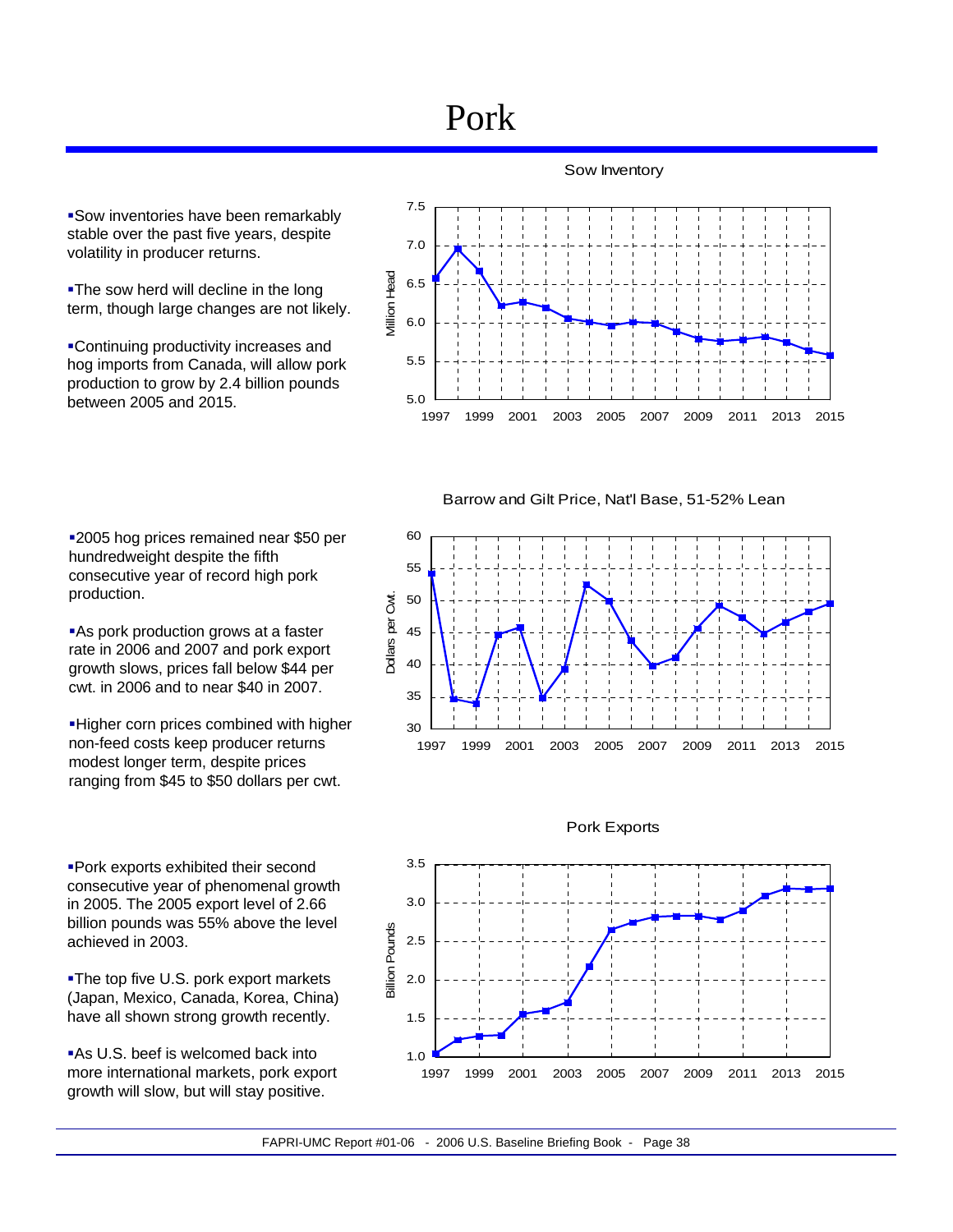# Pork

- Sow inventories have been remarkably stable over the past five years, despite volatility in producer returns.
- The sow herd will decline in the long term, though large changes are not likely.
- Continuing productivity increases and hog imports from Canada, will allow pork production to grow by 2.4 billion pounds between 2005 and 2015.

Sow Inventory

- 2005 hog prices remained near $50 per hundredweight despite the fifth consecutive year of record high pork production.
- As pork production grows at a faster rate in 2006 and 2007 and pork export growth slows, prices fall below $44 per cwt. in 2006 and to near $40 in 2007.
- Higher corn prices combined with higher non-feed costs keep producer returns modest longer term, despite prices ranging from $45 to $50 dollars per cwt.

Barrow and Gilt Price, Nat'l Base, 51-52% Lean

- Pork exports exhibited their second consecutive year of phenomenal growth in 2005. The 2005 export level of 2.66 billion pounds was 55% above the level achieved in 2003.
- The top five U.S. pork export markets (Japan, Mexico, Canada, Korea, China) have all shown strong growth recently.
- As U.S. beef is welcomed back into more international markets, pork export growth will slow, but will stay positive.

Pork Exports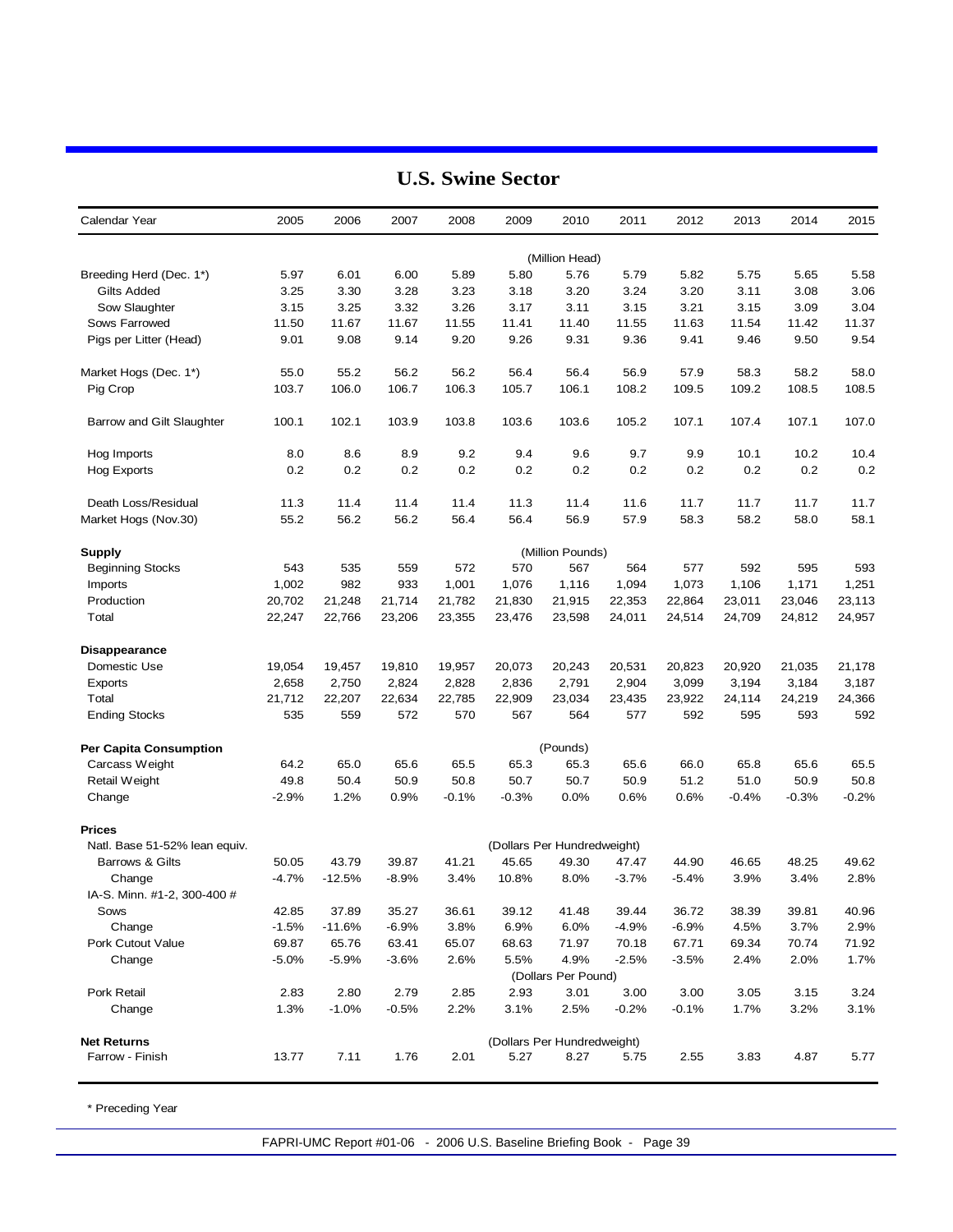# U.S. Swine Sector

| Calendar Year | 2005 | 2006 | 2007 | 2008 | 2009 | 2010 | 2011 | 2012 | 2013 | 2014 | 2015 |
|---|---|---|---|---|---|---|---|---|---|---|---|
| | | | | | | (Million Head) | | | | | |
| Breeding Herd (Dec. 1*) | 5.97 | 6.01 | 6.00 | 5.89 | 5.80 | 5.76 | 5.79 | 5.82 | 5.75 | 5.65 | 5.58 |
| Gilts Added | 3.25 | 3.30 | 3.28 | 3.23 | 3.18 | 3.20 | 3.24 | 3.20 | 3.11 | 3.08 | 3.06 |
| Sow Slaughter | 3.15 | 3.25 | 3.32 | 3.26 | 3.17 | 3.11 | 3.15 | 3.21 | 3.15 | 3.09 | 3.04 |
| Sows Farrowed | 11.50 | 11.67 | 11.67 | 11.55 | 11.41 | 11.40 | 11.55 | 11.63 | 11.54 | 11.42 | 11.37 |
| Pigs per Litter (Head) | 9.01 | 9.08 | 9.14 | 9.20 | 9.26 | 9.31 | 9.36 | 9.41 | 9.46 | 9.50 | 9.54 |
| Market Hogs (Dec. 1*) | 55.0 | 55.2 | 56.2 | 56.2 | 56.4 | 56.4 | 56.9 | 57.9 | 58.3 | 58.2 | 58.0 |
| Pig Crop | 103.7 | 106.0 | 106.7 | 106.3 | 105.7 | 106.1 | 108.2 | 109.5 | 109.2 | 108.5 | 108.5 |
| Barrow and Gilt Slaughter | 100.1 | 102.1 | 103.9 | 103.8 | 103.6 | 103.6 | 105.2 | 107.1 | 107.4 | 107.1 | 107.0 |
| Hog Imports | 8.0 | 8.6 | 8.9 | 9.2 | 9.4 | 9.6 | 9.7 | 9.9 | 10.1 | 10.2 | 10.4 |
| Hog Exports | 0.2 | 0.2 | 0.2 | 0.2 | 0.2 | 0.2 | 0.2 | 0.2 | 0.2 | 0.2 | 0.2 |
| Death Loss/Residual | 11.3 | 11.4 | 11.4 | 11.4 | 11.3 | 11.4 | 11.6 | 11.7 | 11.7 | 11.7 | 11.7 |
| Market Hogs (Nov.30) | 55.2 | 56.2 | 56.2 | 56.4 | 56.4 | 56.9 | 57.9 | 58.3 | 58.2 | 58.0 | 58.1 |
| **Supply** | | | | | | (Million Pounds) | | | | | |
| Beginning Stocks | 543 | 535 | 559 | 572 | 570 | 567 | 564 | 577 | 592 | 595 | 593 |
| Imports | 1,002 | 982 | 933 | 1,001 | 1,076 | 1,116 | 1,094 | 1,073 | 1,106 | 1,171 | 1,251 |
| Production | 20,702 | 21,248 | 21,714 | 21,782 | 21,830 | 21,915 | 22,353 | 22,864 | 23,011 | 23,046 | 23,113 |
| Total | 22,247 | 22,766 | 23,206 | 23,355 | 23,476 | 23,598 | 24,011 | 24,514 | 24,709 | 24,812 | 24,957 |
| **Disappearance** | | | | | | | | | | | |
| Domestic Use | 19,054 | 19,457 | 19,810 | 19,957 | 20,073 | 20,243 | 20,531 | 20,823 | 20,920 | 21,035 | 21,178 |
| Exports | 2,658 | 2,750 | 2,824 | 2,828 | 2,836 | 2,791 | 2,904 | 3,099 | 3,194 | 3,184 | 3,187 |
| Total | 21,712 | 22,207 | 22,634 | 22,785 | 22,909 | 23,034 | 23,435 | 23,922 | 24,114 | 24,219 | 24,366 |
| Ending Stocks | 535 | 559 | 572 | 570 | 567 | 564 | 577 | 592 | 595 | 593 | 592 |
| **Per Capita Consumption** | | | | | | (Pounds) | | | | | |
| Carcass Weight | 64.2 | 65.0 | 65.6 | 65.5 | 65.3 | 65.3 | 65.6 | 66.0 | 65.8 | 65.6 | 65.5 |
| Retail Weight | 49.8 | 50.4 | 50.9 | 50.8 | 50.7 | 50.7 | 50.9 | 51.2 | 51.0 | 50.9 | 50.8 |
| Change | -2.9% | 1.2% | 0.9% | -0.1% | -0.3% | 0.0% | 0.6% | 0.6% | -0.4% | -0.3% | -0.2% |
| **Prices** | | | | | | | | | | | |
| Natl. Base 51-52% lean equiv. | | | | | | (Dollars Per Hundredweight) | | | | | |
| Barrows & Gilts | 50.05 | 43.79 | 39.87 | 41.21 | 45.65 | 49.30 | 47.47 | 44.90 | 46.65 | 48.25 | 49.62 |
| Change | -4.7% | -12.5% | -8.9% | 3.4% | 10.8% | 8.0% | -3.7% | -5.4% | 3.9% | 3.4% | 2.8% |
| IA-S. Minn. #1-2, 300-400 # | | | | | | | | | | | |
| Sows | 42.85 | 37.89 | 35.27 | 36.61 | 39.12 | 41.48 | 39.44 | 36.72 | 38.39 | 39.81 | 40.96 |
| Change | -1.5% | -11.6% | -6.9% | 3.8% | 6.9% | 6.0% | -4.9% | -6.9% | 4.5% | 3.7% | 2.9% |
| Pork Cutout Value | 69.87 | 65.76 | 63.41 | 65.07 | 68.63 | 71.97 | 70.18 | 67.71 | 69.34 | 70.74 | 71.92 |
| Change | -5.0% | -5.9% | -3.6% | 2.6% | 5.5% | 4.9% | -2.5% | -3.5% | 2.4% | 2.0% | 1.7% |
| | | | | | | (Dollars Per Pound) | | | | | |
| Pork Retail | 2.83 | 2.80 | 2.79 | 2.85 | 2.93 | 3.01 | 3.00 | 3.00 | 3.05 | 3.15 | 3.24 |
| Change | 1.3% | -1.0% | -0.5% | 2.2% | 3.1% | 2.5% | -0.2% | -0.1% | 1.7% | 3.2% | 3.1% |
| **Net Returns** | | | | | | (Dollars Per Hundredweight) | | | | | |
| Farrow - Finish | 13.77 | 7.11 | 1.76 | 2.01 | 5.27 | 8.27 | 5.75 | 2.55 | 3.83 | 4.87 | 5.77 |

\* Preceding Year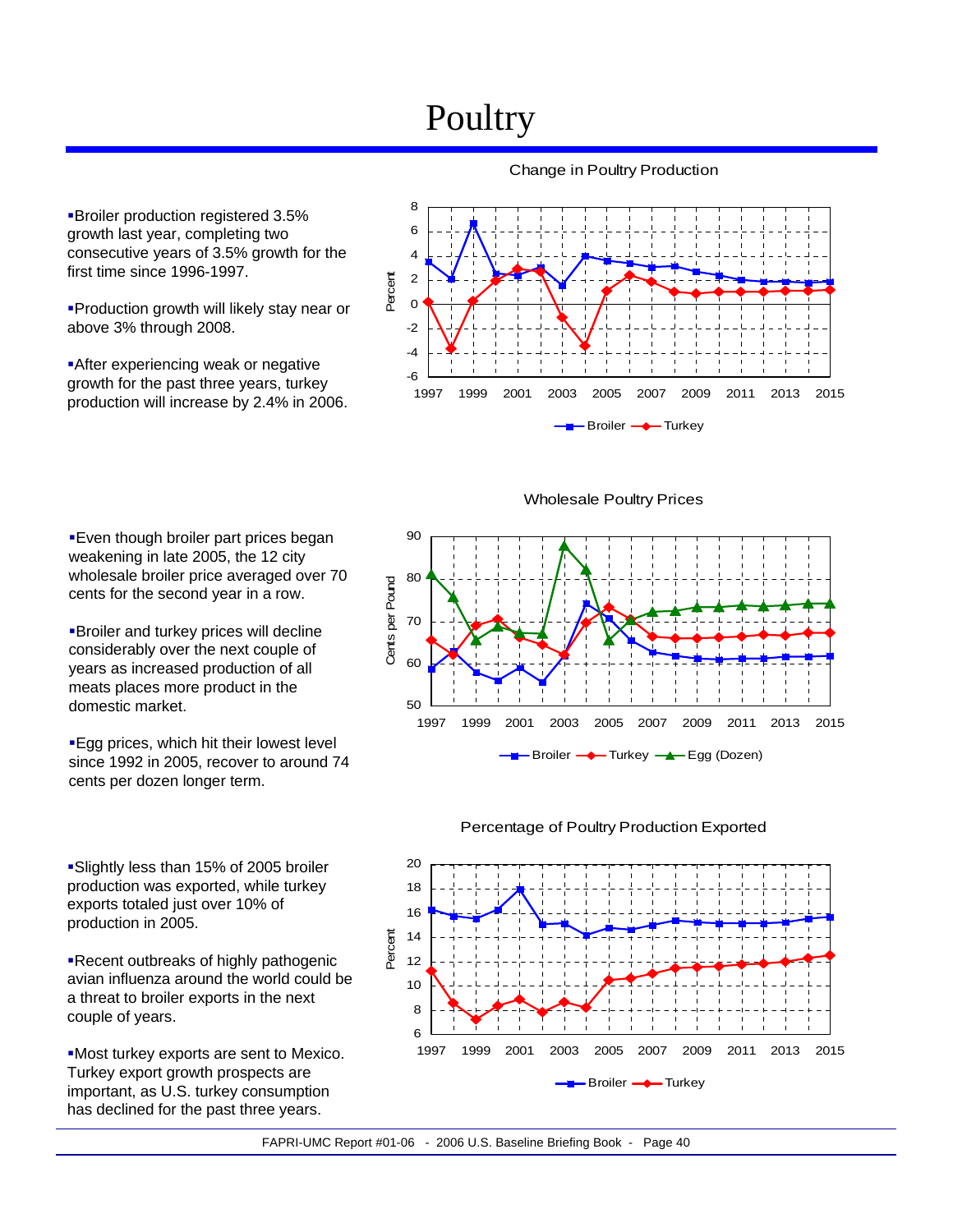# Poultry

- Broiler production registered 3.5% growth last year, completing two consecutive years of 3.5% growth for the first time since 1996-1997.
- Production growth will likely stay near or above 3% through 2008.
- After experiencing weak or negative growth for the past three years, turkey production will increase by 2.4% in 2006.

Change in Poultry Production

- Even though broiler part prices began weakening in late 2005, the 12 city wholesale broiler price averaged over 70 cents for the second year in a row.
- Broiler and turkey prices will decline considerably over the next couple of years as increased production of all meats places more product in the domestic market.
- Egg prices, which hit their lowest level since 1992 in 2005, recover to around 74 cents per dozen longer term.

Wholesale Poultry Prices

- Slightly less than 15% of 2005 broiler production was exported, while turkey exports totaled just over 10% of production in 2005.
- Recent outbreaks of highly pathogenic avian influenza around the world could be a threat to broiler exports in the next couple of years.
- Most turkey exports are sent to Mexico. Turkey export growth prospects are important, as U.S. turkey consumption has declined for the past three years.

Percentage of Poultry Production Exported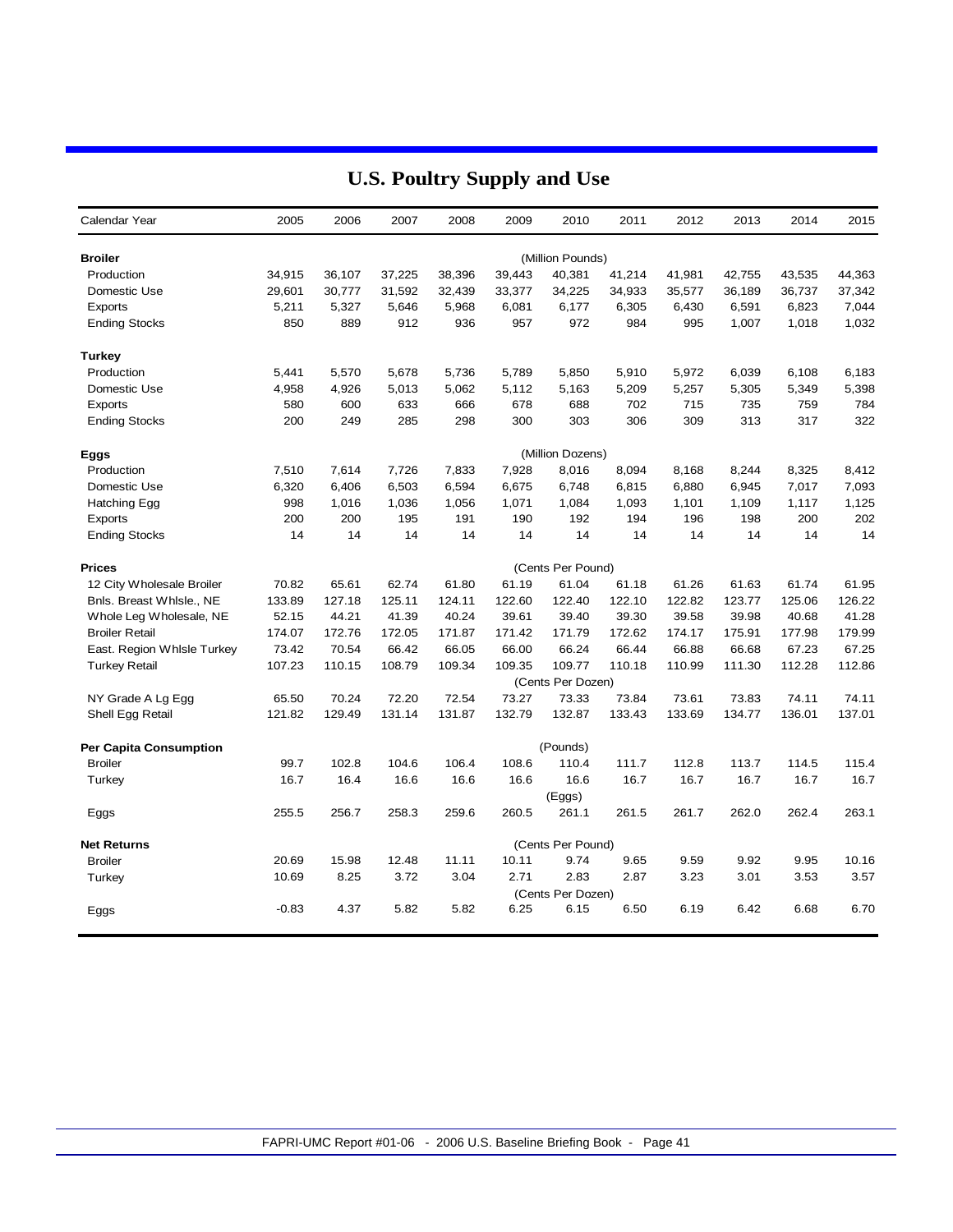# U.S. Poultry Supply and Use

| Calendar Year | 2005 | 2006 | 2007 | 2008 | 2009 | 2010 | 2011 | 2012 | 2013 | 2014 | 2015 |
|---|---|---|---|---|---|---|---|---|---|---|---|
| **Broiler** | | | | | | (Million Pounds) | | | | | |
| Production | 34,915 | 36,107 | 37,225 | 38,396 | 39,443 | 40,381 | 41,214 | 41,981 | 42,755 | 43,535 | 44,363 |
| Domestic Use | 29,601 | 30,777 | 31,592 | 32,439 | 33,377 | 34,225 | 34,933 | 35,577 | 36,189 | 36,737 | 37,342 |
| Exports | 5,211 | 5,327 | 5,646 | 5,968 | 6,081 | 6,177 | 6,305 | 6,430 | 6,591 | 6,823 | 7,044 |
| Ending Stocks | 850 | 889 | 912 | 936 | 957 | 972 | 984 | 995 | 1,007 | 1,018 | 1,032 |
| **Turkey** | | | | | | | | | | | |
| Production | 5,441 | 5,570 | 5,678 | 5,736 | 5,789 | 5,850 | 5,910 | 5,972 | 6,039 | 6,108 | 6,183 |
| Domestic Use | 4,958 | 4,926 | 5,013 | 5,062 | 5,112 | 5,163 | 5,209 | 5,257 | 5,305 | 5,349 | 5,398 |
| Exports | 580 | 600 | 633 | 666 | 678 | 688 | 702 | 715 | 735 | 759 | 784 |
| Ending Stocks | 200 | 249 | 285 | 298 | 300 | 303 | 306 | 309 | 313 | 317 | 322 |
| **Eggs** | | | | | | (Million Dozens) | | | | | |
| Production | 7,510 | 7,614 | 7,726 | 7,833 | 7,928 | 8,016 | 8,094 | 8,168 | 8,244 | 8,325 | 8,412 |
| Domestic Use | 6,320 | 6,406 | 6,503 | 6,594 | 6,675 | 6,748 | 6,815 | 6,880 | 6,945 | 7,017 | 7,093 |
| Hatching Egg | 998 | 1,016 | 1,036 | 1,056 | 1,071 | 1,084 | 1,093 | 1,101 | 1,109 | 1,117 | 1,125 |
| Exports | 200 | 200 | 195 | 191 | 190 | 192 | 194 | 196 | 198 | 200 | 202 |
| Ending Stocks | 14 | 14 | 14 | 14 | 14 | 14 | 14 | 14 | 14 | 14 | 14 |
| **Prices** | | | | | | (Cents Per Pound) | | | | | |
| 12 City Wholesale Broiler | 70.82 | 65.61 | 62.74 | 61.80 | 61.19 | 61.04 | 61.18 | 61.26 | 61.63 | 61.74 | 61.95 |
| Bnls. Breast Whlsle., NE | 133.89 | 127.18 | 125.11 | 124.11 | 122.60 | 122.40 | 122.10 | 122.82 | 123.77 | 125.06 | 126.22 |
| Whole Leg Wholesale, NE | 52.15 | 44.21 | 41.39 | 40.24 | 39.61 | 39.40 | 39.30 | 39.58 | 39.98 | 40.68 | 41.28 |
| Broiler Retail | 174.07 | 172.76 | 172.05 | 171.87 | 171.42 | 171.79 | 172.62 | 174.17 | 175.91 | 177.98 | 179.99 |
| East. Region Whlsle Turkey | 73.42 | 70.54 | 66.42 | 66.05 | 66.00 | 66.24 | 66.44 | 66.88 | 66.68 | 67.23 | 67.25 |
| Turkey Retail | 107.23 | 110.15 | 108.79 | 109.34 | 109.35 | 109.77 | 110.18 | 110.99 | 111.30 | 112.28 | 112.86 |
| | | | | | | (Cents Per Dozen) | | | | | |
| NY Grade A Lg Egg | 65.50 | 70.24 | 72.20 | 72.54 | 73.27 | 73.33 | 73.84 | 73.61 | 73.83 | 74.11 | 74.11 |
| Shell Egg Retail | 121.82 | 129.49 | 131.14 | 131.87 | 132.79 | 132.87 | 133.43 | 133.69 | 134.77 | 136.01 | 137.01 |
| **Per Capita Consumption** | | | | | | (Pounds) | | | | | |
| Broiler | 99.7 | 102.8 | 104.6 | 106.4 | 108.6 | 110.4 | 111.7 | 112.8 | 113.7 | 114.5 | 115.4 |
| Turkey | 16.7 | 16.4 | 16.6 | 16.6 | 16.6 | 16.6 | 16.7 | 16.7 | 16.7 | 16.7 | 16.7 |
| | | | | | | (Eggs) | | | | | |
| Eggs | 255.5 | 256.7 | 258.3 | 259.6 | 260.5 | 261.1 | 261.5 | 261.7 | 262.0 | 262.4 | 263.1 |
| **Net Returns** | | | | | | (Cents Per Pound) | | | | | |
| Broiler | 20.69 | 15.98 | 12.48 | 11.11 | 10.11 | 9.74 | 9.65 | 9.59 | 9.92 | 9.95 | 10.16 |
| Turkey | 10.69 | 8.25 | 3.72 | 3.04 | 2.71 | 2.83 | 2.87 | 3.23 | 3.01 | 3.53 | 3.57 |
| | | | | | | (Cents Per Dozen) | | | | | |
| Eggs | -0.83 | 4.37 | 5.82 | 5.82 | 6.25 | 6.15 | 6.50 | 6.19 | 6.42 | 6.68 | 6.70 |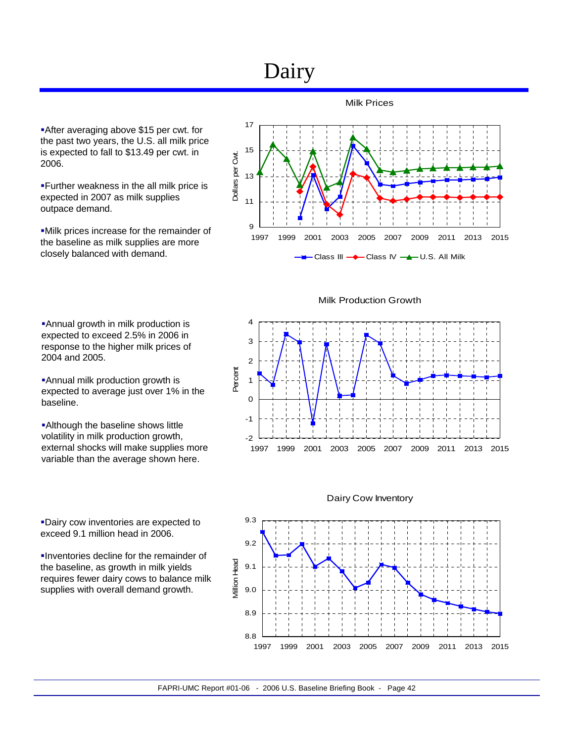# Dairy

- After averaging above $15 per cwt. for the past two years, the U.S. all milk price is expected to fall to $13.49 per cwt. in 2006.
- Further weakness in the all milk price is expected in 2007 as milk supplies outpace demand.
- Milk prices increase for the remainder of the baseline as milk supplies are more closely balanced with demand.

Milk Prices

- Annual growth in milk production is expected to exceed 2.5% in 2006 in response to the higher milk prices of 2004 and 2005.
- Annual milk production growth is expected to average just over 1% in the baseline.
- Although the baseline shows little volatility in milk production growth, external shocks will make supplies more variable than the average shown here.

Milk Production Growth

- Dairy cow inventories are expected to exceed 9.1 million head in 2006.
- Inventories decline for the remainder of the baseline, as growth in milk yields requires fewer dairy cows to balance milk supplies with overall demand growth.

Dairy Cow Inventory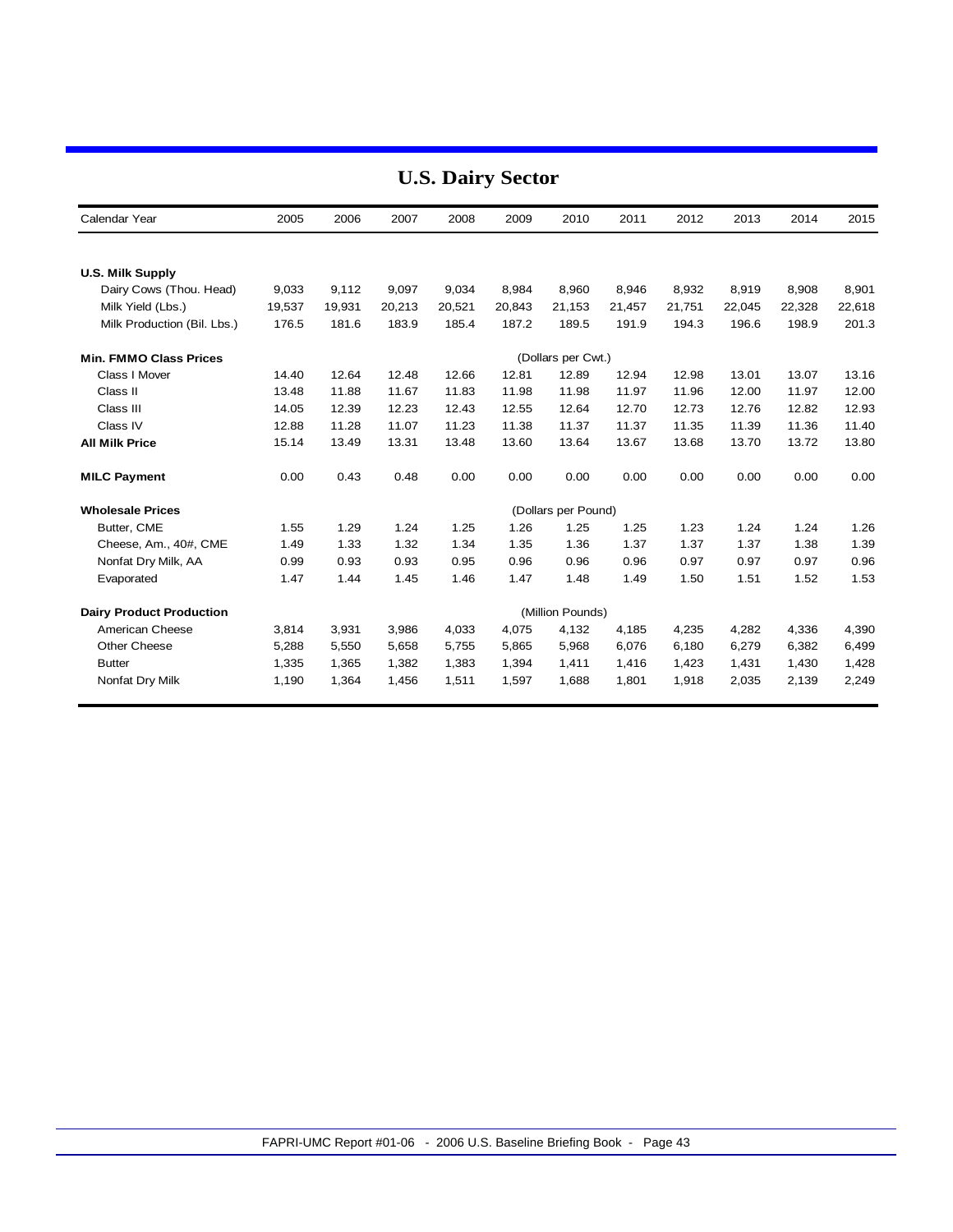## U.S. Dairy Sector

| Calendar Year | 2005 | 2006 | 2007 | 2008 | 2009 | 2010 | 2011 | 2012 | 2013 | 2014 | 2015 |
|---|---|---|---|---|---|---|---|---|---|---|---|
| **U.S. Milk Supply** | | | | | | | | | | | |
| Dairy Cows (Thou. Head) | 9,033 | 9,112 | 9,097 | 9,034 | 8,984 | 8,960 | 8,946 | 8,932 | 8,919 | 8,908 | 8,901 |
| Milk Yield (Lbs.) | 19,537 | 19,931 | 20,213 | 20,521 | 20,843 | 21,153 | 21,457 | 21,751 | 22,045 | 22,328 | 22,618 |
| Milk Production (Bil. Lbs.) | 176.5 | 181.6 | 183.9 | 185.4 | 187.2 | 189.5 | 191.9 | 194.3 | 196.6 | 198.9 | 201.3 |
| **Min. FMMO Class Prices** | | | | | | (Dollars per Cwt.) | | | | | |
| Class I Mover | 14.40 | 12.64 | 12.48 | 12.66 | 12.81 | 12.89 | 12.94 | 12.98 | 13.01 | 13.07 | 13.16 |
| Class II | 13.48 | 11.88 | 11.67 | 11.83 | 11.98 | 11.98 | 11.97 | 11.96 | 12.00 | 11.97 | 12.00 |
| Class III | 14.05 | 12.39 | 12.23 | 12.43 | 12.55 | 12.64 | 12.70 | 12.73 | 12.76 | 12.82 | 12.93 |
| Class IV | 12.88 | 11.28 | 11.07 | 11.23 | 11.38 | 11.37 | 11.37 | 11.35 | 11.39 | 11.36 | 11.40 |
| **All Milk Price** | 15.14 | 13.49 | 13.31 | 13.48 | 13.60 | 13.64 | 13.67 | 13.68 | 13.70 | 13.72 | 13.80 |
| **MILC Payment** | 0.00 | 0.43 | 0.48 | 0.00 | 0.00 | 0.00 | 0.00 | 0.00 | 0.00 | 0.00 | 0.00 |
| **Wholesale Prices** | | | | | | (Dollars per Pound) | | | | | |
| Butter, CME | 1.55 | 1.29 | 1.24 | 1.25 | 1.26 | 1.25 | 1.25 | 1.23 | 1.24 | 1.24 | 1.26 |
| Cheese, Am., 40#, CME | 1.49 | 1.33 | 1.32 | 1.34 | 1.35 | 1.36 | 1.37 | 1.37 | 1.37 | 1.38 | 1.39 |
| Nonfat Dry Milk, AA | 0.99 | 0.93 | 0.93 | 0.95 | 0.96 | 0.96 | 0.96 | 0.97 | 0.97 | 0.97 | 0.96 |
| Evaporated | 1.47 | 1.44 | 1.45 | 1.46 | 1.47 | 1.48 | 1.49 | 1.50 | 1.51 | 1.52 | 1.53 |
| **Dairy Product Production** | | | | | | (Million Pounds) | | | | | |
| American Cheese | 3,814 | 3,931 | 3,986 | 4,033 | 4,075 | 4,132 | 4,185 | 4,235 | 4,282 | 4,336 | 4,390 |
| Other Cheese | 5,288 | 5,550 | 5,658 | 5,755 | 5,865 | 5,968 | 6,076 | 6,180 | 6,279 | 6,382 | 6,499 |
| Butter | 1,335 | 1,365 | 1,382 | 1,383 | 1,394 | 1,411 | 1,416 | 1,423 | 1,431 | 1,430 | 1,428 |
| Nonfat Dry Milk | 1,190 | 1,364 | 1,456 | 1,511 | 1,597 | 1,688 | 1,801 | 1,918 | 2,035 | 2,139 | 2,249 |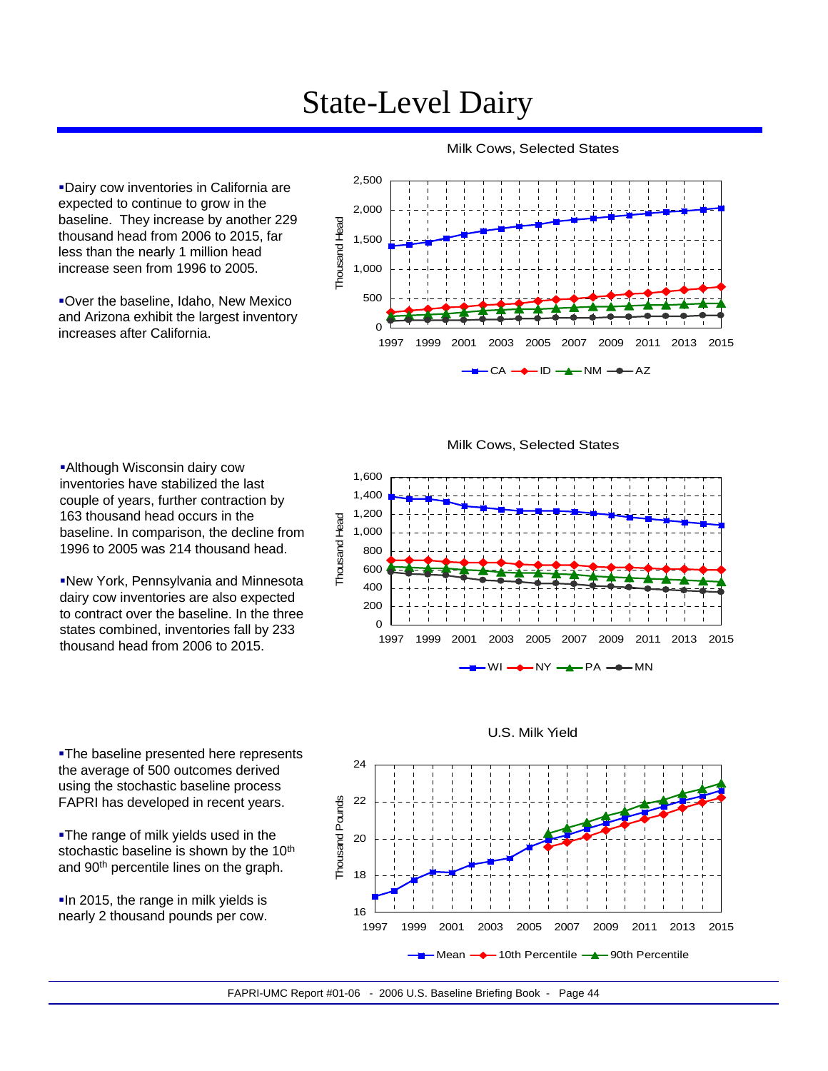# State-Level Dairy

- Dairy cow inventories in California are expected to continue to grow in the baseline. They increase by another 229 thousand head from 2006 to 2015, far less than the nearly 1 million head increase seen from 1996 to 2005.
- Over the baseline, Idaho, New Mexico and Arizona exhibit the largest inventory increases after California.

Milk Cows, Selected States

- Although Wisconsin dairy cow inventories have stabilized the last couple of years, further contraction by 163 thousand head occurs in the baseline. In comparison, the decline from 1996 to 2005 was 214 thousand head.
- New York, Pennsylvania and Minnesota dairy cow inventories are also expected to contract over the baseline. In the three states combined, inventories fall by 233 thousand head from 2006 to 2015.

Milk Cows, Selected States

- The baseline presented here represents the average of 500 outcomes derived using the stochastic baseline process FAPRI has developed in recent years.
- The range of milk yields used in the stochastic baseline is shown by the 10th and 90th percentile lines on the graph.
- In 2015, the range in milk yields is nearly 2 thousand pounds per cow.

U.S. Milk Yield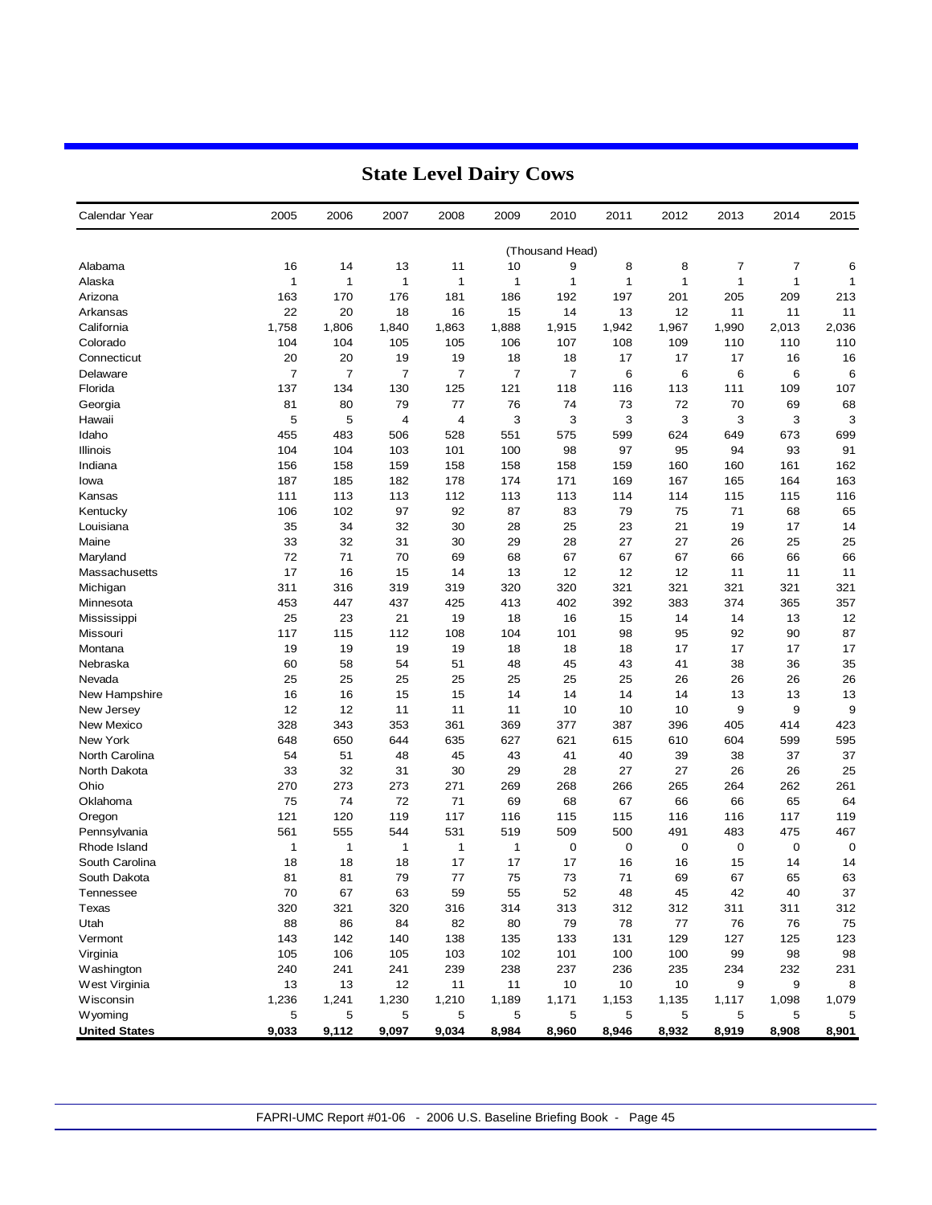# State Level Dairy Cows

| Calendar Year | 2005 | 2006 | 2007 | 2008 | 2009 | 2010 | 2011 | 2012 | 2013 | 2014 | 2015 |
|---|---|---|---|---|---|---|---|---|---|---|---|
| | | | | | | (Thousand Head) | | | | | |
| Alabama | 16 | 14 | 13 | 11 | 10 | 9 | 8 | 8 | 7 | 7 | 6 |
| Alaska | 1 | 1 | 1 | 1 | 1 | 1 | 1 | 1 | 1 | 1 | 1 |
| Arizona | 163 | 170 | 176 | 181 | 186 | 192 | 197 | 201 | 205 | 209 | 213 |
| Arkansas | 22 | 20 | 18 | 16 | 15 | 14 | 13 | 12 | 11 | 11 | 11 |
| California | 1,758 | 1,806 | 1,840 | 1,863 | 1,888 | 1,915 | 1,942 | 1,967 | 1,990 | 2,013 | 2,036 |
| Colorado | 104 | 104 | 105 | 105 | 106 | 107 | 108 | 109 | 110 | 110 | 110 |
| Connecticut | 20 | 20 | 19 | 19 | 18 | 18 | 17 | 17 | 17 | 16 | 16 |
| Delaware | 7 | 7 | 7 | 7 | 7 | 7 | 6 | 6 | 6 | 6 | 6 |
| Florida | 137 | 134 | 130 | 125 | 121 | 118 | 116 | 113 | 111 | 109 | 107 |
| Georgia | 81 | 80 | 79 | 77 | 76 | 74 | 73 | 72 | 70 | 69 | 68 |
| Hawaii | 5 | 5 | 4 | 4 | 3 | 3 | 3 | 3 | 3 | 3 | 3 |
| Idaho | 455 | 483 | 506 | 528 | 551 | 575 | 599 | 624 | 649 | 673 | 699 |
| Illinois | 104 | 104 | 103 | 101 | 100 | 98 | 97 | 95 | 94 | 93 | 91 |
| Indiana | 156 | 158 | 159 | 158 | 158 | 158 | 159 | 160 | 160 | 161 | 162 |
| Iowa | 187 | 185 | 182 | 178 | 174 | 171 | 169 | 167 | 165 | 164 | 163 |
| Kansas | 111 | 113 | 113 | 112 | 113 | 113 | 114 | 114 | 115 | 115 | 116 |
| Kentucky | 106 | 102 | 97 | 92 | 87 | 83 | 79 | 75 | 71 | 68 | 65 |
| Louisiana | 35 | 34 | 32 | 30 | 28 | 25 | 23 | 21 | 19 | 17 | 14 |
| Maine | 33 | 32 | 31 | 30 | 29 | 28 | 27 | 27 | 26 | 25 | 25 |
| Maryland | 72 | 71 | 70 | 69 | 68 | 67 | 67 | 67 | 66 | 66 | 66 |
| Massachusetts | 17 | 16 | 15 | 14 | 13 | 12 | 12 | 12 | 11 | 11 | 11 |
| Michigan | 311 | 316 | 319 | 319 | 320 | 320 | 321 | 321 | 321 | 321 | 321 |
| Minnesota | 453 | 447 | 437 | 425 | 413 | 402 | 392 | 383 | 374 | 365 | 357 |
| Mississippi | 25 | 23 | 21 | 19 | 18 | 16 | 15 | 14 | 14 | 13 | 12 |
| Missouri | 117 | 115 | 112 | 108 | 104 | 101 | 98 | 95 | 92 | 90 | 87 |
| Montana | 19 | 19 | 19 | 19 | 18 | 18 | 18 | 17 | 17 | 17 | 17 |
| Nebraska | 60 | 58 | 54 | 51 | 48 | 45 | 43 | 41 | 38 | 36 | 35 |
| Nevada | 25 | 25 | 25 | 25 | 25 | 25 | 25 | 26 | 26 | 26 | 26 |
| New Hampshire | 16 | 16 | 15 | 15 | 14 | 14 | 14 | 14 | 13 | 13 | 13 |
| New Jersey | 12 | 12 | 11 | 11 | 11 | 10 | 10 | 10 | 9 | 9 | 9 |
| New Mexico | 328 | 343 | 353 | 361 | 369 | 377 | 387 | 396 | 405 | 414 | 423 |
| New York | 648 | 650 | 644 | 635 | 627 | 621 | 615 | 610 | 604 | 599 | 595 |
| North Carolina | 54 | 51 | 48 | 45 | 43 | 41 | 40 | 39 | 38 | 37 | 37 |
| North Dakota | 33 | 32 | 31 | 30 | 29 | 28 | 27 | 27 | 26 | 26 | 25 |
| Ohio | 270 | 273 | 273 | 271 | 269 | 268 | 266 | 265 | 264 | 262 | 261 |
| Oklahoma | 75 | 74 | 72 | 71 | 69 | 68 | 67 | 66 | 66 | 65 | 64 |
| Oregon | 121 | 120 | 119 | 117 | 116 | 115 | 115 | 116 | 116 | 117 | 119 |
| Pennsylvania | 561 | 555 | 544 | 531 | 519 | 509 | 500 | 491 | 483 | 475 | 467 |
| Rhode Island | 1 | 1 | 1 | 1 | 1 | 0 | 0 | 0 | 0 | 0 | 0 |
| South Carolina | 18 | 18 | 18 | 17 | 17 | 17 | 16 | 16 | 15 | 14 | 14 |
| South Dakota | 81 | 81 | 79 | 77 | 75 | 73 | 71 | 69 | 67 | 65 | 63 |
| Tennessee | 70 | 67 | 63 | 59 | 55 | 52 | 48 | 45 | 42 | 40 | 37 |
| Texas | 320 | 321 | 320 | 316 | 314 | 313 | 312 | 312 | 311 | 311 | 312 |
| Utah | 88 | 86 | 84 | 82 | 80 | 79 | 78 | 77 | 76 | 76 | 75 |
| Vermont | 143 | 142 | 140 | 138 | 135 | 133 | 131 | 129 | 127 | 125 | 123 |
| Virginia | 105 | 106 | 105 | 103 | 102 | 101 | 100 | 100 | 99 | 98 | 98 |
| Washington | 240 | 241 | 241 | 239 | 238 | 237 | 236 | 235 | 234 | 232 | 231 |
| West Virginia | 13 | 13 | 12 | 11 | 11 | 10 | 10 | 10 | 9 | 9 | 8 |
| Wisconsin | 1,236 | 1,241 | 1,230 | 1,210 | 1,189 | 1,171 | 1,153 | 1,135 | 1,117 | 1,098 | 1,079 |
| Wyoming | 5 | 5 | 5 | 5 | 5 | 5 | 5 | 5 | 5 | 5 | 5 |
| **United States** | **9,033** | **9,112** | **9,097** | **9,034** | **8,984** | **8,960** | **8,946** | **8,932** | **8,919** | **8,908** | **8,901** |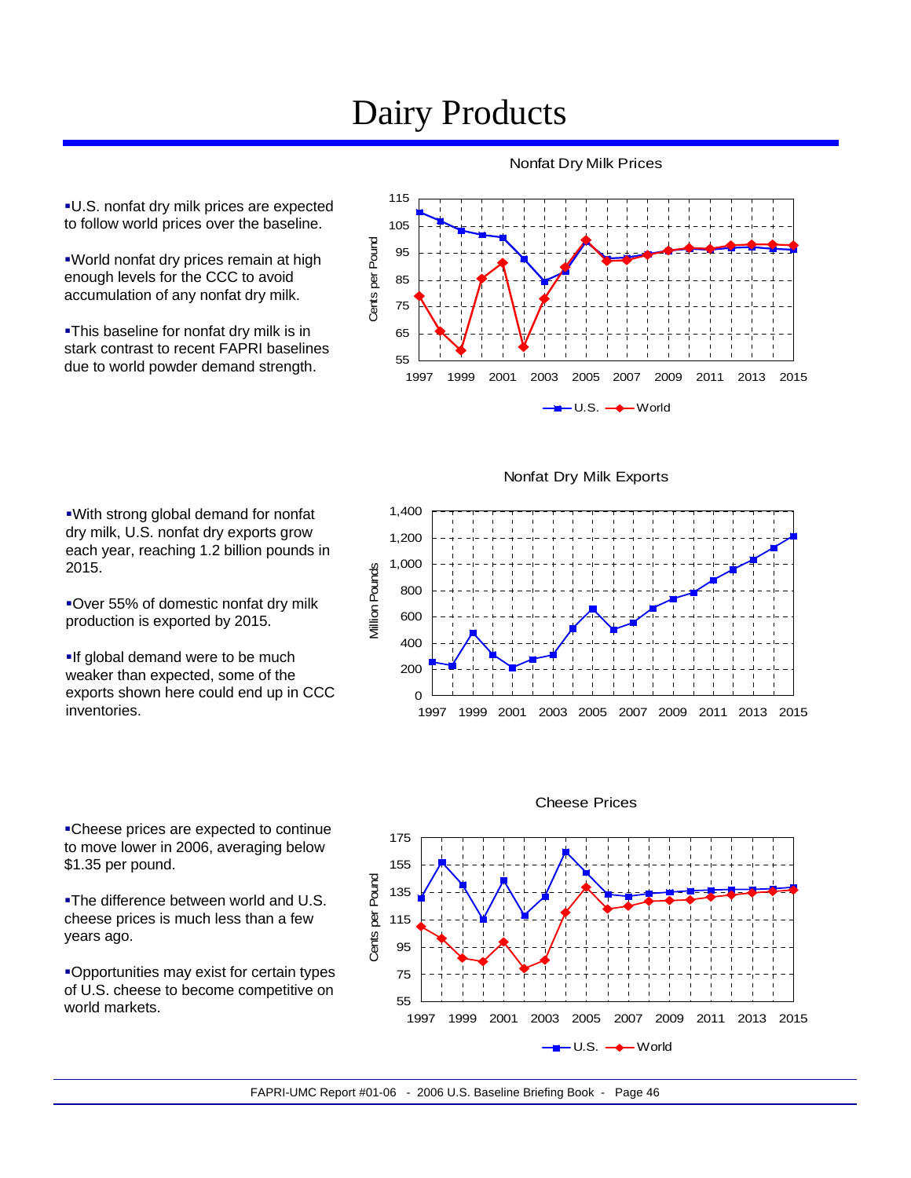# Dairy Products

- U.S. nonfat dry milk prices are expected to follow world prices over the baseline.
- World nonfat dry prices remain at high enough levels for the CCC to avoid accumulation of any nonfat dry milk.
- This baseline for nonfat dry milk is in stark contrast to recent FAPRI baselines due to world powder demand strength.

Nonfat Dry Milk Prices

- With strong global demand for nonfat dry milk, U.S. nonfat dry exports grow each year, reaching 1.2 billion pounds in 2015.
- Over 55% of domestic nonfat dry milk production is exported by 2015.
- If global demand were to be much weaker than expected, some of the exports shown here could end up in CCC inventories.

Nonfat Dry Milk Exports

- Cheese prices are expected to continue to move lower in 2006, averaging below $1.35 per pound.
- The difference between world and U.S. cheese prices is much less than a few years ago.
- Opportunities may exist for certain types of U.S. cheese to become competitive on world markets.

Cheese Prices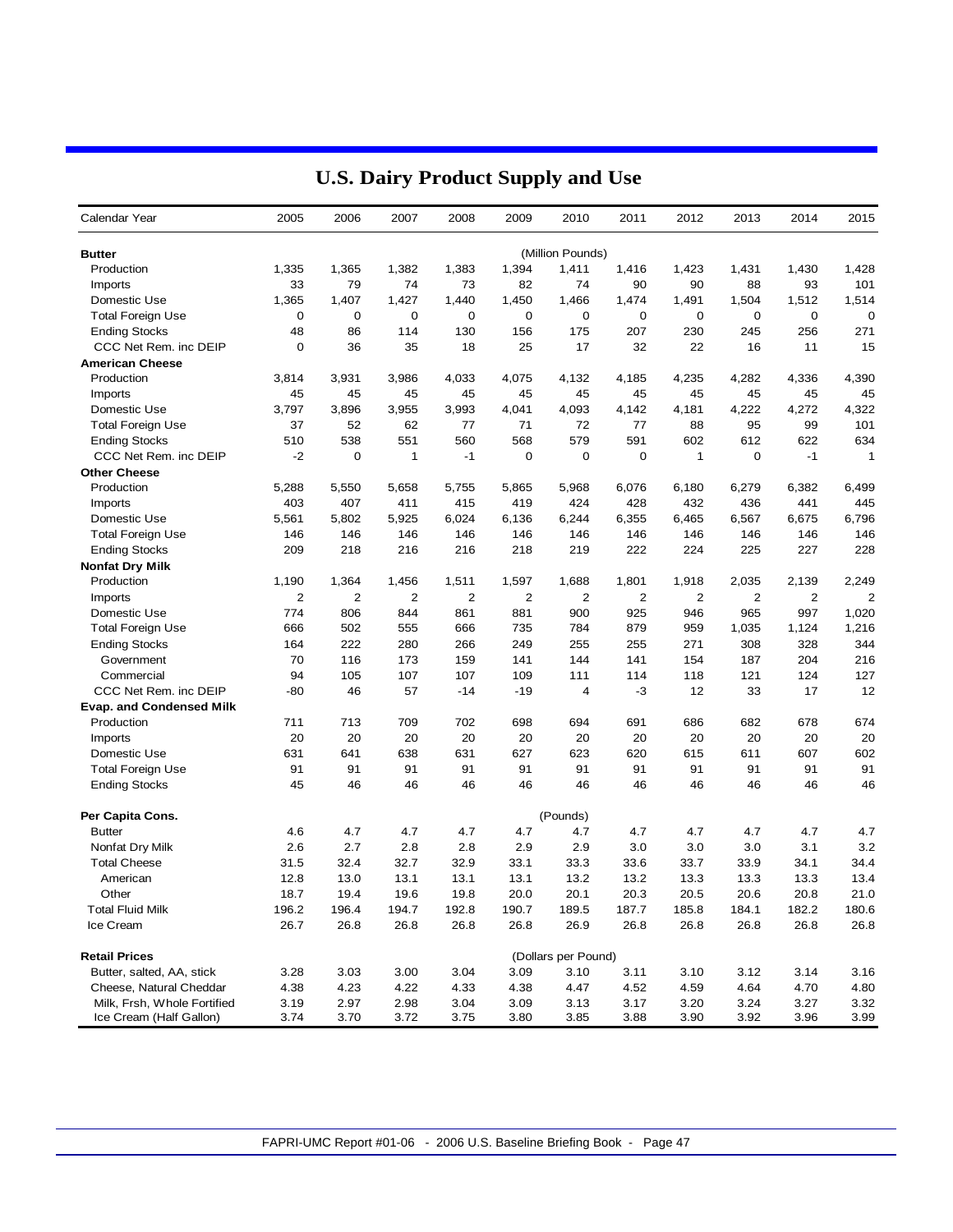# U.S. Dairy Product Supply and Use

| Calendar Year | 2005 | 2006 | 2007 | 2008 | 2009 | 2010 | 2011 | 2012 | 2013 | 2014 | 2015 |
|---|---|---|---|---|---|---|---|---|---|---|---|
| **Butter** | | | | | | (Million Pounds) | | | | | |
| Production | 1,335 | 1,365 | 1,382 | 1,383 | 1,394 | 1,411 | 1,416 | 1,423 | 1,431 | 1,430 | 1,428 |
| Imports | 33 | 79 | 74 | 73 | 82 | 74 | 90 | 90 | 88 | 93 | 101 |
| Domestic Use | 1,365 | 1,407 | 1,427 | 1,440 | 1,450 | 1,466 | 1,474 | 1,491 | 1,504 | 1,512 | 1,514 |
| Total Foreign Use | 0 | 0 | 0 | 0 | 0 | 0 | 0 | 0 | 0 | 0 | 0 |
| Ending Stocks | 48 | 86 | 114 | 130 | 156 | 175 | 207 | 230 | 245 | 256 | 271 |
| CCC Net Rem. inc DEIP | 0 | 36 | 35 | 18 | 25 | 17 | 32 | 22 | 16 | 11 | 15 |
| **American Cheese** | | | | | | | | | | | |
| Production | 3,814 | 3,931 | 3,986 | 4,033 | 4,075 | 4,132 | 4,185 | 4,235 | 4,282 | 4,336 | 4,390 |
| Imports | 45 | 45 | 45 | 45 | 45 | 45 | 45 | 45 | 45 | 45 | 45 |
| Domestic Use | 3,797 | 3,896 | 3,955 | 3,993 | 4,041 | 4,093 | 4,142 | 4,181 | 4,222 | 4,272 | 4,322 |
| Total Foreign Use | 37 | 52 | 62 | 77 | 71 | 72 | 77 | 88 | 95 | 99 | 101 |
| Ending Stocks | 510 | 538 | 551 | 560 | 568 | 579 | 591 | 602 | 612 | 622 | 634 |
| CCC Net Rem. inc DEIP | -2 | 0 | 1 | -1 | 0 | 0 | 0 | 1 | 0 | -1 | 1 |
| **Other Cheese** | | | | | | | | | | | |
| Production | 5,288 | 5,550 | 5,658 | 5,755 | 5,865 | 5,968 | 6,076 | 6,180 | 6,279 | 6,382 | 6,499 |
| Imports | 403 | 407 | 411 | 415 | 419 | 424 | 428 | 432 | 436 | 441 | 445 |
| Domestic Use | 5,561 | 5,802 | 5,925 | 6,024 | 6,136 | 6,244 | 6,355 | 6,465 | 6,567 | 6,675 | 6,796 |
| Total Foreign Use | 146 | 146 | 146 | 146 | 146 | 146 | 146 | 146 | 146 | 146 | 146 |
| Ending Stocks | 209 | 218 | 216 | 216 | 218 | 219 | 222 | 224 | 225 | 227 | 228 |
| **Nonfat Dry Milk** | | | | | | | | | | | |
| Production | 1,190 | 1,364 | 1,456 | 1,511 | 1,597 | 1,688 | 1,801 | 1,918 | 2,035 | 2,139 | 2,249 |
| Imports | 2 | 2 | 2 | 2 | 2 | 2 | 2 | 2 | 2 | 2 | 2 |
| Domestic Use | 774 | 806 | 844 | 861 | 881 | 900 | 925 | 946 | 965 | 997 | 1,020 |
| Total Foreign Use | 666 | 502 | 555 | 666 | 735 | 784 | 879 | 959 | 1,035 | 1,124 | 1,216 |
| Ending Stocks | 164 | 222 | 280 | 266 | 249 | 255 | 255 | 271 | 308 | 328 | 344 |
| Government | 70 | 116 | 173 | 159 | 141 | 144 | 141 | 154 | 187 | 204 | 216 |
| Commercial | 94 | 105 | 107 | 107 | 109 | 111 | 114 | 118 | 121 | 124 | 127 |
| CCC Net Rem. inc DEIP | -80 | 46 | 57 | -14 | -19 | 4 | -3 | 12 | 33 | 17 | 12 |
| **Evap. and Condensed Milk** | | | | | | | | | | | |
| Production | 711 | 713 | 709 | 702 | 698 | 694 | 691 | 686 | 682 | 678 | 674 |
| Imports | 20 | 20 | 20 | 20 | 20 | 20 | 20 | 20 | 20 | 20 | 20 |
| Domestic Use | 631 | 641 | 638 | 631 | 627 | 623 | 620 | 615 | 611 | 607 | 602 |
| Total Foreign Use | 91 | 91 | 91 | 91 | 91 | 91 | 91 | 91 | 91 | 91 | 91 |
| Ending Stocks | 45 | 46 | 46 | 46 | 46 | 46 | 46 | 46 | 46 | 46 | 46 |
| **Per Capita Cons.** | | | | | | (Pounds) | | | | | |
| Butter | 4.6 | 4.7 | 4.7 | 4.7 | 4.7 | 4.7 | 4.7 | 4.7 | 4.7 | 4.7 | 4.7 |
| Nonfat Dry Milk | 2.6 | 2.7 | 2.8 | 2.8 | 2.9 | 2.9 | 3.0 | 3.0 | 3.0 | 3.1 | 3.2 |
| Total Cheese | 31.5 | 32.4 | 32.7 | 32.9 | 33.1 | 33.3 | 33.6 | 33.7 | 33.9 | 34.1 | 34.4 |
| American | 12.8 | 13.0 | 13.1 | 13.1 | 13.1 | 13.2 | 13.2 | 13.3 | 13.3 | 13.3 | 13.4 |
| Other | 18.7 | 19.4 | 19.6 | 19.8 | 20.0 | 20.1 | 20.3 | 20.5 | 20.6 | 20.8 | 21.0 |
| Total Fluid Milk | 196.2 | 196.4 | 194.7 | 192.8 | 190.7 | 189.5 | 187.7 | 185.8 | 184.1 | 182.2 | 180.6 |
| Ice Cream | 26.7 | 26.8 | 26.8 | 26.8 | 26.8 | 26.9 | 26.8 | 26.8 | 26.8 | 26.8 | 26.8 |
| **Retail Prices** | | | | | | (Dollars per Pound) | | | | | |
| Butter, salted, AA, stick | 3.28 | 3.03 | 3.00 | 3.04 | 3.09 | 3.10 | 3.11 | 3.10 | 3.12 | 3.14 | 3.16 |
| Cheese, Natural Cheddar | 4.38 | 4.23 | 4.22 | 4.33 | 4.38 | 4.47 | 4.52 | 4.59 | 4.64 | 4.70 | 4.80 |
| Milk, Frsh, Whole Fortified | 3.19 | 2.97 | 2.98 | 3.04 | 3.09 | 3.13 | 3.17 | 3.20 | 3.24 | 3.27 | 3.32 |
| Ice Cream (Half Gallon) | 3.74 | 3.70 | 3.72 | 3.75 | 3.80 | 3.85 | 3.88 | 3.90 | 3.92 | 3.96 | 3.99 |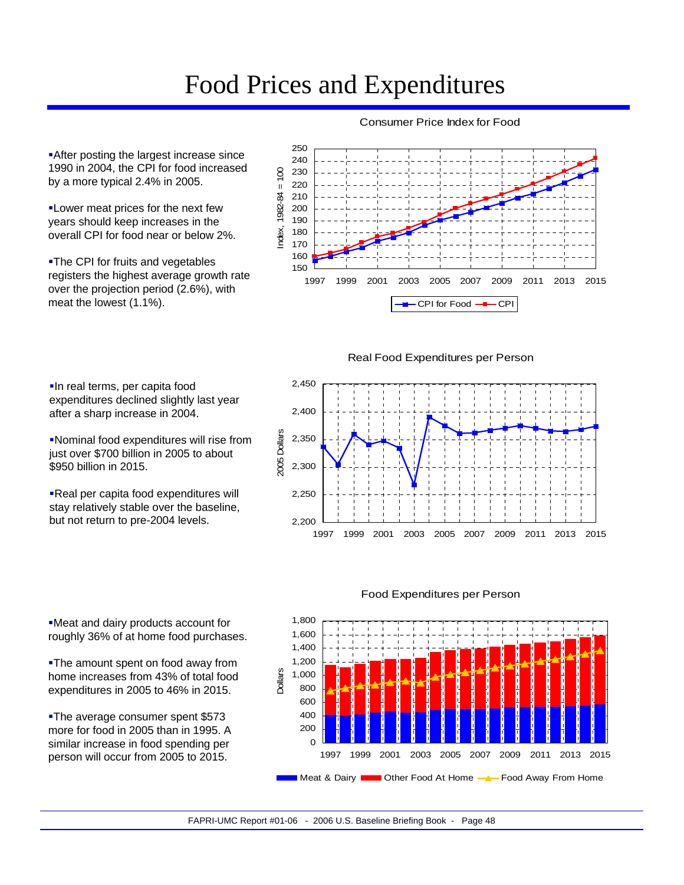# Food Prices and Expenditures

- After posting the largest increase since 1990 in 2004, the CPI for food increased by a more typical 2.4% in 2005.
- Lower meat prices for the next few years should keep increases in the overall CPI for food near or below 2%.
- The CPI for fruits and vegetables registers the highest average growth rate over the projection period (2.6%), with meat the lowest (1.1%).

Consumer Price Index for Food

- In real terms, per capita food expenditures declined slightly last year after a sharp increase in 2004.
- Nominal food expenditures will rise from just over $700 billion in 2005 to about $950 billion in 2015.
- Real per capita food expenditures will stay relatively stable over the baseline, but not return to pre-2004 levels.

Real Food Expenditures per Person

- Meat and dairy products account for roughly 36% of at home food purchases.
- The amount spent on food away from home increases from 43% of total food expenditures in 2005 to 46% in 2015.
- The average consumer spent $573 more for food in 2005 than in 1995. A similar increase in food spending per person will occur from 2005 to 2015.

Food Expenditures per Person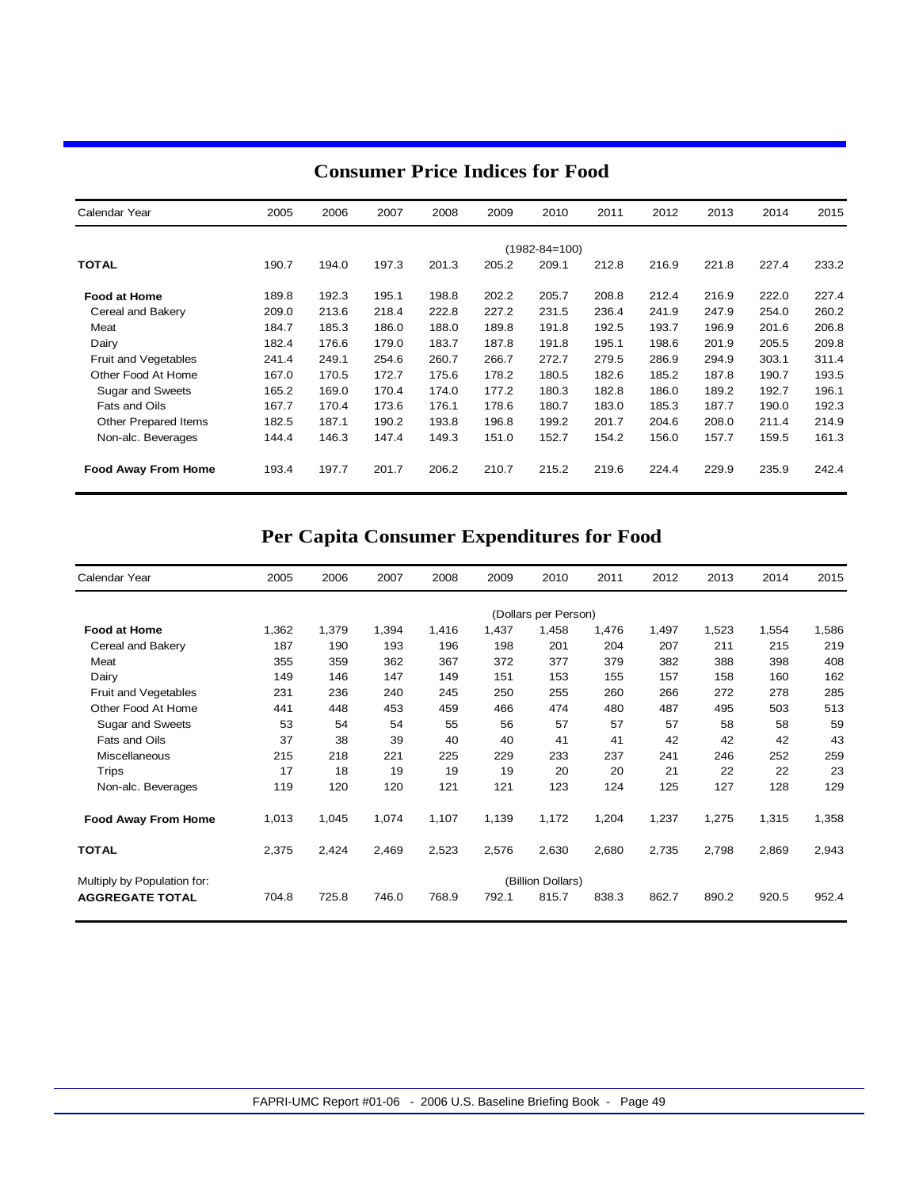## Consumer Price Indices for Food

| Calendar Year | 2005 | 2006 | 2007 | 2008 | 2009 | 2010 | 2011 | 2012 | 2013 | 2014 | 2015 |
|---|---|---|---|---|---|---|---|---|---|---|---|
| | | | | | | (1982-84=100) | | | | | |
| **TOTAL** | 190.7 | 194.0 | 197.3 | 201.3 | 205.2 | 209.1 | 212.8 | 216.9 | 221.8 | 227.4 | 233.2 |
| **Food at Home** | 189.8 | 192.3 | 195.1 | 198.8 | 202.2 | 205.7 | 208.8 | 212.4 | 216.9 | 222.0 | 227.4 |
| Cereal and Bakery | 209.0 | 213.6 | 218.4 | 222.8 | 227.2 | 231.5 | 236.4 | 241.9 | 247.9 | 254.0 | 260.2 |
| Meat | 184.7 | 185.3 | 186.0 | 188.0 | 189.8 | 191.8 | 192.5 | 193.7 | 196.9 | 201.6 | 206.8 |
| Dairy | 182.4 | 176.6 | 179.0 | 183.7 | 187.8 | 191.8 | 195.1 | 198.6 | 201.9 | 205.5 | 209.8 |
| Fruit and Vegetables | 241.4 | 249.1 | 254.6 | 260.7 | 266.7 | 272.7 | 279.5 | 286.9 | 294.9 | 303.1 | 311.4 |
| Other Food At Home | 167.0 | 170.5 | 172.7 | 175.6 | 178.2 | 180.5 | 182.6 | 185.2 | 187.8 | 190.7 | 193.5 |
| Sugar and Sweets | 165.2 | 169.0 | 170.4 | 174.0 | 177.2 | 180.3 | 182.8 | 186.0 | 189.2 | 192.7 | 196.1 |
| Fats and Oils | 167.7 | 170.4 | 173.6 | 176.1 | 178.6 | 180.7 | 183.0 | 185.3 | 187.7 | 190.0 | 192.3 |
| Other Prepared Items | 182.5 | 187.1 | 190.2 | 193.8 | 196.8 | 199.2 | 201.7 | 204.6 | 208.0 | 211.4 | 214.9 |
| Non-alc. Beverages | 144.4 | 146.3 | 147.4 | 149.3 | 151.0 | 152.7 | 154.2 | 156.0 | 157.7 | 159.5 | 161.3 |
| **Food Away From Home** | 193.4 | 197.7 | 201.7 | 206.2 | 210.7 | 215.2 | 219.6 | 224.4 | 229.9 | 235.9 | 242.4 |

## Per Capita Consumer Expenditures for Food

| Calendar Year | 2005 | 2006 | 2007 | 2008 | 2009 | 2010 | 2011 | 2012 | 2013 | 2014 | 2015 |
|---|---|---|---|---|---|---|---|---|---|---|---|
| | | | | | | (Dollars per Person) | | | | | |
| **Food at Home** | 1,362 | 1,379 | 1,394 | 1,416 | 1,437 | 1,458 | 1,476 | 1,497 | 1,523 | 1,554 | 1,586 |
| Cereal and Bakery | 187 | 190 | 193 | 196 | 198 | 201 | 204 | 207 | 211 | 215 | 219 |
| Meat | 355 | 359 | 362 | 367 | 372 | 377 | 379 | 382 | 388 | 398 | 408 |
| Dairy | 149 | 146 | 147 | 149 | 151 | 153 | 155 | 157 | 158 | 160 | 162 |
| Fruit and Vegetables | 231 | 236 | 240 | 245 | 250 | 255 | 260 | 266 | 272 | 278 | 285 |
| Other Food At Home | 441 | 448 | 453 | 459 | 466 | 474 | 480 | 487 | 495 | 503 | 513 |
| Sugar and Sweets | 53 | 54 | 54 | 55 | 56 | 57 | 57 | 57 | 58 | 58 | 59 |
| Fats and Oils | 37 | 38 | 39 | 40 | 40 | 41 | 41 | 42 | 42 | 42 | 43 |
| Miscellaneous | 215 | 218 | 221 | 225 | 229 | 233 | 237 | 241 | 246 | 252 | 259 |
| Trips | 17 | 18 | 19 | 19 | 19 | 20 | 20 | 21 | 22 | 22 | 23 |
| Non-alc. Beverages | 119 | 120 | 120 | 121 | 121 | 123 | 124 | 125 | 127 | 128 | 129 |
| **Food Away From Home** | 1,013 | 1,045 | 1,074 | 1,107 | 1,139 | 1,172 | 1,204 | 1,237 | 1,275 | 1,315 | 1,358 |
| **TOTAL** | 2,375 | 2,424 | 2,469 | 2,523 | 2,576 | 2,630 | 2,680 | 2,735 | 2,798 | 2,869 | 2,943 |
| Multiply by Population for: | | | | | | (Billion Dollars) | | | | | |
| **AGGREGATE TOTAL** | 704.8 | 725.8 | 746.0 | 768.9 | 792.1 | 815.7 | 838.3 | 862.7 | 890.2 | 920.5 | 952.4 |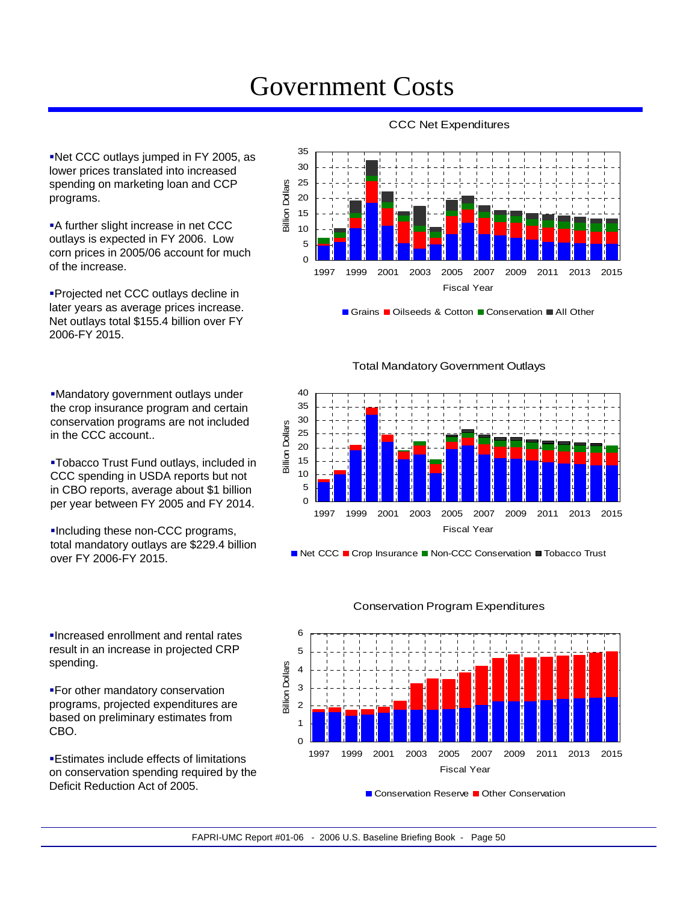# Government Costs

- Net CCC outlays jumped in FY 2005, as lower prices translated into increased spending on marketing loan and CCP programs.
- A further slight increase in net CCC outlays is expected in FY 2006. Low corn prices in 2005/06 account for much of the increase.
- Projected net CCC outlays decline in later years as average prices increase. Net outlays total $155.4 billion over FY 2006-FY 2015.

CCC Net Expenditures

- Mandatory government outlays under the crop insurance program and certain conservation programs are not included in the CCC account..
- Tobacco Trust Fund outlays, included in CCC spending in USDA reports but not in CBO reports, average about $1 billion per year between FY 2005 and FY 2014.
- Including these non-CCC programs, total mandatory outlays are $229.4 billion over FY 2006-FY 2015.

Total Mandatory Government Outlays

- Increased enrollment and rental rates result in an increase in projected CRP spending.
- For other mandatory conservation programs, projected expenditures are based on preliminary estimates from CBO.
- Estimates include effects of limitations on conservation spending required by the Deficit Reduction Act of 2005.

Conservation Program Expenditures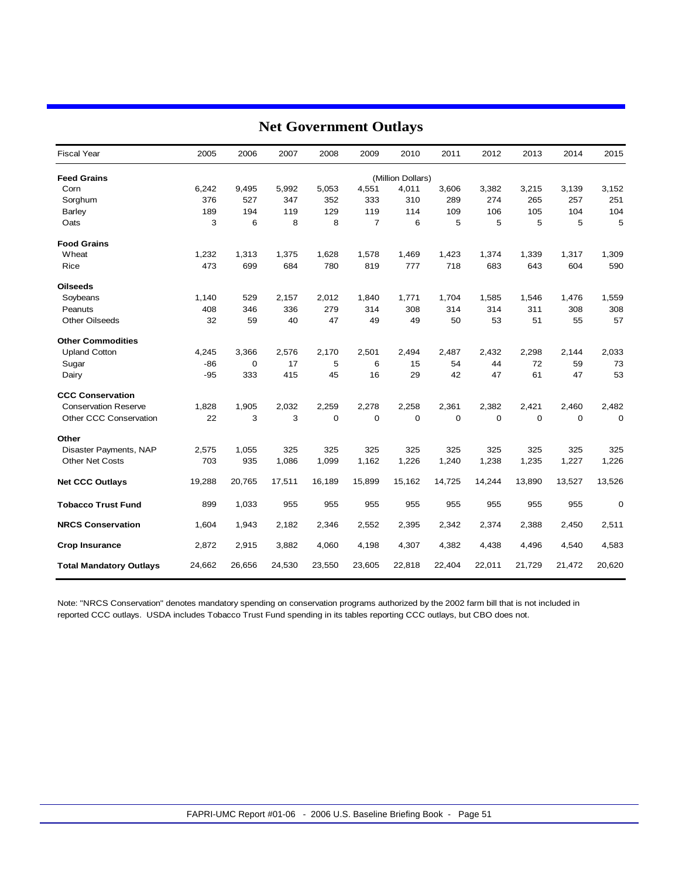# Net Government Outlays

| Fiscal Year | 2005 | 2006 | 2007 | 2008 | 2009 | 2010 | 2011 | 2012 | 2013 | 2014 | 2015 |
|---|---|---|---|---|---|---|---|---|---|---|---|
| | | | | | | (Million Dollars) | | | | | |
| **Feed Grains** | | | | | | | | | | | |
| Corn | 6,242 | 9,495 | 5,992 | 5,053 | 4,551 | 4,011 | 3,606 | 3,382 | 3,215 | 3,139 | 3,152 |
| Sorghum | 376 | 527 | 347 | 352 | 333 | 310 | 289 | 274 | 265 | 257 | 251 |
| Barley | 189 | 194 | 119 | 129 | 119 | 114 | 109 | 106 | 105 | 104 | 104 |
| Oats | 3 | 6 | 8 | 8 | 7 | 6 | 5 | 5 | 5 | 5 | 5 |
| **Food Grains** | | | | | | | | | | | |
| Wheat | 1,232 | 1,313 | 1,375 | 1,628 | 1,578 | 1,469 | 1,423 | 1,374 | 1,339 | 1,317 | 1,309 |
| Rice | 473 | 699 | 684 | 780 | 819 | 777 | 718 | 683 | 643 | 604 | 590 |
| **Oilseeds** | | | | | | | | | | | |
| Soybeans | 1,140 | 529 | 2,157 | 2,012 | 1,840 | 1,771 | 1,704 | 1,585 | 1,546 | 1,476 | 1,559 |
| Peanuts | 408 | 346 | 336 | 279 | 314 | 308 | 314 | 314 | 311 | 308 | 308 |
| Other Oilseeds | 32 | 59 | 40 | 47 | 49 | 49 | 50 | 53 | 51 | 55 | 57 |
| **Other Commodities** | | | | | | | | | | | |
| Upland Cotton | 4,245 | 3,366 | 2,576 | 2,170 | 2,501 | 2,494 | 2,487 | 2,432 | 2,298 | 2,144 | 2,033 |
| Sugar | -86 | 0 | 17 | 5 | 6 | 15 | 54 | 44 | 72 | 59 | 73 |
| Dairy | -95 | 333 | 415 | 45 | 16 | 29 | 42 | 47 | 61 | 47 | 53 |
| **CCC Conservation** | | | | | | | | | | | |
| Conservation Reserve | 1,828 | 1,905 | 2,032 | 2,259 | 2,278 | 2,258 | 2,361 | 2,382 | 2,421 | 2,460 | 2,482 |
| Other CCC Conservation | 22 | 3 | 3 | 0 | 0 | 0 | 0 | 0 | 0 | 0 | 0 |
| **Other** | | | | | | | | | | | |
| Disaster Payments, NAP | 2,575 | 1,055 | 325 | 325 | 325 | 325 | 325 | 325 | 325 | 325 | 325 |
| Other Net Costs | 703 | 935 | 1,086 | 1,099 | 1,162 | 1,226 | 1,240 | 1,238 | 1,235 | 1,227 | 1,226 |
| **Net CCC Outlays** | 19,288 | 20,765 | 17,511 | 16,189 | 15,899 | 15,162 | 14,725 | 14,244 | 13,890 | 13,527 | 13,526 |
| **Tobacco Trust Fund** | 899 | 1,033 | 955 | 955 | 955 | 955 | 955 | 955 | 955 | 955 | 0 |
| **NRCS Conservation** | 1,604 | 1,943 | 2,182 | 2,346 | 2,552 | 2,395 | 2,342 | 2,374 | 2,388 | 2,450 | 2,511 |
| **Crop Insurance** | 2,872 | 2,915 | 3,882 | 4,060 | 4,198 | 4,307 | 4,382 | 4,438 | 4,496 | 4,540 | 4,583 |
| **Total Mandatory Outlays** | 24,662 | 26,656 | 24,530 | 23,550 | 23,605 | 22,818 | 22,404 | 22,011 | 21,729 | 21,472 | 20,620 |

Note: "NRCS Conservation" denotes mandatory spending on conservation programs authorized by the 2002 farm bill that is not included in reported CCC outlays. USDA includes Tobacco Trust Fund spending in its tables reporting CCC outlays, but CBO does not.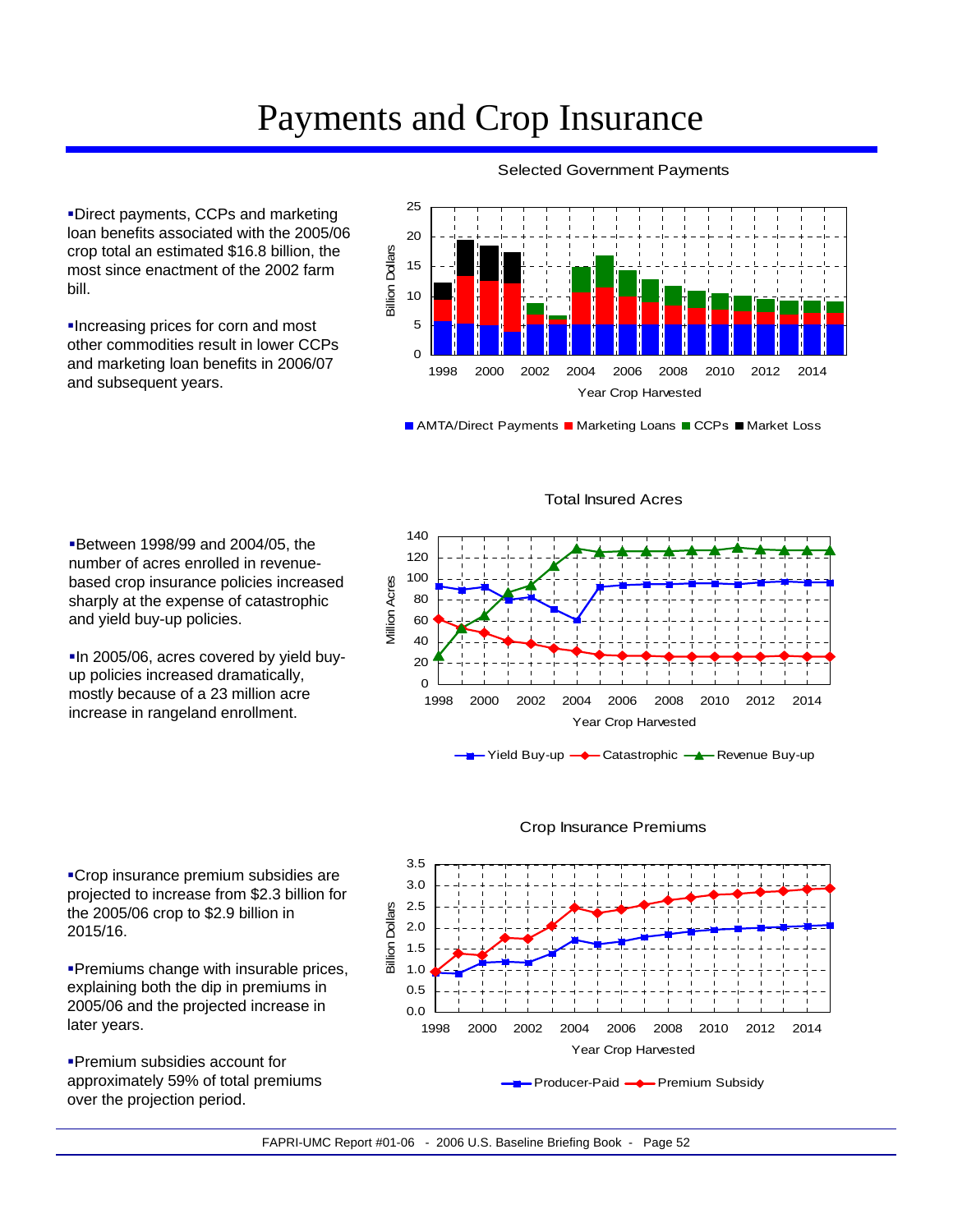# Payments and Crop Insurance

- Direct payments, CCPs and marketing loan benefits associated with the 2005/06 crop total an estimated $16.8 billion, the most since enactment of the 2002 farm bill.

- Increasing prices for corn and most other commodities result in lower CCPs and marketing loan benefits in 2006/07 and subsequent years.

Selected Government Payments

- Between 1998/99 and 2004/05, the number of acres enrolled in revenue-based crop insurance policies increased sharply at the expense of catastrophic and yield buy-up policies.

- In 2005/06, acres covered by yield buy-up policies increased dramatically, mostly because of a 23 million acre increase in rangeland enrollment.

Total Insured Acres

- Crop insurance premium subsidies are projected to increase from $2.3 billion for the 2005/06 crop to $2.9 billion in 2015/16.

- Premiums change with insurable prices, explaining both the dip in premiums in 2005/06 and the projected increase in later years.

- Premium subsidies account for approximately 59% of total premiums over the projection period.

Crop Insurance Premiums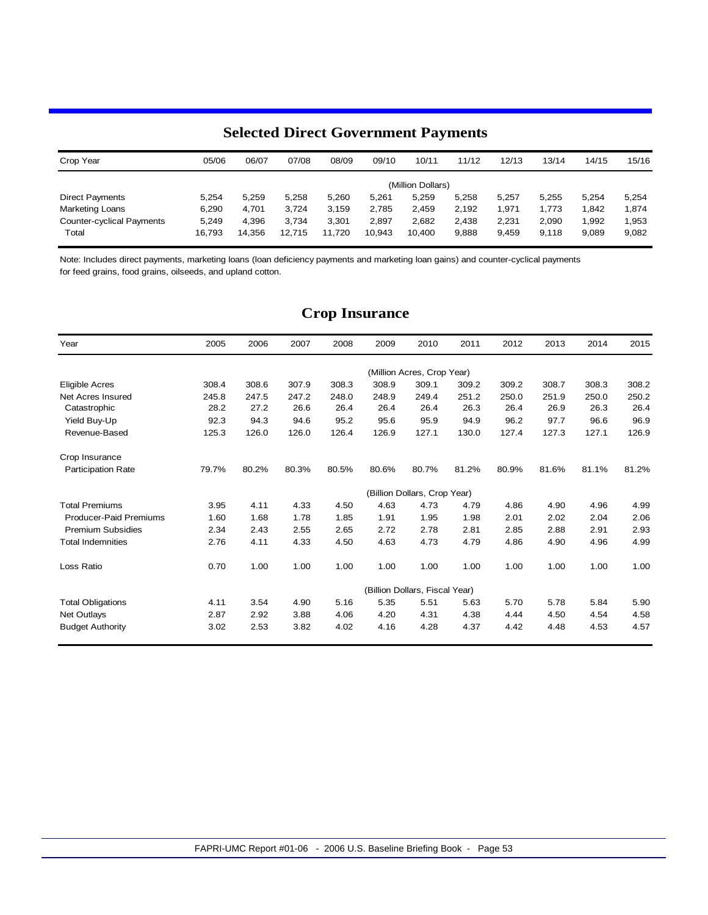## Selected Direct Government Payments

| Crop Year | 05/06 | 06/07 | 07/08 | 08/09 | 09/10 | 10/11 | 11/12 | 12/13 | 13/14 | 14/15 | 15/16 |
|---|---|---|---|---|---|---|---|---|---|---|---|
| | | | | | | (Million Dollars) | | | | | |
| Direct Payments | 5,254 | 5,259 | 5,258 | 5,260 | 5,261 | 5,259 | 5,258 | 5,257 | 5,255 | 5,254 | 5,254 |
| Marketing Loans | 6,290 | 4,701 | 3,724 | 3,159 | 2,785 | 2,459 | 2,192 | 1,971 | 1,773 | 1,842 | 1,874 |
| Counter-cyclical Payments | 5,249 | 4,396 | 3,734 | 3,301 | 2,897 | 2,682 | 2,438 | 2,231 | 2,090 | 1,992 | 1,953 |
| Total | 16,793 | 14,356 | 12,715 | 11,720 | 10,943 | 10,400 | 9,888 | 9,459 | 9,118 | 9,089 | 9,082 |

Note: Includes direct payments, marketing loans (loan deficiency payments and marketing loan gains) and counter-cyclical payments for feed grains, food grains, oilseeds, and upland cotton.

## Crop Insurance

| Year | 2005 | 2006 | 2007 | 2008 | 2009 | 2010 | 2011 | 2012 | 2013 | 2014 | 2015 |
|---|---|---|---|---|---|---|---|---|---|---|---|
| | | | | | (Million Acres, Crop Year) | | | | | | |
| Eligible Acres | 308.4 | 308.6 | 307.9 | 308.3 | 308.9 | 309.1 | 309.2 | 309.2 | 308.7 | 308.3 | 308.2 |
| Net Acres Insured | 245.8 | 247.5 | 247.2 | 248.0 | 248.9 | 249.4 | 251.2 | 250.0 | 251.9 | 250.0 | 250.2 |
| Catastrophic | 28.2 | 27.2 | 26.6 | 26.4 | 26.4 | 26.4 | 26.3 | 26.4 | 26.9 | 26.3 | 26.4 |
| Yield Buy-Up | 92.3 | 94.3 | 94.6 | 95.2 | 95.6 | 95.9 | 94.9 | 96.2 | 97.7 | 96.6 | 96.9 |
| Revenue-Based | 125.3 | 126.0 | 126.0 | 126.4 | 126.9 | 127.1 | 130.0 | 127.4 | 127.3 | 127.1 | 126.9 |
| Crop Insurance | | | | | | | | | | | |
| Participation Rate | 79.7% | 80.2% | 80.3% | 80.5% | 80.6% | 80.7% | 81.2% | 80.9% | 81.6% | 81.1% | 81.2% |
| | | | | | (Billion Dollars, Crop Year) | | | | | | |
| Total Premiums | 3.95 | 4.11 | 4.33 | 4.50 | 4.63 | 4.73 | 4.79 | 4.86 | 4.90 | 4.96 | 4.99 |
| Producer-Paid Premiums | 1.60 | 1.68 | 1.78 | 1.85 | 1.91 | 1.95 | 1.98 | 2.01 | 2.02 | 2.04 | 2.06 |
| Premium Subsidies | 2.34 | 2.43 | 2.55 | 2.65 | 2.72 | 2.78 | 2.81 | 2.85 | 2.88 | 2.91 | 2.93 |
| Total Indemnities | 2.76 | 4.11 | 4.33 | 4.50 | 4.63 | 4.73 | 4.79 | 4.86 | 4.90 | 4.96 | 4.99 |
| Loss Ratio | 0.70 | 1.00 | 1.00 | 1.00 | 1.00 | 1.00 | 1.00 | 1.00 | 1.00 | 1.00 | 1.00 |
| | | | | | (Billion Dollars, Fiscal Year) | | | | | | |
| Total Obligations | 4.11 | 3.54 | 4.90 | 5.16 | 5.35 | 5.51 | 5.63 | 5.70 | 5.78 | 5.84 | 5.90 |
| Net Outlays | 2.87 | 2.92 | 3.88 | 4.06 | 4.20 | 4.31 | 4.38 | 4.44 | 4.50 | 4.54 | 4.58 |
| Budget Authority | 3.02 | 2.53 | 3.82 | 4.02 | 4.16 | 4.28 | 4.37 | 4.42 | 4.48 | 4.53 | 4.57 |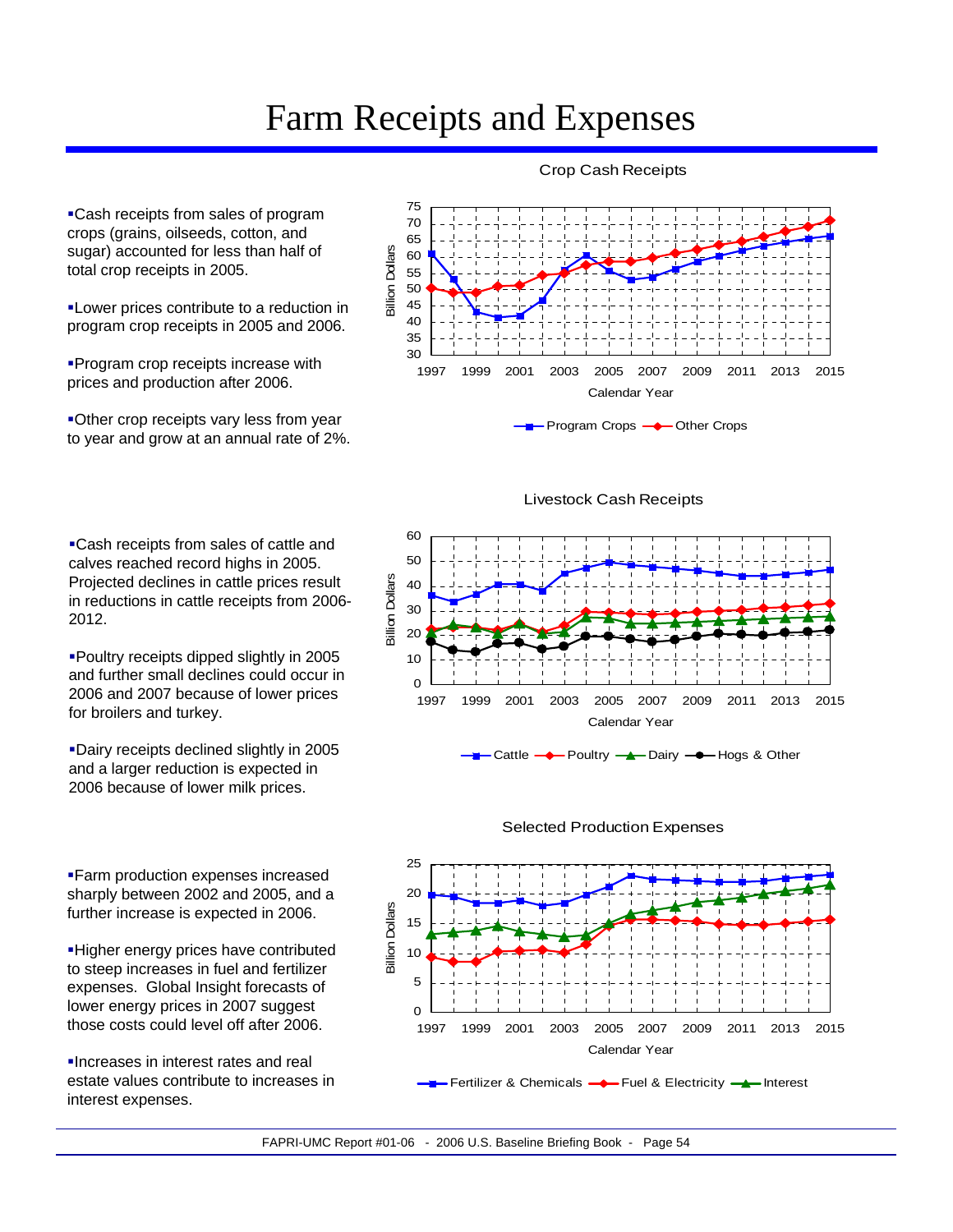# Farm Receipts and Expenses

- Cash receipts from sales of program crops (grains, oilseeds, cotton, and sugar) accounted for less than half of total crop receipts in 2005.
- Lower prices contribute to a reduction in program crop receipts in 2005 and 2006.
- Program crop receipts increase with prices and production after 2006.
- Other crop receipts vary less from year to year and grow at an annual rate of 2%.

Crop Cash Receipts

- Cash receipts from sales of cattle and calves reached record highs in 2005. Projected declines in cattle prices result in reductions in cattle receipts from 2006-2012.
- Poultry receipts dipped slightly in 2005 and further small declines could occur in 2006 and 2007 because of lower prices for broilers and turkey.
- Dairy receipts declined slightly in 2005 and a larger reduction is expected in 2006 because of lower milk prices.

Livestock Cash Receipts

- Farm production expenses increased sharply between 2002 and 2005, and a further increase is expected in 2006.
- Higher energy prices have contributed to steep increases in fuel and fertilizer expenses. Global Insight forecasts of lower energy prices in 2007 suggest those costs could level off after 2006.
- Increases in interest rates and real estate values contribute to increases in interest expenses.

Selected Production Expenses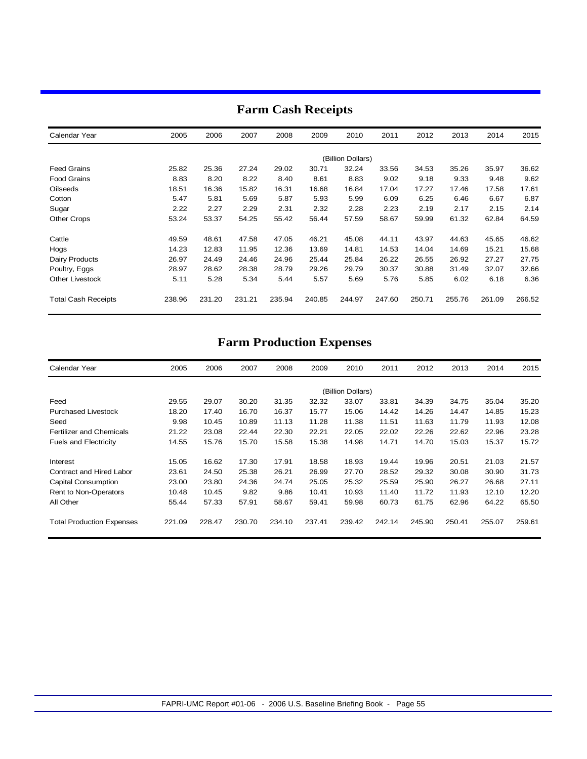# Farm Cash Receipts

| Calendar Year | 2005 | 2006 | 2007 | 2008 | 2009 | 2010 | 2011 | 2012 | 2013 | 2014 | 2015 |
|---|---|---|---|---|---|---|---|---|---|---|---|
| | | | | | | (Billion Dollars) | | | | | |
| Feed Grains | 25.82 | 25.36 | 27.24 | 29.02 | 30.71 | 32.24 | 33.56 | 34.53 | 35.26 | 35.97 | 36.62 |
| Food Grains | 8.83 | 8.20 | 8.22 | 8.40 | 8.61 | 8.83 | 9.02 | 9.18 | 9.33 | 9.48 | 9.62 |
| Oilseeds | 18.51 | 16.36 | 15.82 | 16.31 | 16.68 | 16.84 | 17.04 | 17.27 | 17.46 | 17.58 | 17.61 |
| Cotton | 5.47 | 5.81 | 5.69 | 5.87 | 5.93 | 5.99 | 6.09 | 6.25 | 6.46 | 6.67 | 6.87 |
| Sugar | 2.22 | 2.27 | 2.29 | 2.31 | 2.32 | 2.28 | 2.23 | 2.19 | 2.17 | 2.15 | 2.14 |
| Other Crops | 53.24 | 53.37 | 54.25 | 55.42 | 56.44 | 57.59 | 58.67 | 59.99 | 61.32 | 62.84 | 64.59 |
| Cattle | 49.59 | 48.61 | 47.58 | 47.05 | 46.21 | 45.08 | 44.11 | 43.97 | 44.63 | 45.65 | 46.62 |
| Hogs | 14.23 | 12.83 | 11.95 | 12.36 | 13.69 | 14.81 | 14.53 | 14.04 | 14.69 | 15.21 | 15.68 |
| Dairy Products | 26.97 | 24.49 | 24.46 | 24.96 | 25.44 | 25.84 | 26.22 | 26.55 | 26.92 | 27.27 | 27.75 |
| Poultry, Eggs | 28.97 | 28.62 | 28.38 | 28.79 | 29.26 | 29.79 | 30.37 | 30.88 | 31.49 | 32.07 | 32.66 |
| Other Livestock | 5.11 | 5.28 | 5.34 | 5.44 | 5.57 | 5.69 | 5.76 | 5.85 | 6.02 | 6.18 | 6.36 |
| Total Cash Receipts | 238.96 | 231.20 | 231.21 | 235.94 | 240.85 | 244.97 | 247.60 | 250.71 | 255.76 | 261.09 | 266.52 |

# Farm Production Expenses

| Calendar Year | 2005 | 2006 | 2007 | 2008 | 2009 | 2010 | 2011 | 2012 | 2013 | 2014 | 2015 |
|---|---|---|---|---|---|---|---|---|---|---|---|
| | | | | | | (Billion Dollars) | | | | | |
| Feed | 29.55 | 29.07 | 30.20 | 31.35 | 32.32 | 33.07 | 33.81 | 34.39 | 34.75 | 35.04 | 35.20 |
| Purchased Livestock | 18.20 | 17.40 | 16.70 | 16.37 | 15.77 | 15.06 | 14.42 | 14.26 | 14.47 | 14.85 | 15.23 |
| Seed | 9.98 | 10.45 | 10.89 | 11.13 | 11.28 | 11.38 | 11.51 | 11.63 | 11.79 | 11.93 | 12.08 |
| Fertilizer and Chemicals | 21.22 | 23.08 | 22.44 | 22.30 | 22.21 | 22.05 | 22.02 | 22.26 | 22.62 | 22.96 | 23.28 |
| Fuels and Electricity | 14.55 | 15.76 | 15.70 | 15.58 | 15.38 | 14.98 | 14.71 | 14.70 | 15.03 | 15.37 | 15.72 |
| Interest | 15.05 | 16.62 | 17.30 | 17.91 | 18.58 | 18.93 | 19.44 | 19.96 | 20.51 | 21.03 | 21.57 |
| Contract and Hired Labor | 23.61 | 24.50 | 25.38 | 26.21 | 26.99 | 27.70 | 28.52 | 29.32 | 30.08 | 30.90 | 31.73 |
| Capital Consumption | 23.00 | 23.80 | 24.36 | 24.74 | 25.05 | 25.32 | 25.59 | 25.90 | 26.27 | 26.68 | 27.11 |
| Rent to Non-Operators | 10.48 | 10.45 | 9.82 | 9.86 | 10.41 | 10.93 | 11.40 | 11.72 | 11.93 | 12.10 | 12.20 |
| All Other | 55.44 | 57.33 | 57.91 | 58.67 | 59.41 | 59.98 | 60.73 | 61.75 | 62.96 | 64.22 | 65.50 |
| Total Production Expenses | 221.09 | 228.47 | 230.70 | 234.10 | 237.41 | 239.42 | 242.14 | 245.90 | 250.41 | 255.07 | 259.61 |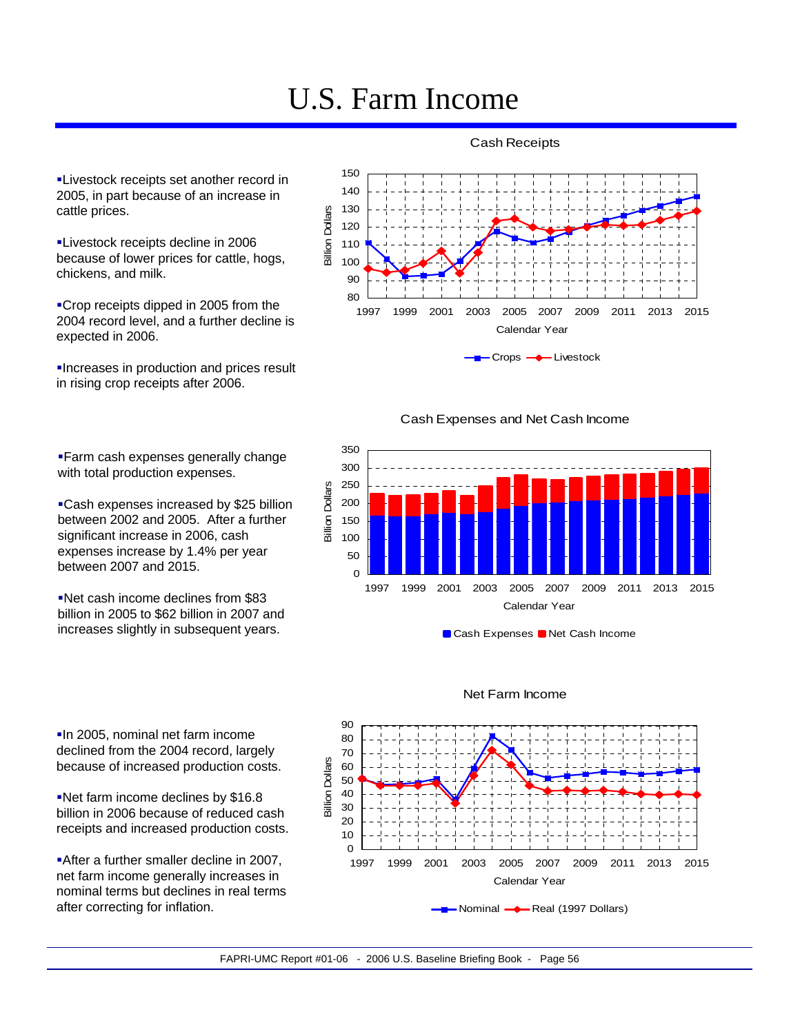# U.S. Farm Income

- Livestock receipts set another record in 2005, in part because of an increase in cattle prices.
- Livestock receipts decline in 2006 because of lower prices for cattle, hogs, chickens, and milk.
- Crop receipts dipped in 2005 from the 2004 record level, and a further decline is expected in 2006.
- Increases in production and prices result in rising crop receipts after 2006.

Cash Receipts

- Farm cash expenses generally change with total production expenses.
- Cash expenses increased by $25 billion between 2002 and 2005. After a further significant increase in 2006, cash expenses increase by 1.4% per year between 2007 and 2015.
- Net cash income declines from $83 billion in 2005 to $62 billion in 2007 and increases slightly in subsequent years.

Cash Expenses and Net Cash Income

- In 2005, nominal net farm income declined from the 2004 record, largely because of increased production costs.
- Net farm income declines by $16.8 billion in 2006 because of reduced cash receipts and increased production costs.
- After a further smaller decline in 2007, net farm income generally increases in nominal terms but declines in real terms after correcting for inflation.

Net Farm Income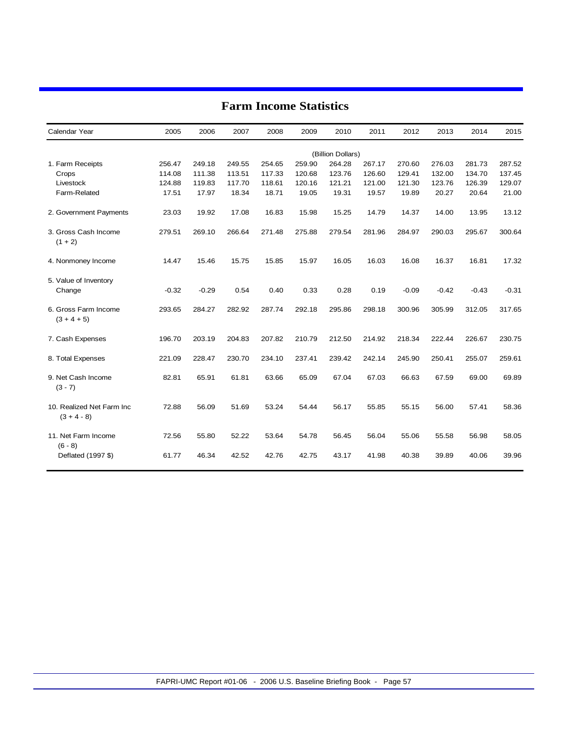# Farm Income Statistics

| Calendar Year | 2005 | 2006 | 2007 | 2008 | 2009 | 2010 | 2011 | 2012 | 2013 | 2014 | 2015 |
|---|---|---|---|---|---|---|---|---|---|---|---|
| | | | | | | (Billion Dollars) | | | | | |
| 1. Farm Receipts | 256.47 | 249.18 | 249.55 | 254.65 | 259.90 | 264.28 | 267.17 | 270.60 | 276.03 | 281.73 | 287.52 |
| Crops | 114.08 | 111.38 | 113.51 | 117.33 | 120.68 | 123.76 | 126.60 | 129.41 | 132.00 | 134.70 | 137.45 |
| Livestock | 124.88 | 119.83 | 117.70 | 118.61 | 120.16 | 121.21 | 121.00 | 121.30 | 123.76 | 126.39 | 129.07 |
| Farm-Related | 17.51 | 17.97 | 18.34 | 18.71 | 19.05 | 19.31 | 19.57 | 19.89 | 20.27 | 20.64 | 21.00 |
| 2. Government Payments | 23.03 | 19.92 | 17.08 | 16.83 | 15.98 | 15.25 | 14.79 | 14.37 | 14.00 | 13.95 | 13.12 |
| 3. Gross Cash Income (1 + 2) | 279.51 | 269.10 | 266.64 | 271.48 | 275.88 | 279.54 | 281.96 | 284.97 | 290.03 | 295.67 | 300.64 |
| 4. Nonmoney Income | 14.47 | 15.46 | 15.75 | 15.85 | 15.97 | 16.05 | 16.03 | 16.08 | 16.37 | 16.81 | 17.32 |
| 5. Value of Inventory Change | -0.32 | -0.29 | 0.54 | 0.40 | 0.33 | 0.28 | 0.19 | -0.09 | -0.42 | -0.43 | -0.31 |
| 6. Gross Farm Income (3 + 4 + 5) | 293.65 | 284.27 | 282.92 | 287.74 | 292.18 | 295.86 | 298.18 | 300.96 | 305.99 | 312.05 | 317.65 |
| 7. Cash Expenses | 196.70 | 203.19 | 204.83 | 207.82 | 210.79 | 212.50 | 214.92 | 218.34 | 222.44 | 226.67 | 230.75 |
| 8. Total Expenses | 221.09 | 228.47 | 230.70 | 234.10 | 237.41 | 239.42 | 242.14 | 245.90 | 250.41 | 255.07 | 259.61 |
| 9. Net Cash Income (3 - 7) | 82.81 | 65.91 | 61.81 | 63.66 | 65.09 | 67.04 | 67.03 | 66.63 | 67.59 | 69.00 | 69.89 |
| 10. Realized Net Farm Inc (3 + 4 - 8) | 72.88 | 56.09 | 51.69 | 53.24 | 54.44 | 56.17 | 55.85 | 55.15 | 56.00 | 57.41 | 58.36 |
| 11. Net Farm Income (6 - 8) | 72.56 | 55.80 | 52.22 | 53.64 | 54.78 | 56.45 | 56.04 | 55.06 | 55.58 | 56.98 | 58.05 |
| Deflated (1997 $) | 61.77 | 46.34 | 42.52 | 42.76 | 42.75 | 43.17 | 41.98 | 40.38 | 39.89 | 40.06 | 39.96 |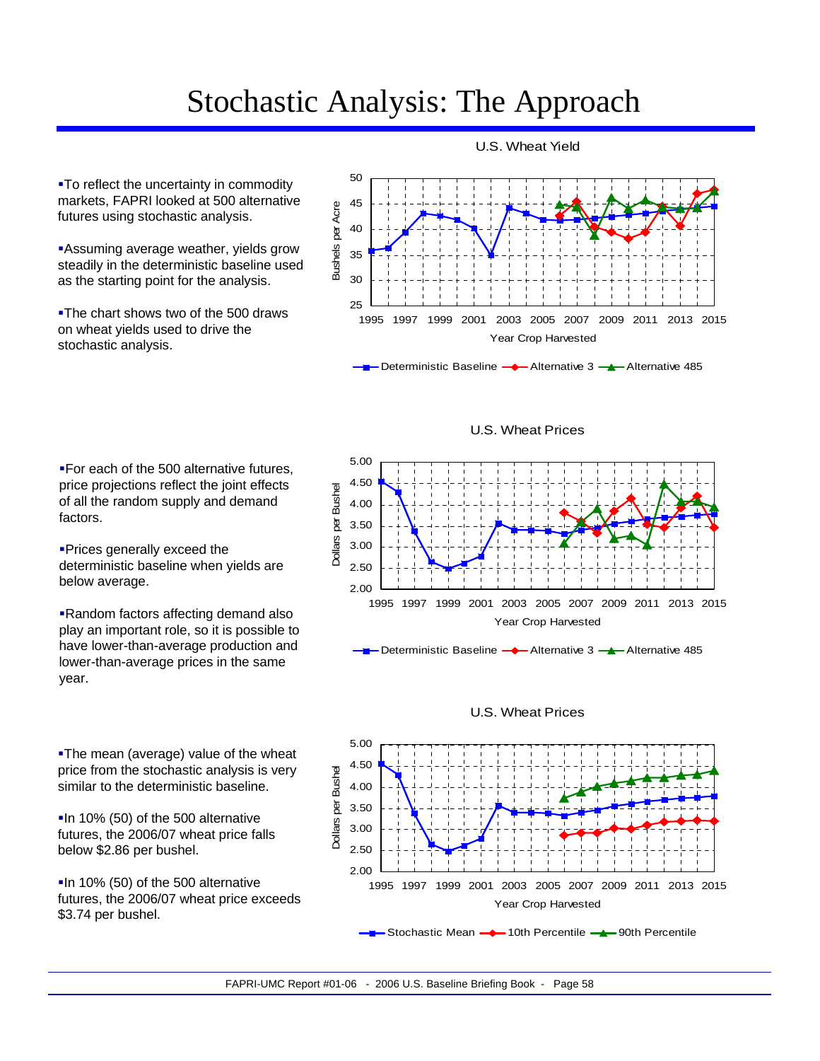# Stochastic Analysis: The Approach

- To reflect the uncertainty in commodity markets, FAPRI looked at 500 alternative futures using stochastic analysis.
- Assuming average weather, yields grow steadily in the deterministic baseline used as the starting point for the analysis.
- The chart shows two of the 500 draws on wheat yields used to drive the stochastic analysis.

U.S. Wheat Yield

Bushels per Acre

Year Crop Harvested

Deterministic Baseline — Alternative 3 — Alternative 485

- For each of the 500 alternative futures, price projections reflect the joint effects of all the random supply and demand factors.
- Prices generally exceed the deterministic baseline when yields are below average.
- Random factors affecting demand also play an important role, so it is possible to have lower-than-average production and lower-than-average prices in the same year.

U.S. Wheat Prices

Dollars per Bushel

Year Crop Harvested

Deterministic Baseline — Alternative 3 — Alternative 485

- The mean (average) value of the wheat price from the stochastic analysis is very similar to the deterministic baseline.
- In 10% (50) of the 500 alternative futures, the 2006/07 wheat price falls below $2.86 per bushel.
- In 10% (50) of the 500 alternative futures, the 2006/07 wheat price exceeds $3.74 per bushel.

U.S. Wheat Prices

Dollars per Bushel

Year Crop Harvested

Stochastic Mean — 10th Percentile — 90th Percentile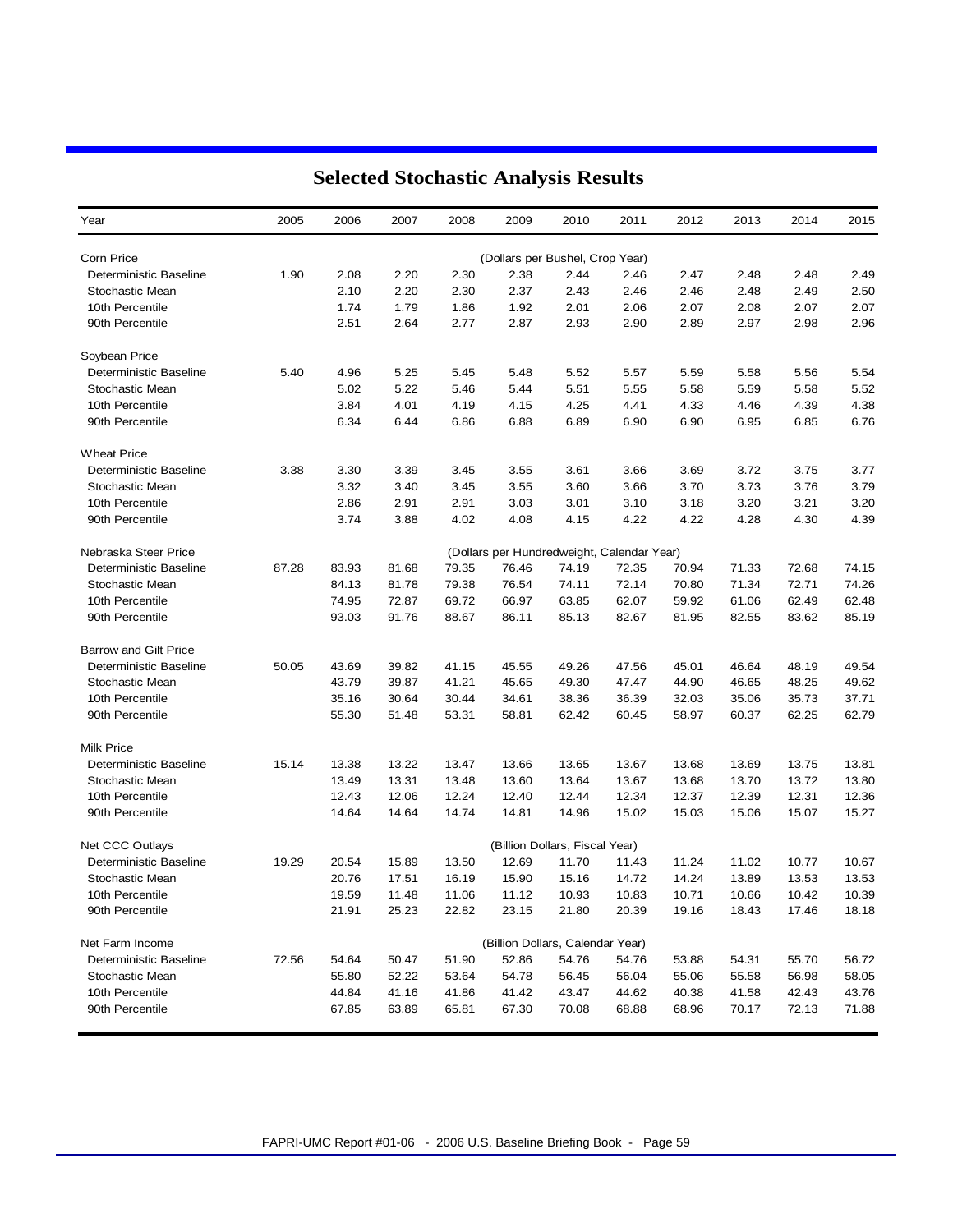# Selected Stochastic Analysis Results

| Year | 2005 | 2006 | 2007 | 2008 | 2009 | 2010 | 2011 | 2012 | 2013 | 2014 | 2015 |
|---|---|---|---|---|---|---|---|---|---|---|---|
| Corn Price | | | | | (Dollars per Bushel, Crop Year) | | | | | | |
| Deterministic Baseline | 1.90 | 2.08 | 2.20 | 2.30 | 2.38 | 2.44 | 2.46 | 2.47 | 2.48 | 2.48 | 2.49 |
| Stochastic Mean | | 2.10 | 2.20 | 2.30 | 2.37 | 2.43 | 2.46 | 2.46 | 2.48 | 2.49 | 2.50 |
| 10th Percentile | | 1.74 | 1.79 | 1.86 | 1.92 | 2.01 | 2.06 | 2.07 | 2.08 | 2.07 | 2.07 |
| 90th Percentile | | 2.51 | 2.64 | 2.77 | 2.87 | 2.93 | 2.90 | 2.89 | 2.97 | 2.98 | 2.96 |
| Soybean Price | | | | | | | | | | | |
| Deterministic Baseline | 5.40 | 4.96 | 5.25 | 5.45 | 5.48 | 5.52 | 5.57 | 5.59 | 5.58 | 5.56 | 5.54 |
| Stochastic Mean | | 5.02 | 5.22 | 5.46 | 5.44 | 5.51 | 5.55 | 5.58 | 5.59 | 5.58 | 5.52 |
| 10th Percentile | | 3.84 | 4.01 | 4.19 | 4.15 | 4.25 | 4.41 | 4.33 | 4.46 | 4.39 | 4.38 |
| 90th Percentile | | 6.34 | 6.44 | 6.86 | 6.88 | 6.89 | 6.90 | 6.90 | 6.95 | 6.85 | 6.76 |
| Wheat Price | | | | | | | | | | | |
| Deterministic Baseline | 3.38 | 3.30 | 3.39 | 3.45 | 3.55 | 3.61 | 3.66 | 3.69 | 3.72 | 3.75 | 3.77 |
| Stochastic Mean | | 3.32 | 3.40 | 3.45 | 3.55 | 3.60 | 3.66 | 3.70 | 3.73 | 3.76 | 3.79 |
| 10th Percentile | | 2.86 | 2.91 | 2.91 | 3.03 | 3.01 | 3.10 | 3.18 | 3.20 | 3.21 | 3.20 |
| 90th Percentile | | 3.74 | 3.88 | 4.02 | 4.08 | 4.15 | 4.22 | 4.22 | 4.28 | 4.30 | 4.39 |
| Nebraska Steer Price | | | | | (Dollars per Hundredweight, Calendar Year) | | | | | | |
| Deterministic Baseline | 87.28 | 83.93 | 81.68 | 79.35 | 76.46 | 74.19 | 72.35 | 70.94 | 71.33 | 72.68 | 74.15 |
| Stochastic Mean | | 84.13 | 81.78 | 79.38 | 76.54 | 74.11 | 72.14 | 70.80 | 71.34 | 72.71 | 74.26 |
| 10th Percentile | | 74.95 | 72.87 | 69.72 | 66.97 | 63.85 | 62.07 | 59.92 | 61.06 | 62.49 | 62.48 |
| 90th Percentile | | 93.03 | 91.76 | 88.67 | 86.11 | 85.13 | 82.67 | 81.95 | 82.55 | 83.62 | 85.19 |
| Barrow and Gilt Price | | | | | | | | | | | |
| Deterministic Baseline | 50.05 | 43.69 | 39.82 | 41.15 | 45.55 | 49.26 | 47.56 | 45.01 | 46.64 | 48.19 | 49.54 |
| Stochastic Mean | | 43.79 | 39.87 | 41.21 | 45.65 | 49.30 | 47.47 | 44.90 | 46.65 | 48.25 | 49.62 |
| 10th Percentile | | 35.16 | 30.64 | 30.44 | 34.61 | 38.36 | 36.39 | 32.03 | 35.06 | 35.73 | 37.71 |
| 90th Percentile | | 55.30 | 51.48 | 53.31 | 58.81 | 62.42 | 60.45 | 58.97 | 60.37 | 62.25 | 62.79 |
| Milk Price | | | | | | | | | | | |
| Deterministic Baseline | 15.14 | 13.38 | 13.22 | 13.47 | 13.66 | 13.65 | 13.67 | 13.68 | 13.69 | 13.75 | 13.81 |
| Stochastic Mean | | 13.49 | 13.31 | 13.48 | 13.60 | 13.64 | 13.67 | 13.68 | 13.70 | 13.72 | 13.80 |
| 10th Percentile | | 12.43 | 12.06 | 12.24 | 12.40 | 12.44 | 12.34 | 12.37 | 12.39 | 12.31 | 12.36 |
| 90th Percentile | | 14.64 | 14.64 | 14.74 | 14.81 | 14.96 | 15.02 | 15.03 | 15.06 | 15.07 | 15.27 |
| Net CCC Outlays | | | | | (Billion Dollars, Fiscal Year) | | | | | | |
| Deterministic Baseline | 19.29 | 20.54 | 15.89 | 13.50 | 12.69 | 11.70 | 11.43 | 11.24 | 11.02 | 10.77 | 10.67 |
| Stochastic Mean | | 20.76 | 17.51 | 16.19 | 15.90 | 15.16 | 14.72 | 14.24 | 13.89 | 13.53 | 13.53 |
| 10th Percentile | | 19.59 | 11.48 | 11.06 | 11.12 | 10.93 | 10.83 | 10.71 | 10.66 | 10.42 | 10.39 |
| 90th Percentile | | 21.91 | 25.23 | 22.82 | 23.15 | 21.80 | 20.39 | 19.16 | 18.43 | 17.46 | 18.18 |
| Net Farm Income | | | | | (Billion Dollars, Calendar Year) | | | | | | |
| Deterministic Baseline | 72.56 | 54.64 | 50.47 | 51.90 | 52.86 | 54.76 | 54.76 | 53.88 | 54.31 | 55.70 | 56.72 |
| Stochastic Mean | | 55.80 | 52.22 | 53.64 | 54.78 | 56.45 | 56.04 | 55.06 | 55.58 | 56.98 | 58.05 |
| 10th Percentile | | 44.84 | 41.16 | 41.86 | 41.42 | 43.47 | 44.62 | 40.38 | 41.58 | 42.43 | 43.76 |
| 90th Percentile | | 67.85 | 63.89 | 65.81 | 67.30 | 70.08 | 68.88 | 68.96 | 70.17 | 72.13 | 71.88 |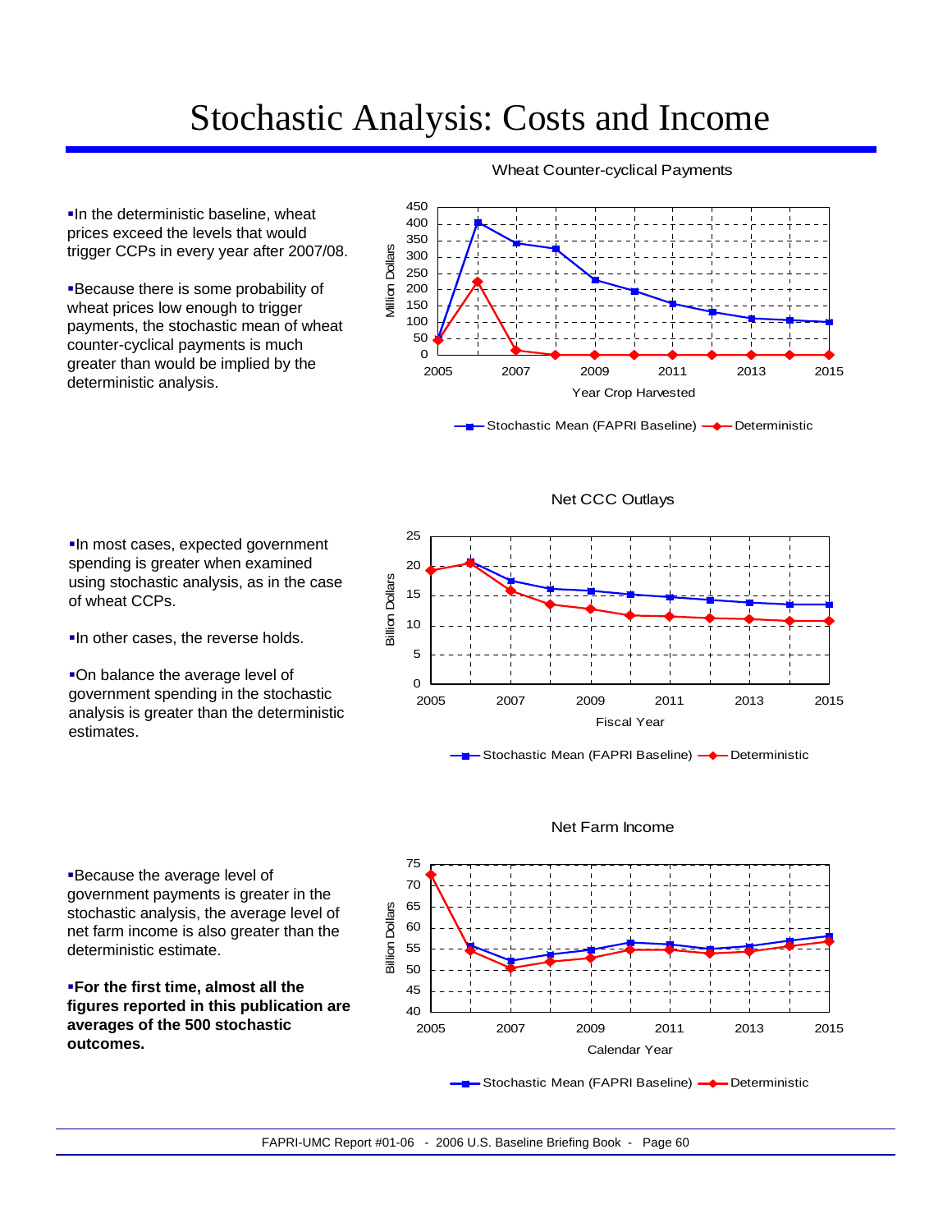# Stochastic Analysis: Costs and Income

- In the deterministic baseline, wheat prices exceed the levels that would trigger CCPs in every year after 2007/08.
- Because there is some probability of wheat prices low enough to trigger payments, the stochastic mean of wheat counter-cyclical payments is much greater than would be implied by the deterministic analysis.

Wheat Counter-cyclical Payments

Million Dollars

0
50
100
150
200
250
300
350
400
450

2005
2007
2009
2011
2013
2015

Year Crop Harvested

Stochastic Mean (FAPRI Baseline)
Deterministic

- In most cases, expected government spending is greater when examined using stochastic analysis, as in the case of wheat CCPs.
- In other cases, the reverse holds.
- On balance the average level of government spending in the stochastic analysis is greater than the deterministic estimates.

Net CCC Outlays

Billion Dollars

0
5
10
15
20
25

2005
2007
2009
2011
2013
2015

Fiscal Year

Stochastic Mean (FAPRI Baseline)
Deterministic

- Because the average level of government payments is greater in the stochastic analysis, the average level of net farm income is also greater than the deterministic estimate.
- **For the first time, almost all the figures reported in this publication are averages of the 500 stochastic outcomes.**

Net Farm Income

Billion Dollars

40
45
50
55
60
65
70
75

2005
2007
2009
2011
2013
2015

Calendar Year

Stochastic Mean (FAPRI Baseline)
Deterministic